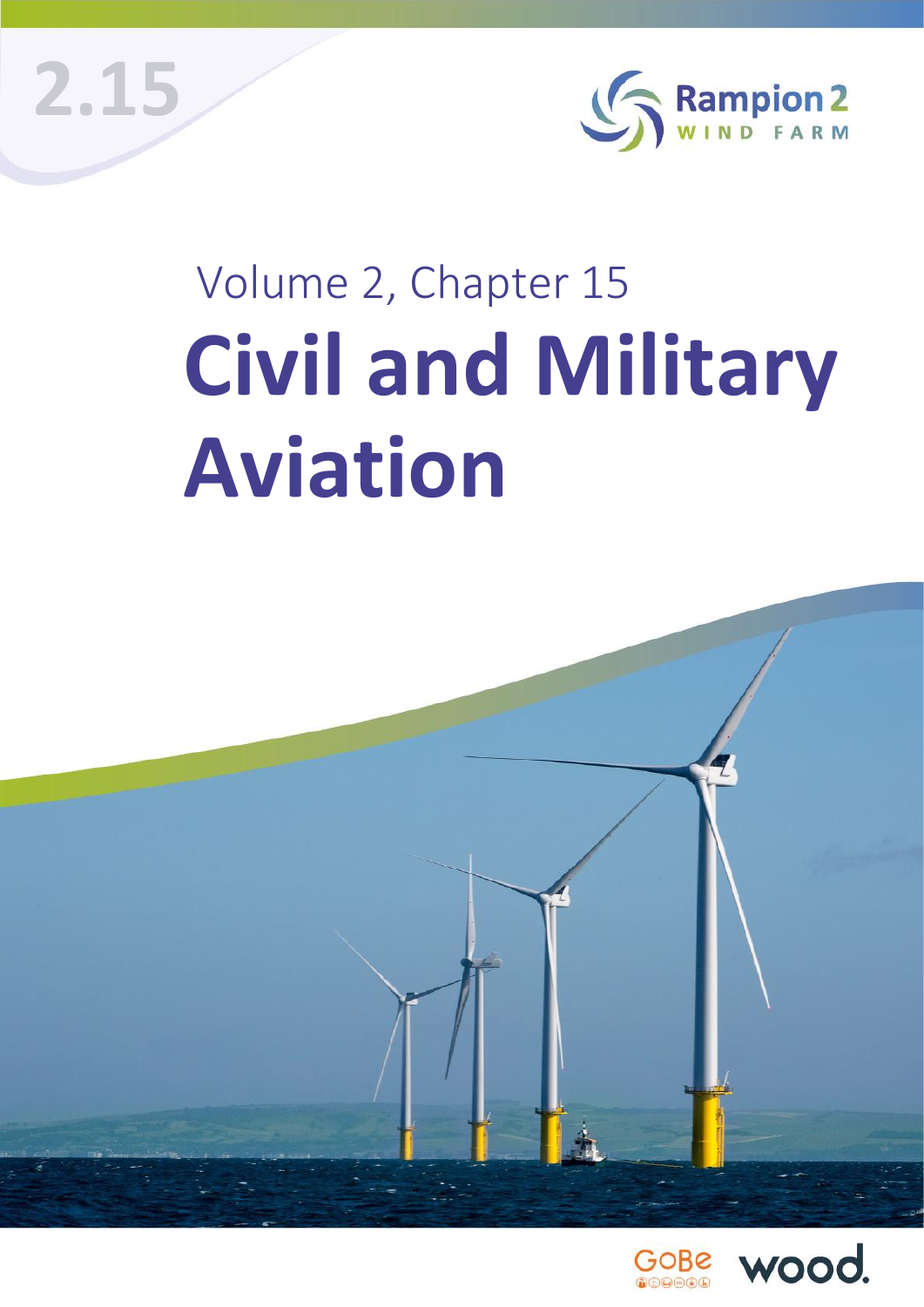2.15

Rampion 2 WIND FARM

Volume 2, Chapter 15

# Civil and Military Aviation

GoBe wood.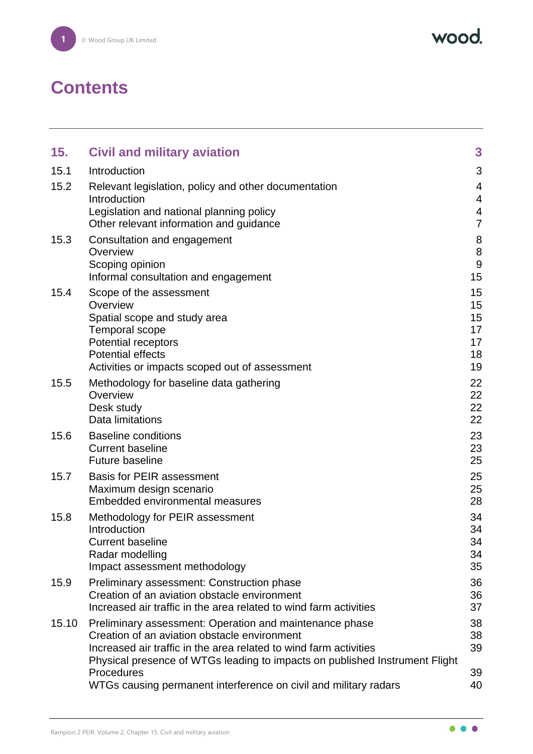# Contents

| | | |
|---|---|---|
| **15.** | **Civil and military aviation** | **3** |
| 15.1 | Introduction | 3 |
| 15.2 | Relevant legislation, policy and other documentation | 4 |
| | Introduction | 4 |
| | Legislation and national planning policy | 4 |
| | Other relevant information and guidance | 7 |
| 15.3 | Consultation and engagement | 8 |
| | Overview | 8 |
| | Scoping opinion | 9 |
| | Informal consultation and engagement | 15 |
| 15.4 | Scope of the assessment | 15 |
| | Overview | 15 |
| | Spatial scope and study area | 15 |
| | Temporal scope | 17 |
| | Potential receptors | 17 |
| | Potential effects | 18 |
| | Activities or impacts scoped out of assessment | 19 |
| 15.5 | Methodology for baseline data gathering | 22 |
| | Overview | 22 |
| | Desk study | 22 |
| | Data limitations | 22 |
| 15.6 | Baseline conditions | 23 |
| | Current baseline | 23 |
| | Future baseline | 25 |
| 15.7 | Basis for PEIR assessment | 25 |
| | Maximum design scenario | 25 |
| | Embedded environmental measures | 28 |
| 15.8 | Methodology for PEIR assessment | 34 |
| | Introduction | 34 |
| | Current baseline | 34 |
| | Radar modelling | 34 |
| | Impact assessment methodology | 35 |
| 15.9 | Preliminary assessment: Construction phase | 36 |
| | Creation of an aviation obstacle environment | 36 |
| | Increased air traffic in the area related to wind farm activities | 37 |
| 15.10 | Preliminary assessment: Operation and maintenance phase | 38 |
| | Creation of an aviation obstacle environment | 38 |
| | Increased air traffic in the area related to wind farm activities | 39 |
| | Physical presence of WTGs leading to impacts on published Instrument Flight Procedures | 39 |
| | WTGs causing permanent interference on civil and military radars | 40 |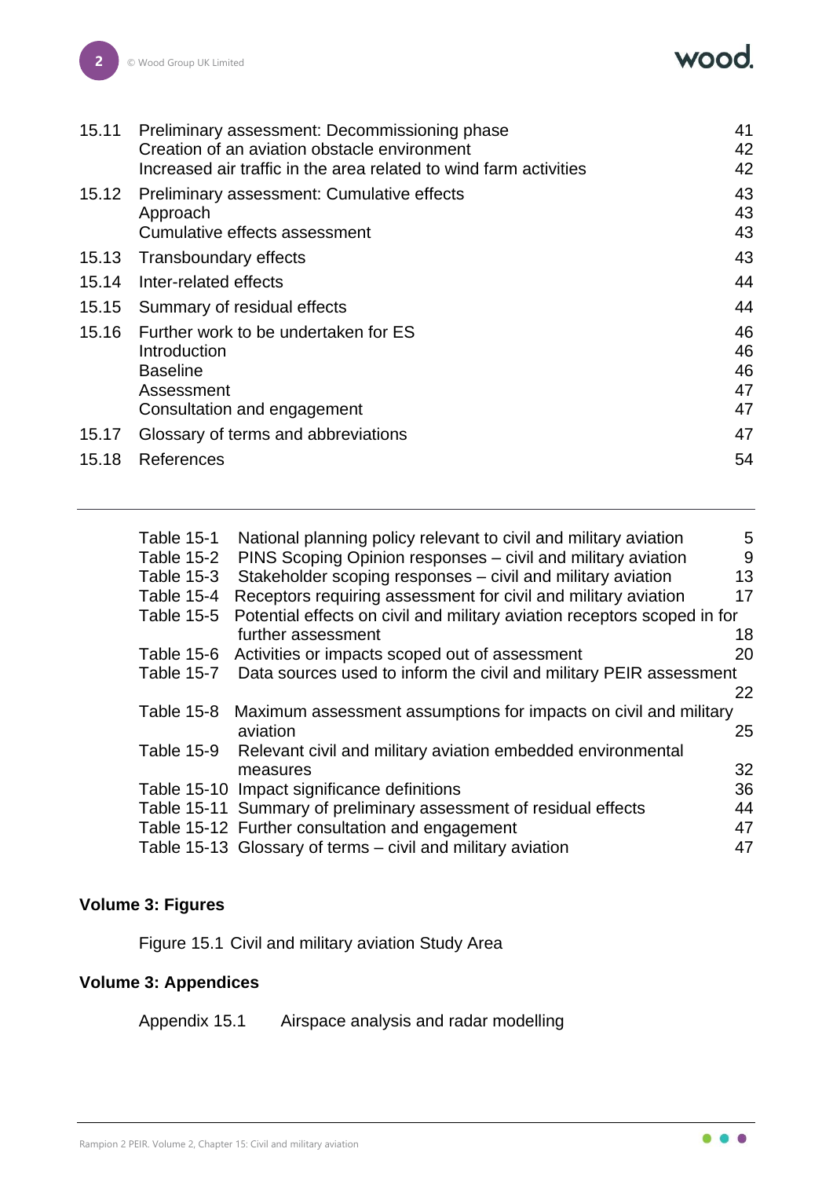| | | |
|---|---|---|
| 15.11 | Preliminary assessment: Decommissioning phase | 41 |
| | Creation of an aviation obstacle environment | 42 |
| | Increased air traffic in the area related to wind farm activities | 42 |
| 15.12 | Preliminary assessment: Cumulative effects | 43 |
| | Approach | 43 |
| | Cumulative effects assessment | 43 |
| 15.13 | Transboundary effects | 43 |
| 15.14 | Inter-related effects | 44 |
| 15.15 | Summary of residual effects | 44 |
| 15.16 | Further work to be undertaken for ES | 46 |
| | Introduction | 46 |
| | Baseline | 46 |
| | Assessment | 47 |
| | Consultation and engagement | 47 |
| 15.17 | Glossary of terms and abbreviations | 47 |
| 15.18 | References | 54 |

| | | |
|---|---|---|
| Table 15-1 | National planning policy relevant to civil and military aviation | 5 |
| Table 15-2 | PINS Scoping Opinion responses – civil and military aviation | 9 |
| Table 15-3 | Stakeholder scoping responses – civil and military aviation | 13 |
| Table 15-4 | Receptors requiring assessment for civil and military aviation | 17 |
| Table 15-5 | Potential effects on civil and military aviation receptors scoped in for further assessment | 18 |
| Table 15-6 | Activities or impacts scoped out of assessment | 20 |
| Table 15-7 | Data sources used to inform the civil and military PEIR assessment | 22 |
| Table 15-8 | Maximum assessment assumptions for impacts on civil and military aviation | 25 |
| Table 15-9 | Relevant civil and military aviation embedded environmental measures | 32 |
| Table 15-10 | Impact significance definitions | 36 |
| Table 15-11 | Summary of preliminary assessment of residual effects | 44 |
| Table 15-12 | Further consultation and engagement | 47 |
| Table 15-13 | Glossary of terms – civil and military aviation | 47 |

**Volume 3: Figures**

Figure 15.1 Civil and military aviation Study Area

**Volume 3: Appendices**

Appendix 15.1 Airspace analysis and radar modelling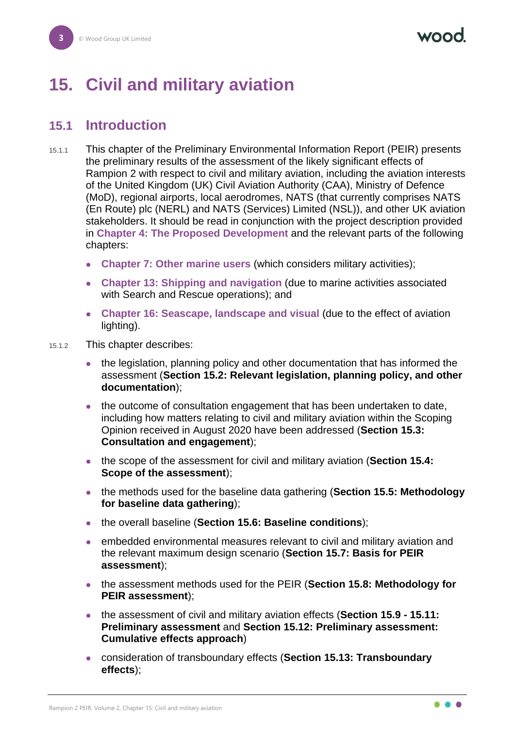# 15. Civil and military aviation

## 15.1 Introduction

15.1.1 This chapter of the Preliminary Environmental Information Report (PEIR) presents the preliminary results of the assessment of the likely significant effects of Rampion 2 with respect to civil and military aviation, including the aviation interests of the United Kingdom (UK) Civil Aviation Authority (CAA), Ministry of Defence (MoD), regional airports, local aerodromes, NATS (that currently comprises NATS (En Route) plc (NERL) and NATS (Services) Limited (NSL)), and other UK aviation stakeholders. It should be read in conjunction with the project description provided in **Chapter 4: The Proposed Development** and the relevant parts of the following chapters:

- **Chapter 7: Other marine users** (which considers military activities);
- **Chapter 13: Shipping and navigation** (due to marine activities associated with Search and Rescue operations); and
- **Chapter 16: Seascape, landscape and visual** (due to the effect of aviation lighting).

15.1.2 This chapter describes:

- the legislation, planning policy and other documentation that has informed the assessment (**Section 15.2: Relevant legislation, planning policy, and other documentation**);
- the outcome of consultation engagement that has been undertaken to date, including how matters relating to civil and military aviation within the Scoping Opinion received in August 2020 have been addressed (**Section 15.3: Consultation and engagement**);
- the scope of the assessment for civil and military aviation (**Section 15.4: Scope of the assessment**);
- the methods used for the baseline data gathering (**Section 15.5: Methodology for baseline data gathering**);
- the overall baseline (**Section 15.6: Baseline conditions**);
- embedded environmental measures relevant to civil and military aviation and the relevant maximum design scenario (**Section 15.7: Basis for PEIR assessment**);
- the assessment methods used for the PEIR (**Section 15.8: Methodology for PEIR assessment**);
- the assessment of civil and military aviation effects (**Section 15.9 - 15.11: Preliminary assessment** and **Section 15.12: Preliminary assessment: Cumulative effects approach**)
- consideration of transboundary effects (**Section 15.13: Transboundary effects**);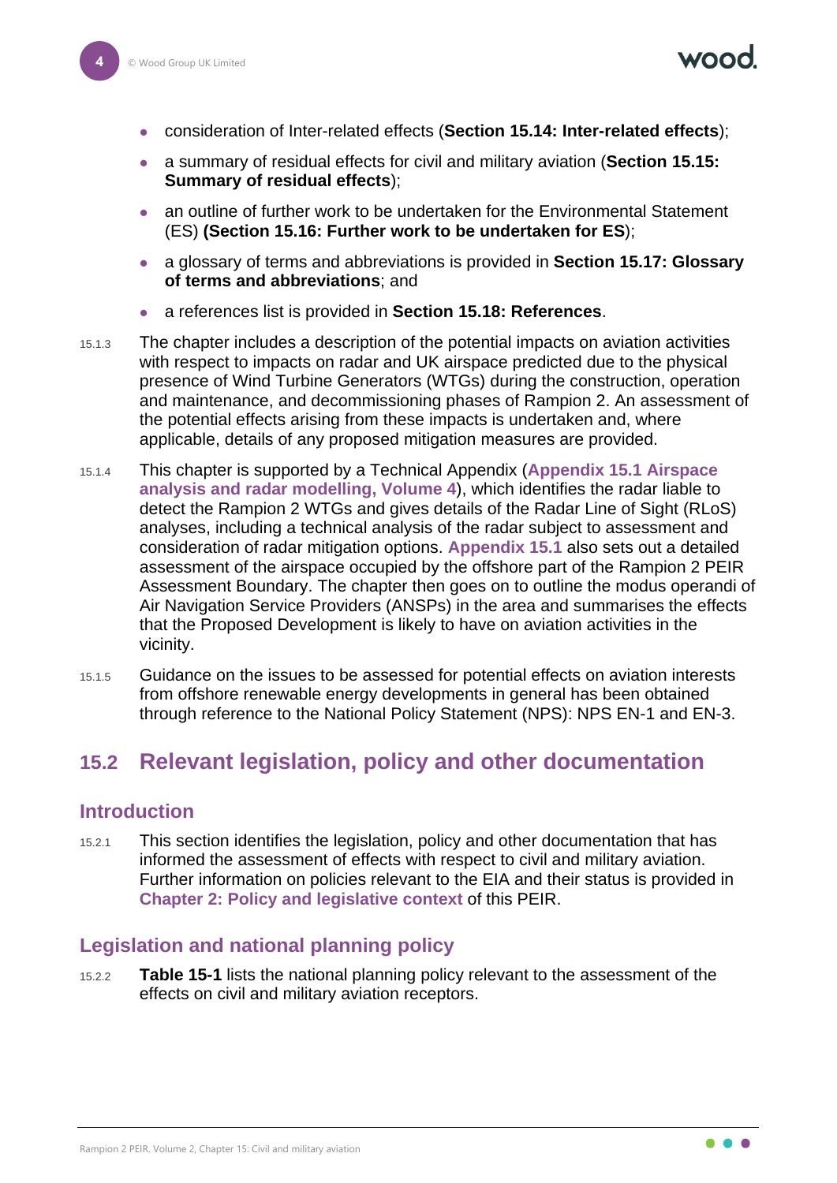- consideration of Inter-related effects (**Section 15.14: Inter-related effects**);
- a summary of residual effects for civil and military aviation (**Section 15.15: Summary of residual effects**);
- an outline of further work to be undertaken for the Environmental Statement (ES) **(Section 15.16: Further work to be undertaken for ES**);
- a glossary of terms and abbreviations is provided in **Section 15.17: Glossary of terms and abbreviations**; and
- a references list is provided in **Section 15.18: References**.

15.1.3 The chapter includes a description of the potential impacts on aviation activities with respect to impacts on radar and UK airspace predicted due to the physical presence of Wind Turbine Generators (WTGs) during the construction, operation and maintenance, and decommissioning phases of Rampion 2. An assessment of the potential effects arising from these impacts is undertaken and, where applicable, details of any proposed mitigation measures are provided.

15.1.4 This chapter is supported by a Technical Appendix (**Appendix 15.1 Airspace analysis and radar modelling, Volume 4**), which identifies the radar liable to detect the Rampion 2 WTGs and gives details of the Radar Line of Sight (RLoS) analyses, including a technical analysis of the radar subject to assessment and consideration of radar mitigation options. **Appendix 15.1** also sets out a detailed assessment of the airspace occupied by the offshore part of the Rampion 2 PEIR Assessment Boundary. The chapter then goes on to outline the modus operandi of Air Navigation Service Providers (ANSPs) in the area and summarises the effects that the Proposed Development is likely to have on aviation activities in the vicinity.

15.1.5 Guidance on the issues to be assessed for potential effects on aviation interests from offshore renewable energy developments in general has been obtained through reference to the National Policy Statement (NPS): NPS EN-1 and EN-3.

## 15.2 Relevant legislation, policy and other documentation

### Introduction

15.2.1 This section identifies the legislation, policy and other documentation that has informed the assessment of effects with respect to civil and military aviation. Further information on policies relevant to the EIA and their status is provided in **Chapter 2: Policy and legislative context** of this PEIR.

### Legislation and national planning policy

15.2.2 **Table 15-1** lists the national planning policy relevant to the assessment of the effects on civil and military aviation receptors.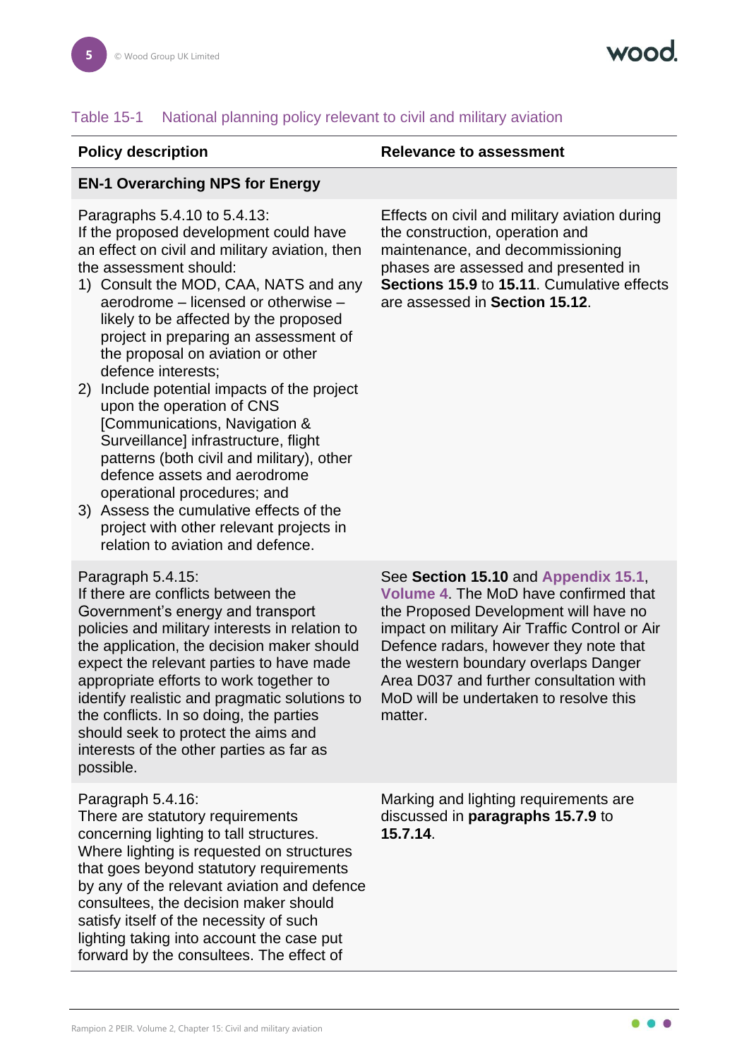Table 15-1 National planning policy relevant to civil and military aviation

| Policy description | Relevance to assessment |
|---|---|
| **EN-1 Overarching NPS for Energy** | |
| Paragraphs 5.4.10 to 5.4.13:<br>If the proposed development could have an effect on civil and military aviation, then the assessment should:<br>1) Consult the MOD, CAA, NATS and any aerodrome – licensed or otherwise – likely to be affected by the proposed project in preparing an assessment of the proposal on aviation or other defence interests;<br>2) Include potential impacts of the project upon the operation of CNS [Communications, Navigation & Surveillance] infrastructure, flight patterns (both civil and military), other defence assets and aerodrome operational procedures; and<br>3) Assess the cumulative effects of the project with other relevant projects in relation to aviation and defence. | Effects on civil and military aviation during the construction, operation and maintenance, and decommissioning phases are assessed and presented in **Sections 15.9** to **15.11**. Cumulative effects are assessed in **Section 15.12**. |
| Paragraph 5.4.15:<br>If there are conflicts between the Government's energy and transport policies and military interests in relation to the application, the decision maker should expect the relevant parties to have made appropriate efforts to work together to identify realistic and pragmatic solutions to the conflicts. In so doing, the parties should seek to protect the aims and interests of the other parties as far as possible. | See **Section 15.10** and **Appendix 15.1**, **Volume 4**. The MoD have confirmed that the Proposed Development will have no impact on military Air Traffic Control or Air Defence radars, however they note that the western boundary overlaps Danger Area D037 and further consultation with MoD will be undertaken to resolve this matter. |
| Paragraph 5.4.16:<br>There are statutory requirements concerning lighting to tall structures. Where lighting is requested on structures that goes beyond statutory requirements by any of the relevant aviation and defence consultees, the decision maker should satisfy itself of the necessity of such lighting taking into account the case put forward by the consultees. The effect of | Marking and lighting requirements are discussed in **paragraphs 15.7.9** to **15.7.14**. |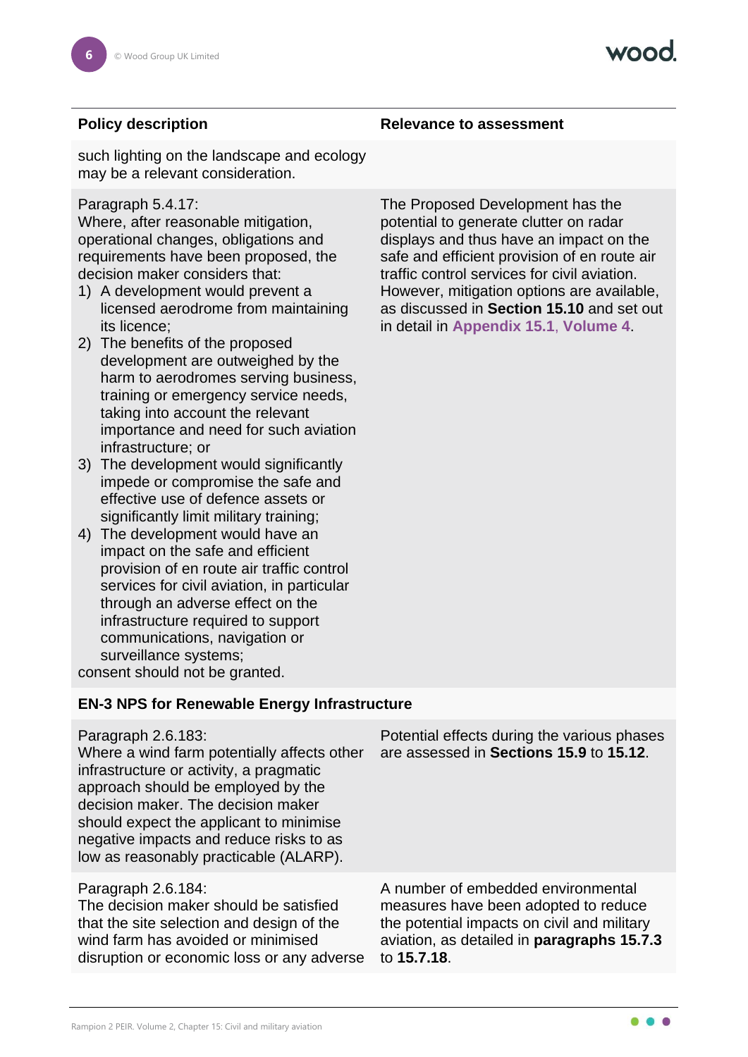| Policy description | Relevance to assessment |
|---|---|
| such lighting on the landscape and ecology may be a relevant consideration. | |
| Paragraph 5.4.17:<br>Where, after reasonable mitigation, operational changes, obligations and requirements have been proposed, the decision maker considers that:<br>1) A development would prevent a licensed aerodrome from maintaining its licence;<br>2) The benefits of the proposed development are outweighed by the harm to aerodromes serving business, training or emergency service needs, taking into account the relevant importance and need for such aviation infrastructure; or<br>3) The development would significantly impede or compromise the safe and effective use of defence assets or significantly limit military training;<br>4) The development would have an impact on the safe and efficient provision of en route air traffic control services for civil aviation, in particular through an adverse effect on the infrastructure required to support communications, navigation or surveillance systems;<br>consent should not be granted. | The Proposed Development has the potential to generate clutter on radar displays and thus have an impact on the safe and efficient provision of en route air traffic control services for civil aviation. However, mitigation options are available, as discussed in **Section 15.10** and set out in detail in **Appendix 15.1**, **Volume 4**. |
| **EN-3 NPS for Renewable Energy Infrastructure** | |
| Paragraph 2.6.183:<br>Where a wind farm potentially affects other infrastructure or activity, a pragmatic approach should be employed by the decision maker. The decision maker should expect the applicant to minimise negative impacts and reduce risks to as low as reasonably practicable (ALARP). | Potential effects during the various phases are assessed in **Sections 15.9** to **15.12**. |
| Paragraph 2.6.184:<br>The decision maker should be satisfied that the site selection and design of the wind farm has avoided or minimised disruption or economic loss or any adverse | A number of embedded environmental measures have been adopted to reduce the potential impacts on civil and military aviation, as detailed in **paragraphs 15.7.3** to **15.7.18**. |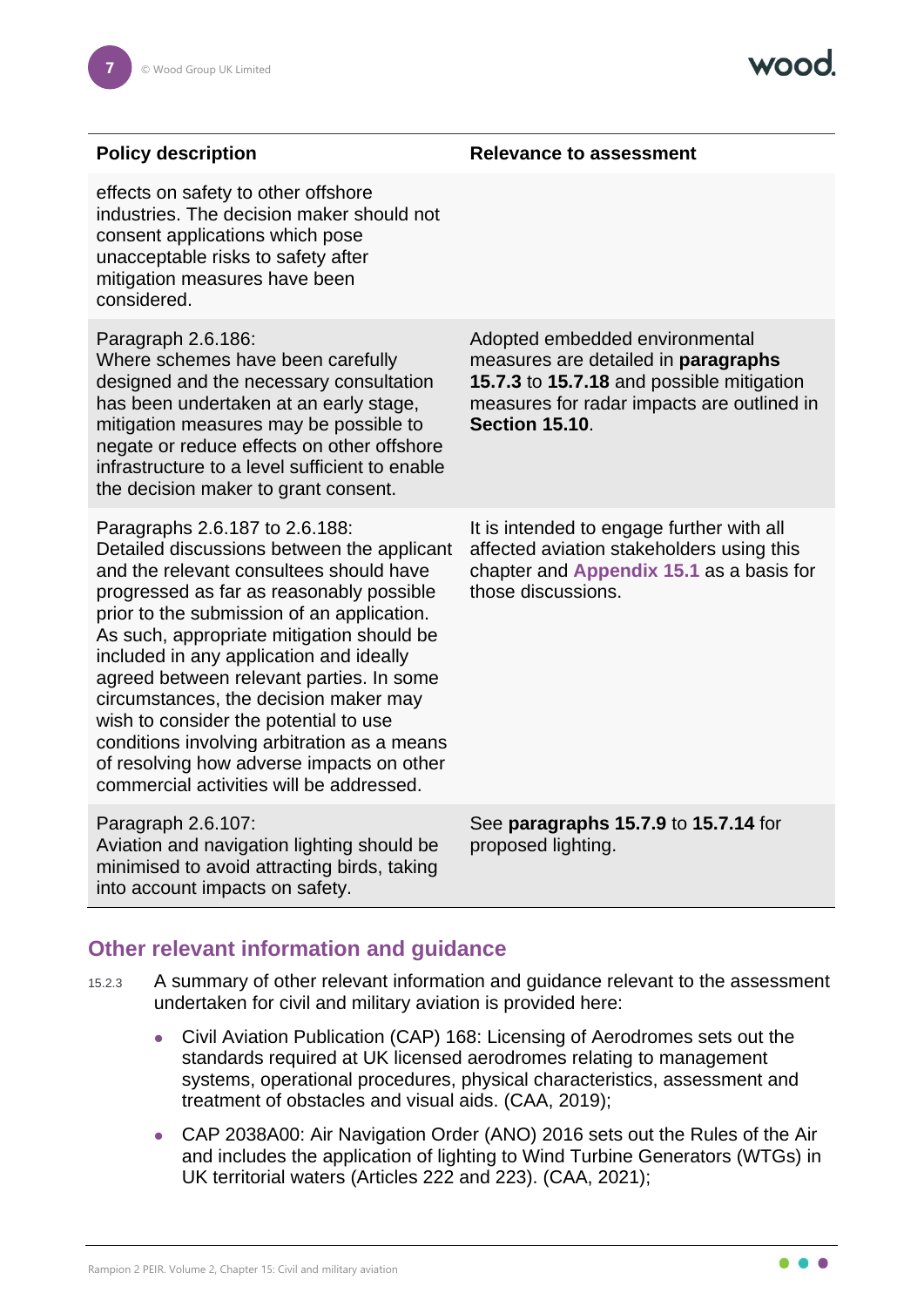| Policy description | Relevance to assessment |
| --- | --- |
| effects on safety to other offshore industries. The decision maker should not consent applications which pose unacceptable risks to safety after mitigation measures have been considered. | |
| Paragraph 2.6.186: Where schemes have been carefully designed and the necessary consultation has been undertaken at an early stage, mitigation measures may be possible to negate or reduce effects on other offshore infrastructure to a level sufficient to enable the decision maker to grant consent. | Adopted embedded environmental measures are detailed in **paragraphs 15.7.3** to **15.7.18** and possible mitigation measures for radar impacts are outlined in **Section 15.10**. |
| Paragraphs 2.6.187 to 2.6.188: Detailed discussions between the applicant and the relevant consultees should have progressed as far as reasonably possible prior to the submission of an application. As such, appropriate mitigation should be included in any application and ideally agreed between relevant parties. In some circumstances, the decision maker may wish to consider the potential to use conditions involving arbitration as a means of resolving how adverse impacts on other commercial activities will be addressed. | It is intended to engage further with all affected aviation stakeholders using this chapter and **Appendix 15.1** as a basis for those discussions. |
| Paragraph 2.6.107: Aviation and navigation lighting should be minimised to avoid attracting birds, taking into account impacts on safety. | See **paragraphs 15.7.9** to **15.7.14** for proposed lighting. |

## Other relevant information and guidance

15.2.3 A summary of other relevant information and guidance relevant to the assessment undertaken for civil and military aviation is provided here:

- Civil Aviation Publication (CAP) 168: Licensing of Aerodromes sets out the standards required at UK licensed aerodromes relating to management systems, operational procedures, physical characteristics, assessment and treatment of obstacles and visual aids. (CAA, 2019);
- CAP 2038A00: Air Navigation Order (ANO) 2016 sets out the Rules of the Air and includes the application of lighting to Wind Turbine Generators (WTGs) in UK territorial waters (Articles 222 and 223). (CAA, 2021);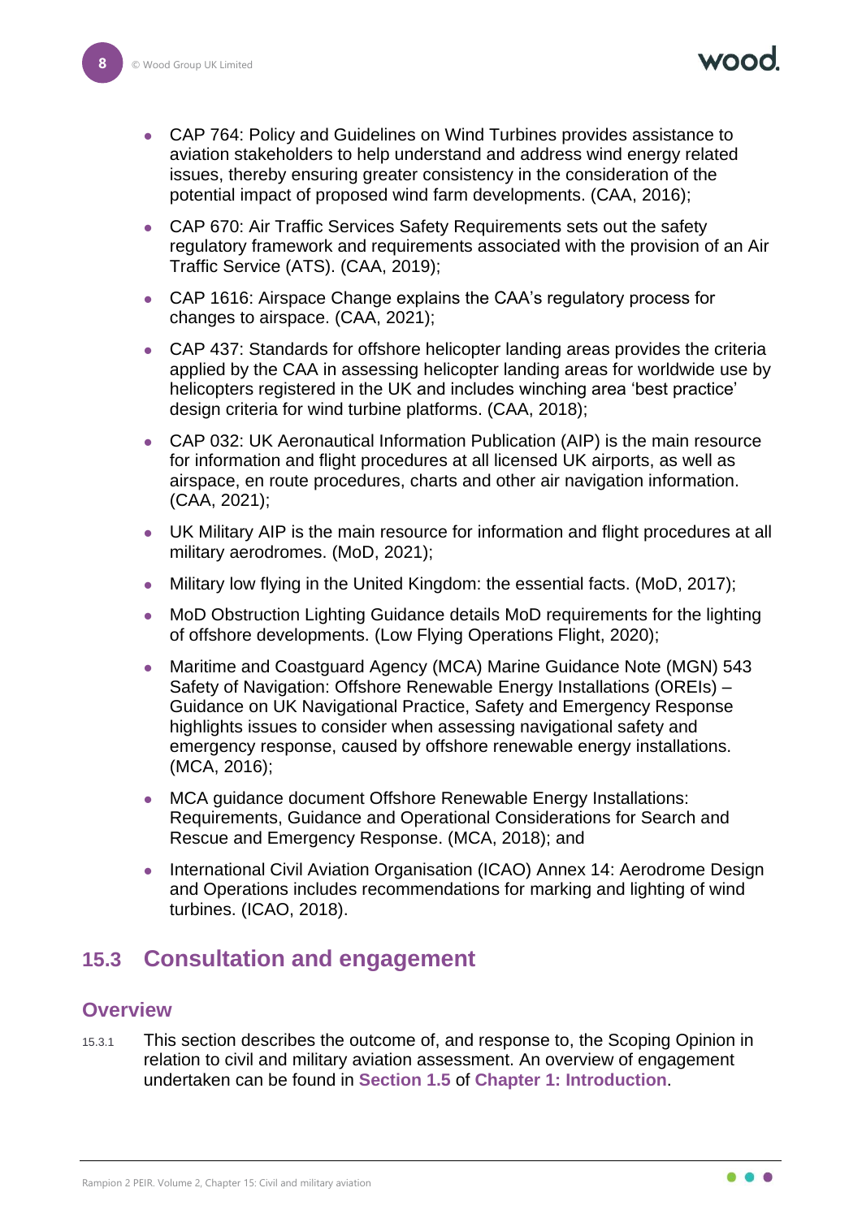- CAP 764: Policy and Guidelines on Wind Turbines provides assistance to aviation stakeholders to help understand and address wind energy related issues, thereby ensuring greater consistency in the consideration of the potential impact of proposed wind farm developments. (CAA, 2016);
- CAP 670: Air Traffic Services Safety Requirements sets out the safety regulatory framework and requirements associated with the provision of an Air Traffic Service (ATS). (CAA, 2019);
- CAP 1616: Airspace Change explains the CAA's regulatory process for changes to airspace. (CAA, 2021);
- CAP 437: Standards for offshore helicopter landing areas provides the criteria applied by the CAA in assessing helicopter landing areas for worldwide use by helicopters registered in the UK and includes winching area 'best practice' design criteria for wind turbine platforms. (CAA, 2018);
- CAP 032: UK Aeronautical Information Publication (AIP) is the main resource for information and flight procedures at all licensed UK airports, as well as airspace, en route procedures, charts and other air navigation information. (CAA, 2021);
- UK Military AIP is the main resource for information and flight procedures at all military aerodromes. (MoD, 2021);
- Military low flying in the United Kingdom: the essential facts. (MoD, 2017);
- MoD Obstruction Lighting Guidance details MoD requirements for the lighting of offshore developments. (Low Flying Operations Flight, 2020);
- Maritime and Coastguard Agency (MCA) Marine Guidance Note (MGN) 543 Safety of Navigation: Offshore Renewable Energy Installations (OREIs) – Guidance on UK Navigational Practice, Safety and Emergency Response highlights issues to consider when assessing navigational safety and emergency response, caused by offshore renewable energy installations. (MCA, 2016);
- MCA guidance document Offshore Renewable Energy Installations: Requirements, Guidance and Operational Considerations for Search and Rescue and Emergency Response. (MCA, 2018); and
- International Civil Aviation Organisation (ICAO) Annex 14: Aerodrome Design and Operations includes recommendations for marking and lighting of wind turbines. (ICAO, 2018).

## 15.3 Consultation and engagement

### Overview

15.3.1 This section describes the outcome of, and response to, the Scoping Opinion in relation to civil and military aviation assessment. An overview of engagement undertaken can be found in **Section 1.5** of **Chapter 1: Introduction**.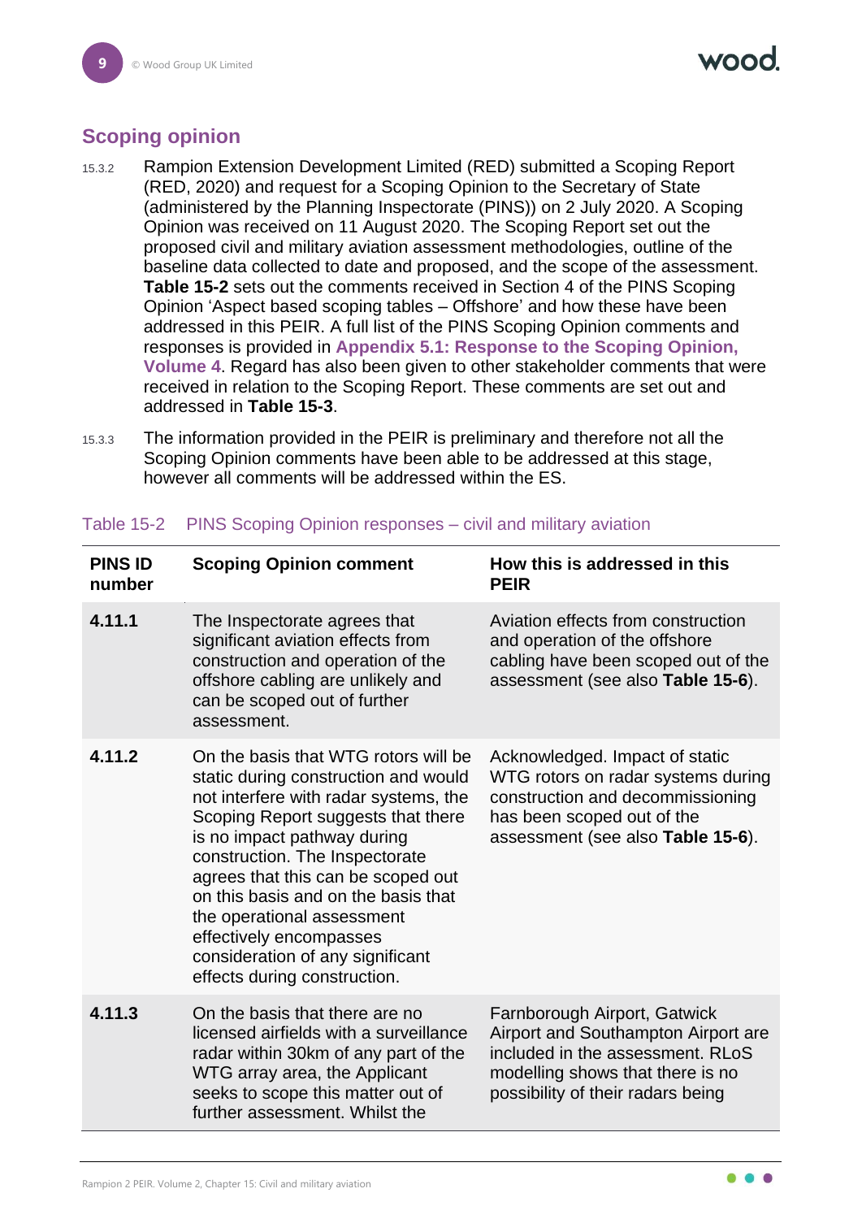## Scoping opinion

15.3.2 Rampion Extension Development Limited (RED) submitted a Scoping Report (RED, 2020) and request for a Scoping Opinion to the Secretary of State (administered by the Planning Inspectorate (PINS)) on 2 July 2020. A Scoping Opinion was received on 11 August 2020. The Scoping Report set out the proposed civil and military aviation assessment methodologies, outline of the baseline data collected to date and proposed, and the scope of the assessment. **Table 15-2** sets out the comments received in Section 4 of the PINS Scoping Opinion 'Aspect based scoping tables – Offshore' and how these have been addressed in this PEIR. A full list of the PINS Scoping Opinion comments and responses is provided in **Appendix 5.1: Response to the Scoping Opinion, Volume 4**. Regard has also been given to other stakeholder comments that were received in relation to the Scoping Report. These comments are set out and addressed in **Table 15-3**.

15.3.3 The information provided in the PEIR is preliminary and therefore not all the Scoping Opinion comments have been able to be addressed at this stage, however all comments will be addressed within the ES.

Table 15-2 PINS Scoping Opinion responses – civil and military aviation

| PINS ID number | Scoping Opinion comment | How this is addressed in this PEIR |
|---|---|---|
| **4.11.1** | The Inspectorate agrees that significant aviation effects from construction and operation of the offshore cabling are unlikely and can be scoped out of further assessment. | Aviation effects from construction and operation of the offshore cabling have been scoped out of the assessment (see also **Table 15-6**). |
| **4.11.2** | On the basis that WTG rotors will be static during construction and would not interfere with radar systems, the Scoping Report suggests that there is no impact pathway during construction. The Inspectorate agrees that this can be scoped out on this basis and on the basis that the operational assessment effectively encompasses consideration of any significant effects during construction. | Acknowledged. Impact of static WTG rotors on radar systems during construction and decommissioning has been scoped out of the assessment (see also **Table 15-6**). |
| **4.11.3** | On the basis that there are no licensed airfields with a surveillance radar within 30km of any part of the WTG array area, the Applicant seeks to scope this matter out of further assessment. Whilst the | Farnborough Airport, Gatwick Airport and Southampton Airport are included in the assessment. RLoS modelling shows that there is no possibility of their radars being |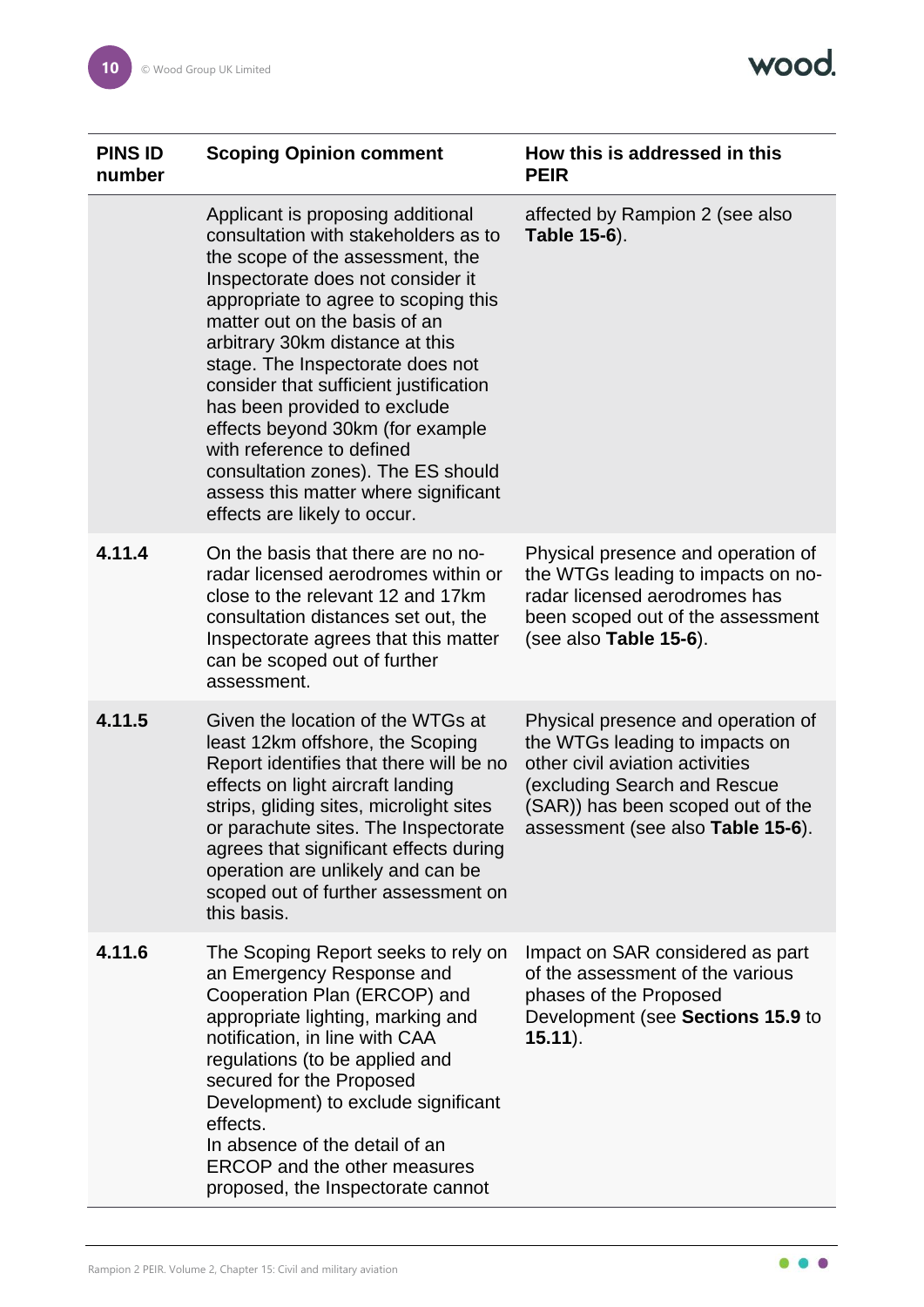| PINS ID number | Scoping Opinion comment | How this is addressed in this PEIR |
|---|---|---|
| | Applicant is proposing additional consultation with stakeholders as to the scope of the assessment, the Inspectorate does not consider it appropriate to agree to scoping this matter out on the basis of an arbitrary 30km distance at this stage. The Inspectorate does not consider that sufficient justification has been provided to exclude effects beyond 30km (for example with reference to defined consultation zones). The ES should assess this matter where significant effects are likely to occur. | affected by Rampion 2 (see also **Table 15-6**). |
| **4.11.4** | On the basis that there are no no-radar licensed aerodromes within or close to the relevant 12 and 17km consultation distances set out, the Inspectorate agrees that this matter can be scoped out of further assessment. | Physical presence and operation of the WTGs leading to impacts on no-radar licensed aerodromes has been scoped out of the assessment (see also **Table 15-6**). |
| **4.11.5** | Given the location of the WTGs at least 12km offshore, the Scoping Report identifies that there will be no effects on light aircraft landing strips, gliding sites, microlight sites or parachute sites. The Inspectorate agrees that significant effects during operation are unlikely and can be scoped out of further assessment on this basis. | Physical presence and operation of the WTGs leading to impacts on other civil aviation activities (excluding Search and Rescue (SAR)) has been scoped out of the assessment (see also **Table 15-6**). |
| **4.11.6** | The Scoping Report seeks to rely on an Emergency Response and Cooperation Plan (ERCOP) and appropriate lighting, marking and notification, in line with CAA regulations (to be applied and secured for the Proposed Development) to exclude significant effects.<br>In absence of the detail of an ERCOP and the other measures proposed, the Inspectorate cannot | Impact on SAR considered as part of the assessment of the various phases of the Proposed Development (see **Sections 15.9** to **15.11**). |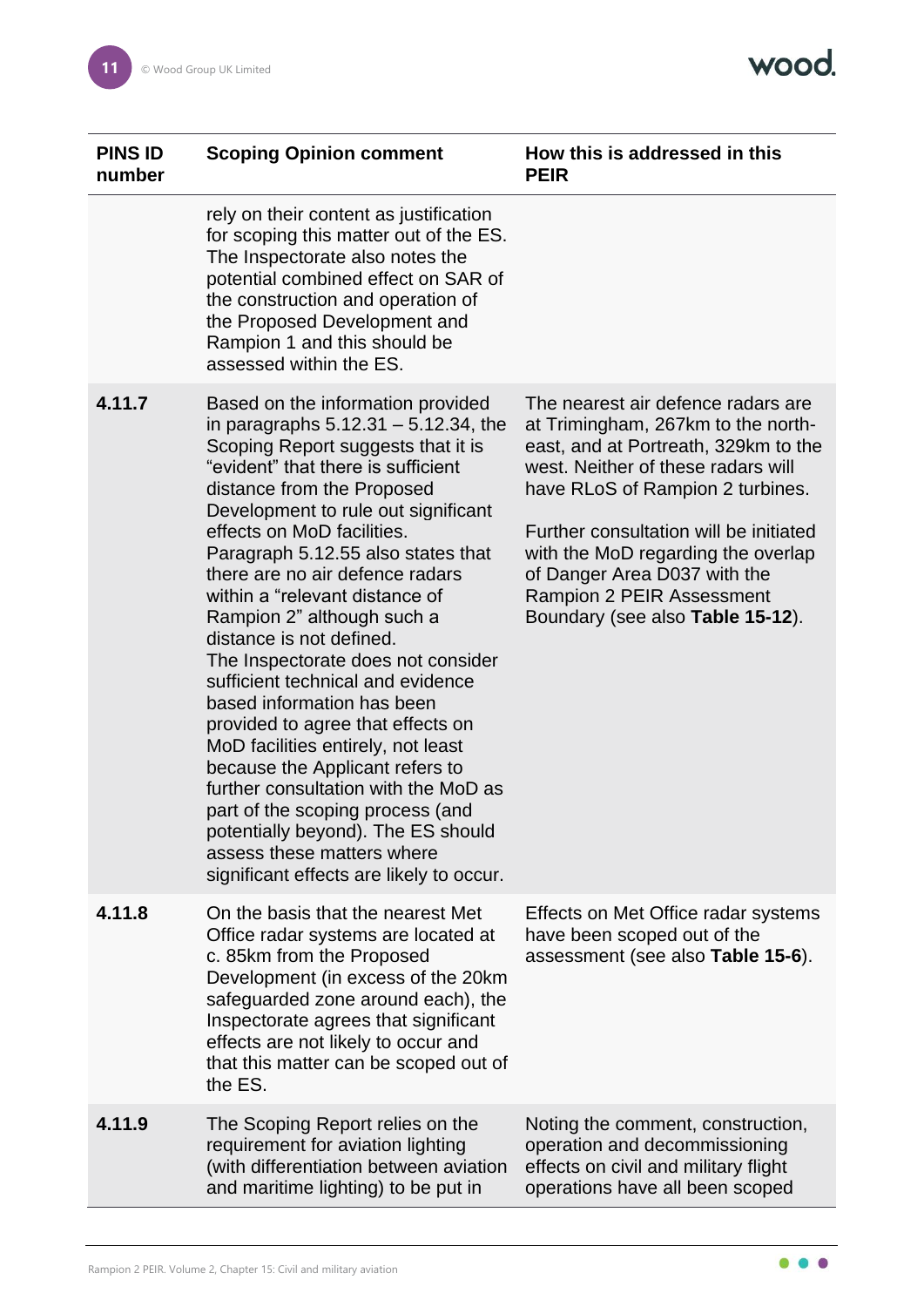| PINS ID number | Scoping Opinion comment | How this is addressed in this PEIR |
|---|---|---|
| | rely on their content as justification for scoping this matter out of the ES. The Inspectorate also notes the potential combined effect on SAR of the construction and operation of the Proposed Development and Rampion 1 and this should be assessed within the ES. | |
| **4.11.7** | Based on the information provided in paragraphs 5.12.31 – 5.12.34, the Scoping Report suggests that it is "evident" that there is sufficient distance from the Proposed Development to rule out significant effects on MoD facilities. Paragraph 5.12.55 also states that there are no air defence radars within a "relevant distance of Rampion 2" although such a distance is not defined. The Inspectorate does not consider sufficient technical and evidence based information has been provided to agree that effects on MoD facilities entirely, not least because the Applicant refers to further consultation with the MoD as part of the scoping process (and potentially beyond). The ES should assess these matters where significant effects are likely to occur. | The nearest air defence radars are at Trimingham, 267km to the north-east, and at Portreath, 329km to the west. Neither of these radars will have RLoS of Rampion 2 turbines. Further consultation will be initiated with the MoD regarding the overlap of Danger Area D037 with the Rampion 2 PEIR Assessment Boundary (see also **Table 15-12**). |
| **4.11.8** | On the basis that the nearest Met Office radar systems are located at c. 85km from the Proposed Development (in excess of the 20km safeguarded zone around each), the Inspectorate agrees that significant effects are not likely to occur and that this matter can be scoped out of the ES. | Effects on Met Office radar systems have been scoped out of the assessment (see also **Table 15-6**). |
| **4.11.9** | The Scoping Report relies on the requirement for aviation lighting (with differentiation between aviation and maritime lighting) to be put in | Noting the comment, construction, operation and decommissioning effects on civil and military flight operations have all been scoped |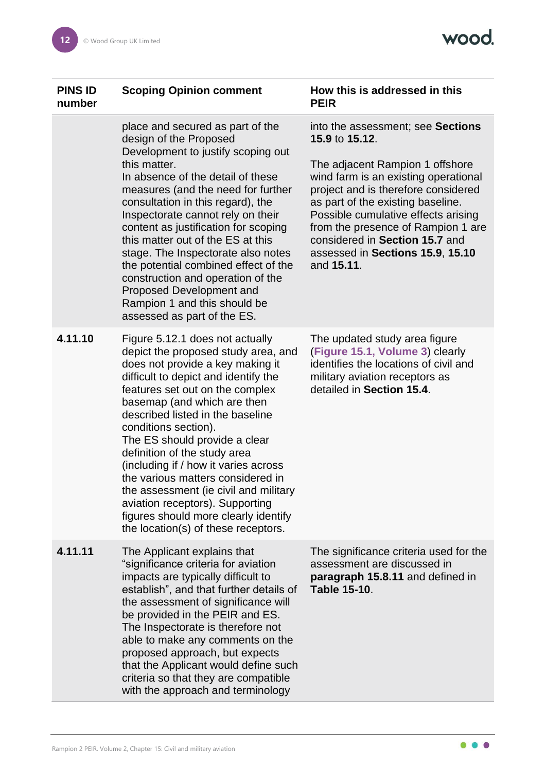| PINS ID number | Scoping Opinion comment | How this is addressed in this PEIR |
|---|---|---|
| | place and secured as part of the design of the Proposed Development to justify scoping out this matter. In absence of the detail of these measures (and the need for further consultation in this regard), the Inspectorate cannot rely on their content as justification for scoping this matter out of the ES at this stage. The Inspectorate also notes the potential combined effect of the construction and operation of the Proposed Development and Rampion 1 and this should be assessed as part of the ES. | into the assessment; see **Sections 15.9** to **15.12**. The adjacent Rampion 1 offshore wind farm is an existing operational project and is therefore considered as part of the existing baseline. Possible cumulative effects arising from the presence of Rampion 1 are considered in **Section 15.7** and assessed in **Sections 15.9**, **15.10** and **15.11**. |
| **4.11.10** | Figure 5.12.1 does not actually depict the proposed study area, and does not provide a key making it difficult to depict and identify the features set out on the complex basemap (and which are then described listed in the baseline conditions section). The ES should provide a clear definition of the study area (including if / how it varies across the various matters considered in the assessment (ie civil and military aviation receptors). Supporting figures should more clearly identify the location(s) of these receptors. | The updated study area figure (**Figure 15.1, Volume 3**) clearly identifies the locations of civil and military aviation receptors as detailed in **Section 15.4**. |
| **4.11.11** | The Applicant explains that "significance criteria for aviation impacts are typically difficult to establish", and that further details of the assessment of significance will be provided in the PEIR and ES. The Inspectorate is therefore not able to make any comments on the proposed approach, but expects that the Applicant would define such criteria so that they are compatible with the approach and terminology | The significance criteria used for the assessment are discussed in **paragraph 15.8.11** and defined in **Table 15-10**. |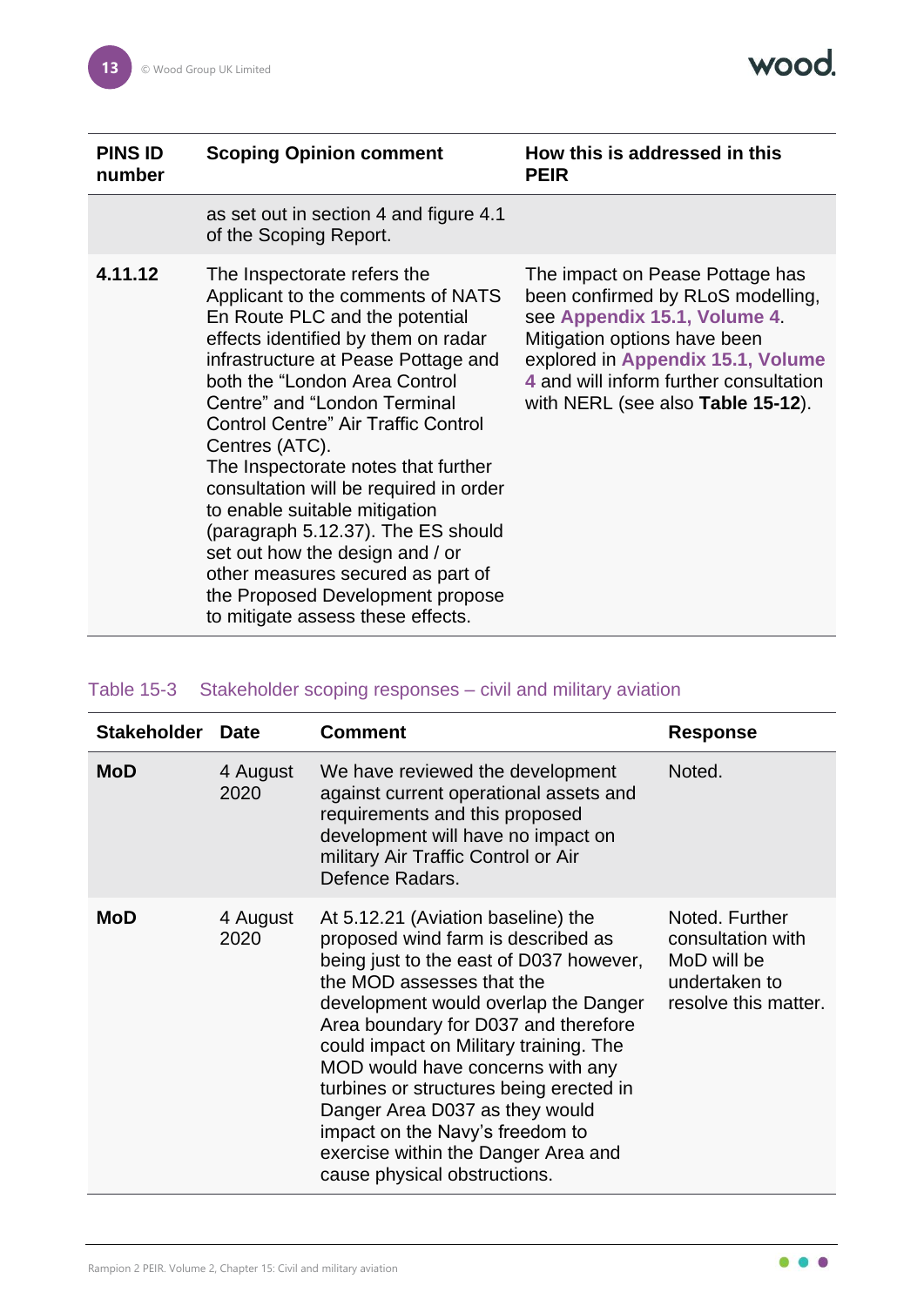| PINS ID number | Scoping Opinion comment | How this is addressed in this PEIR |
|---|---|---|
| | as set out in section 4 and figure 4.1 of the Scoping Report. | |
| **4.11.12** | The Inspectorate refers the Applicant to the comments of NATS En Route PLC and the potential effects identified by them on radar infrastructure at Pease Pottage and both the "London Area Control Centre" and "London Terminal Control Centre" Air Traffic Control Centres (ATC). The Inspectorate notes that further consultation will be required in order to enable suitable mitigation (paragraph 5.12.37). The ES should set out how the design and / or other measures secured as part of the Proposed Development propose to mitigate assess these effects. | The impact on Pease Pottage has been confirmed by RLoS modelling, see **Appendix 15.1, Volume 4**. Mitigation options have been explored in **Appendix 15.1, Volume 4** and will inform further consultation with NERL (see also **Table 15-12**). |

Table 15-3 Stakeholder scoping responses – civil and military aviation

| Stakeholder | Date | Comment | Response |
|---|---|---|---|
| **MoD** | 4 August 2020 | We have reviewed the development against current operational assets and requirements and this proposed development will have no impact on military Air Traffic Control or Air Defence Radars. | Noted. |
| **MoD** | 4 August 2020 | At 5.12.21 (Aviation baseline) the proposed wind farm is described as being just to the east of D037 however, the MOD assesses that the development would overlap the Danger Area boundary for D037 and therefore could impact on Military training. The MOD would have concerns with any turbines or structures being erected in Danger Area D037 as they would impact on the Navy's freedom to exercise within the Danger Area and cause physical obstructions. | Noted. Further consultation with MoD will be undertaken to resolve this matter. |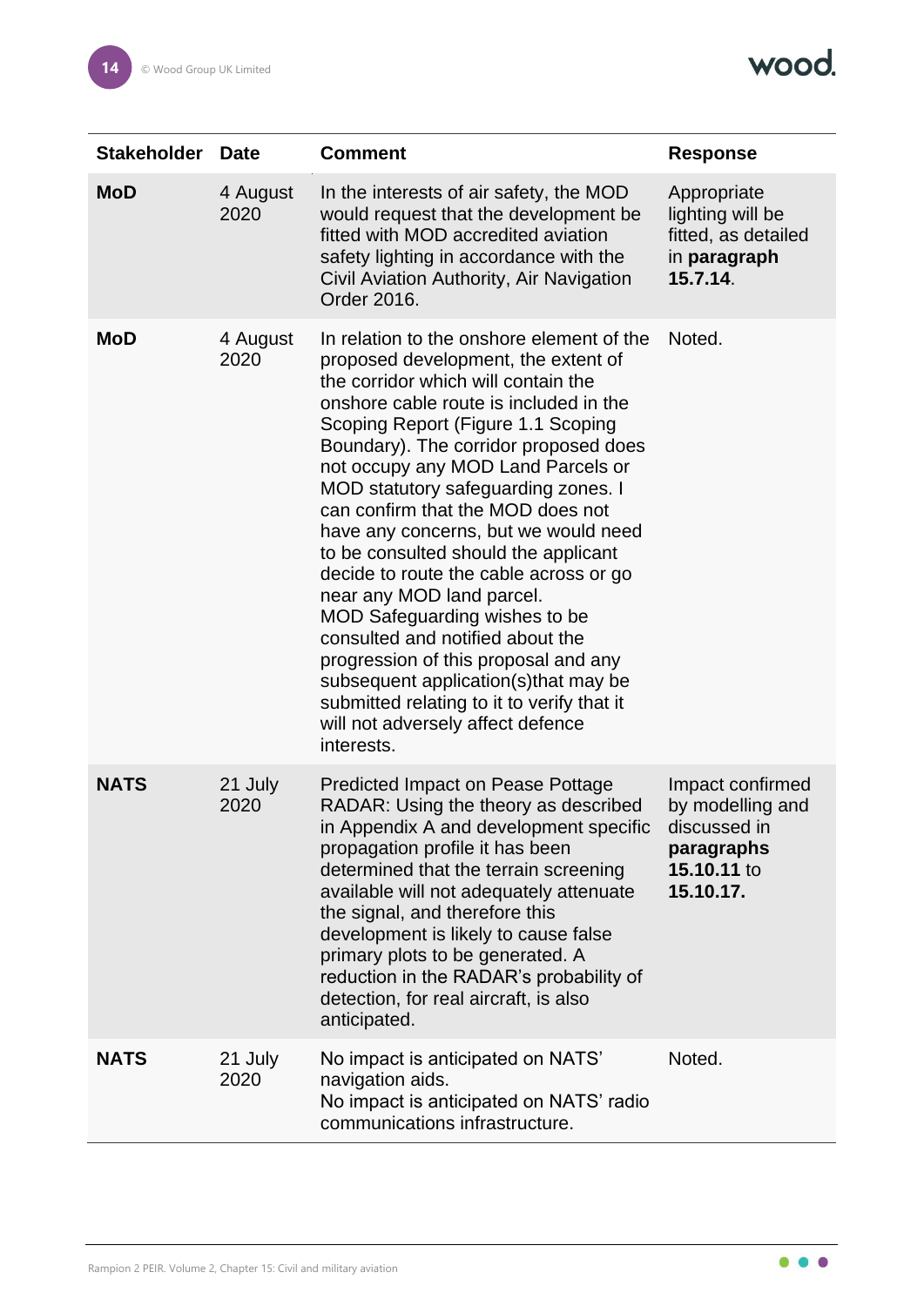| Stakeholder | Date | Comment | Response |
|---|---|---|---|
| **MoD** | 4 August 2020 | In the interests of air safety, the MOD would request that the development be fitted with MOD accredited aviation safety lighting in accordance with the Civil Aviation Authority, Air Navigation Order 2016. | Appropriate lighting will be fitted, as detailed in **paragraph 15.7.14**. |
| **MoD** | 4 August 2020 | In relation to the onshore element of the proposed development, the extent of the corridor which will contain the onshore cable route is included in the Scoping Report (Figure 1.1 Scoping Boundary). The corridor proposed does not occupy any MOD Land Parcels or MOD statutory safeguarding zones. I can confirm that the MOD does not have any concerns, but we would need to be consulted should the applicant decide to route the cable across or go near any MOD land parcel.<br>MOD Safeguarding wishes to be consulted and notified about the progression of this proposal and any subsequent application(s)that may be submitted relating to it to verify that it will not adversely affect defence interests. | Noted. |
| **NATS** | 21 July 2020 | Predicted Impact on Pease Pottage RADAR: Using the theory as described in Appendix A and development specific propagation profile it has been determined that the terrain screening available will not adequately attenuate the signal, and therefore this development is likely to cause false primary plots to be generated. A reduction in the RADAR's probability of detection, for real aircraft, is also anticipated. | Impact confirmed by modelling and discussed in **paragraphs 15.10.11** to **15.10.17.** |
| **NATS** | 21 July 2020 | No impact is anticipated on NATS' navigation aids.<br>No impact is anticipated on NATS' radio communications infrastructure. | Noted. |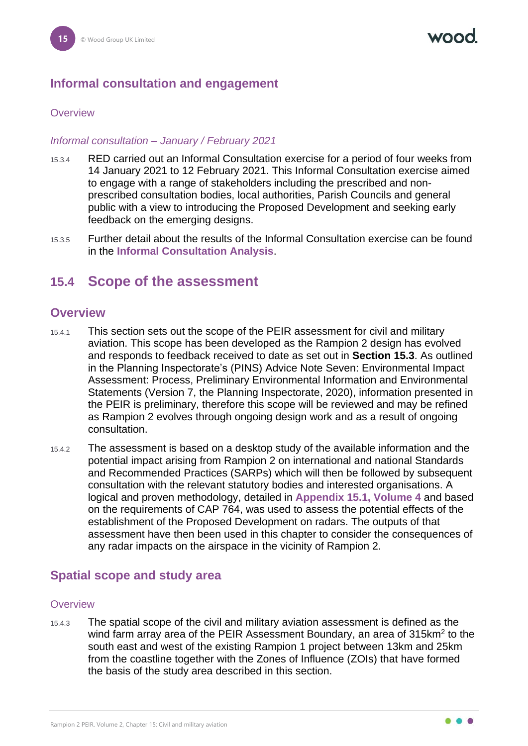### Informal consultation and engagement

#### Overview

*Informal consultation – January / February 2021*

15.3.4 RED carried out an Informal Consultation exercise for a period of four weeks from 14 January 2021 to 12 February 2021. This Informal Consultation exercise aimed to engage with a range of stakeholders including the prescribed and non-prescribed consultation bodies, local authorities, Parish Councils and general public with a view to introducing the Proposed Development and seeking early feedback on the emerging designs.

15.3.5 Further detail about the results of the Informal Consultation exercise can be found in the **Informal Consultation Analysis**.

## 15.4 Scope of the assessment

### Overview

15.4.1 This section sets out the scope of the PEIR assessment for civil and military aviation. This scope has been developed as the Rampion 2 design has evolved and responds to feedback received to date as set out in **Section 15.3**. As outlined in the Planning Inspectorate's (PINS) Advice Note Seven: Environmental Impact Assessment: Process, Preliminary Environmental Information and Environmental Statements (Version 7, the Planning Inspectorate, 2020), information presented in the PEIR is preliminary, therefore this scope will be reviewed and may be refined as Rampion 2 evolves through ongoing design work and as a result of ongoing consultation.

15.4.2 The assessment is based on a desktop study of the available information and the potential impact arising from Rampion 2 on international and national Standards and Recommended Practices (SARPs) which will then be followed by subsequent consultation with the relevant statutory bodies and interested organisations. A logical and proven methodology, detailed in **Appendix 15.1, Volume 4** and based on the requirements of CAP 764, was used to assess the potential effects of the establishment of the Proposed Development on radars. The outputs of that assessment have then been used in this chapter to consider the consequences of any radar impacts on the airspace in the vicinity of Rampion 2.

### Spatial scope and study area

#### Overview

15.4.3 The spatial scope of the civil and military aviation assessment is defined as the wind farm array area of the PEIR Assessment Boundary, an area of 315km$^2$ to the south east and west of the existing Rampion 1 project between 13km and 25km from the coastline together with the Zones of Influence (ZOIs) that have formed the basis of the study area described in this section.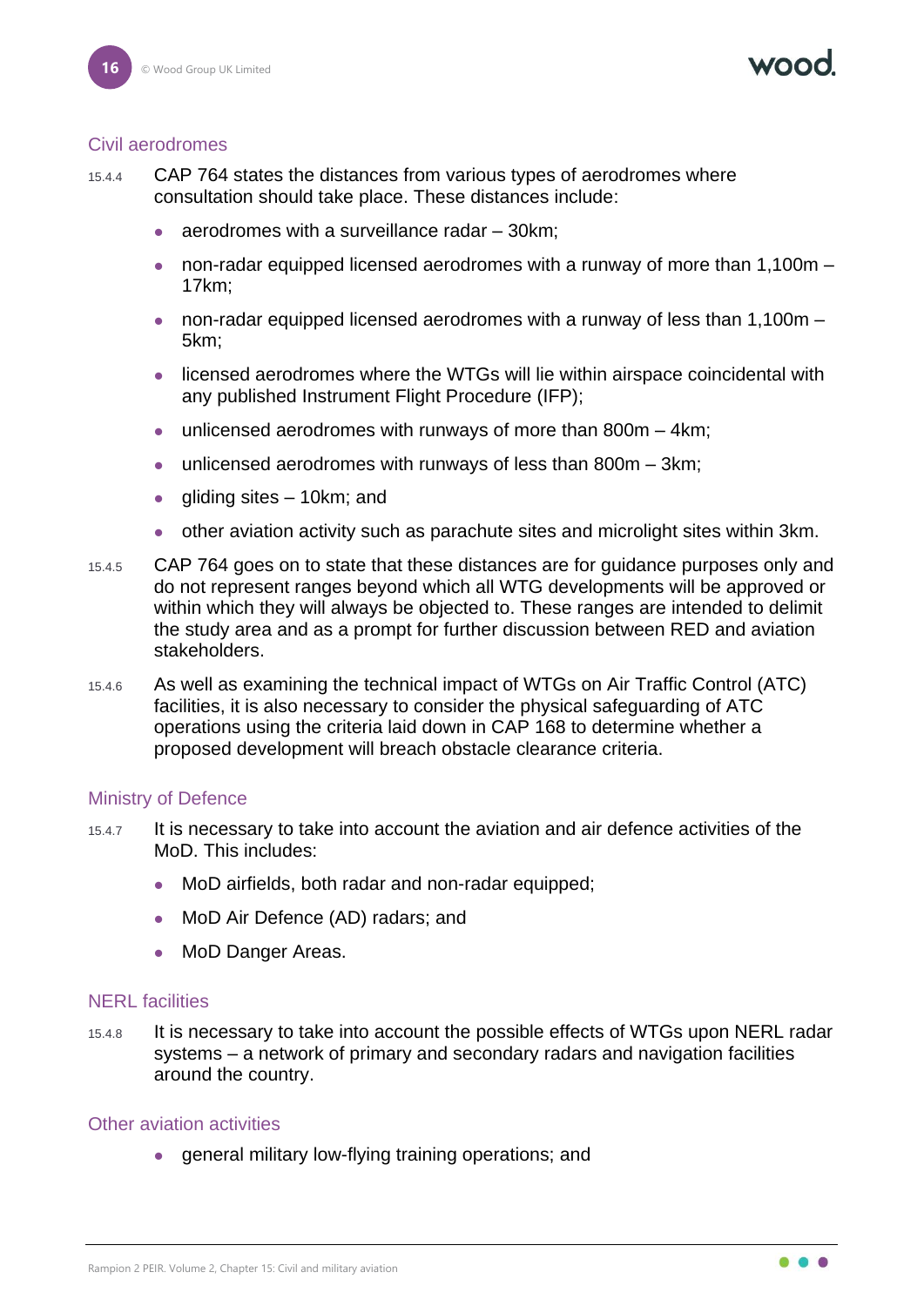### Civil aerodromes

15.4.4 CAP 764 states the distances from various types of aerodromes where consultation should take place. These distances include:

- aerodromes with a surveillance radar – 30km;
- non-radar equipped licensed aerodromes with a runway of more than 1,100m – 17km;
- non-radar equipped licensed aerodromes with a runway of less than 1,100m – 5km;
- licensed aerodromes where the WTGs will lie within airspace coincidental with any published Instrument Flight Procedure (IFP);
- unlicensed aerodromes with runways of more than 800m – 4km;
- unlicensed aerodromes with runways of less than 800m – 3km;
- gliding sites – 10km; and
- other aviation activity such as parachute sites and microlight sites within 3km.

15.4.5 CAP 764 goes on to state that these distances are for guidance purposes only and do not represent ranges beyond which all WTG developments will be approved or within which they will always be objected to. These ranges are intended to delimit the study area and as a prompt for further discussion between RED and aviation stakeholders.

15.4.6 As well as examining the technical impact of WTGs on Air Traffic Control (ATC) facilities, it is also necessary to consider the physical safeguarding of ATC operations using the criteria laid down in CAP 168 to determine whether a proposed development will breach obstacle clearance criteria.

### Ministry of Defence

15.4.7 It is necessary to take into account the aviation and air defence activities of the MoD. This includes:

- MoD airfields, both radar and non-radar equipped;
- MoD Air Defence (AD) radars; and
- MoD Danger Areas.

### NERL facilities

15.4.8 It is necessary to take into account the possible effects of WTGs upon NERL radar systems – a network of primary and secondary radars and navigation facilities around the country.

### Other aviation activities

- general military low-flying training operations; and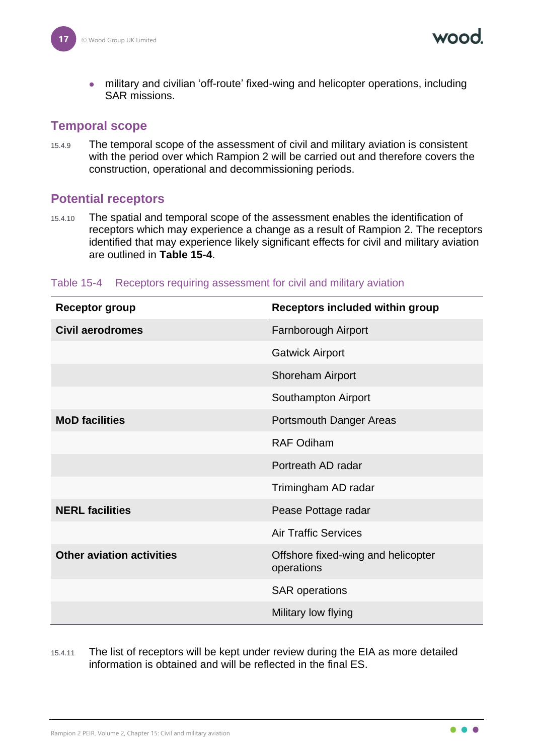- military and civilian 'off-route' fixed-wing and helicopter operations, including SAR missions.

## Temporal scope

15.4.9 The temporal scope of the assessment of civil and military aviation is consistent with the period over which Rampion 2 will be carried out and therefore covers the construction, operational and decommissioning periods.

## Potential receptors

15.4.10 The spatial and temporal scope of the assessment enables the identification of receptors which may experience a change as a result of Rampion 2. The receptors identified that may experience likely significant effects for civil and military aviation are outlined in **Table 15-4**.

Table 15-4 Receptors requiring assessment for civil and military aviation

| Receptor group | Receptors included within group |
|---|---|
| **Civil aerodromes** | Farnborough Airport |
| | Gatwick Airport |
| | Shoreham Airport |
| | Southampton Airport |
| **MoD facilities** | Portsmouth Danger Areas |
| | RAF Odiham |
| | Portreath AD radar |
| | Trimingham AD radar |
| **NERL facilities** | Pease Pottage radar |
| | Air Traffic Services |
| **Other aviation activities** | Offshore fixed-wing and helicopter operations |
| | SAR operations |
| | Military low flying |

15.4.11 The list of receptors will be kept under review during the EIA as more detailed information is obtained and will be reflected in the final ES.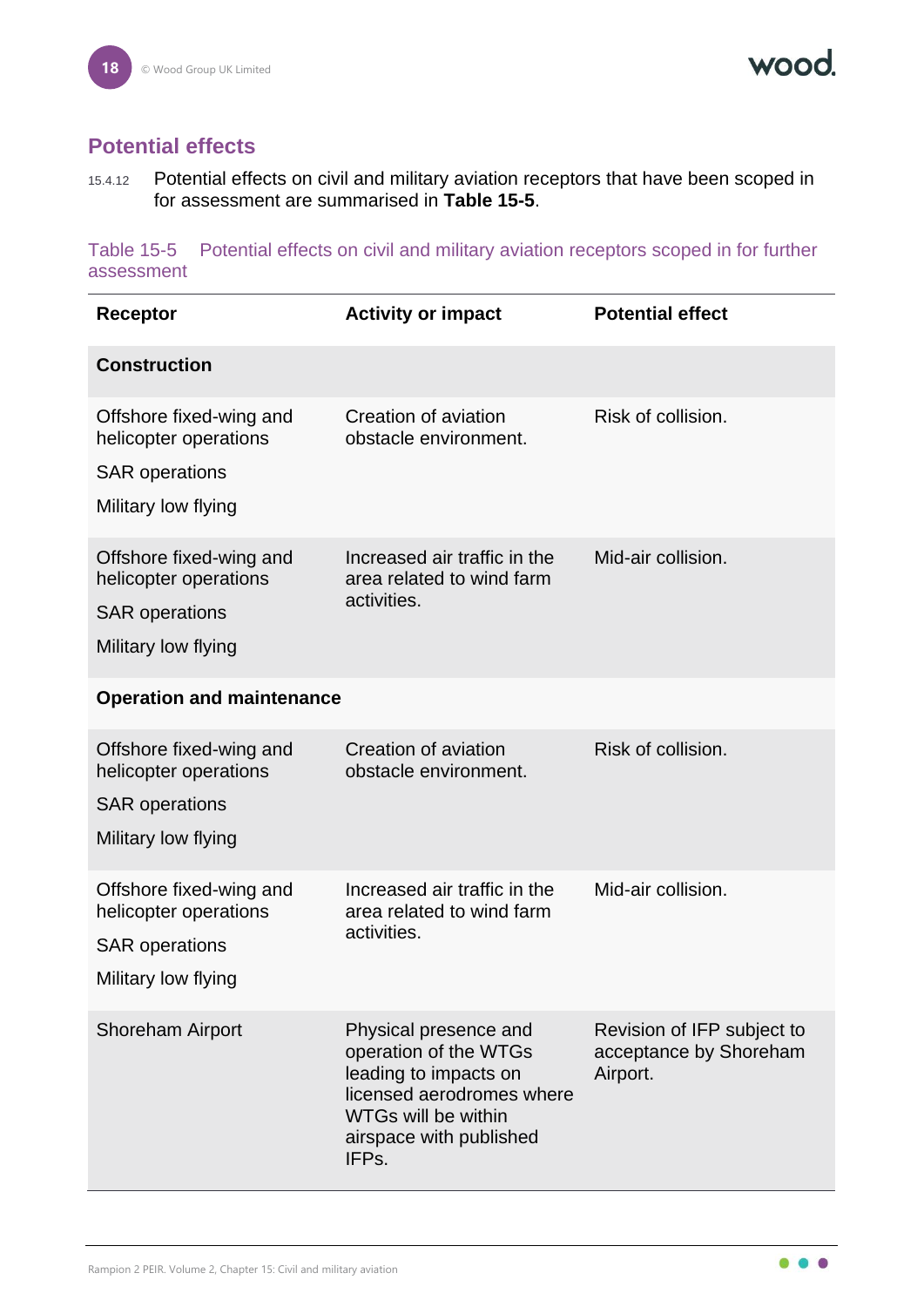## Potential effects

15.4.12 Potential effects on civil and military aviation receptors that have been scoped in for assessment are summarised in **Table 15-5**.

Table 15-5 Potential effects on civil and military aviation receptors scoped in for further assessment

| Receptor | Activity or impact | Potential effect |
|---|---|---|
| **Construction** | | |
| Offshore fixed-wing and helicopter operations<br>SAR operations<br>Military low flying | Creation of aviation obstacle environment. | Risk of collision. |
| Offshore fixed-wing and helicopter operations<br>SAR operations<br>Military low flying | Increased air traffic in the area related to wind farm activities. | Mid-air collision. |
| **Operation and maintenance** | | |
| Offshore fixed-wing and helicopter operations<br>SAR operations<br>Military low flying | Creation of aviation obstacle environment. | Risk of collision. |
| Offshore fixed-wing and helicopter operations<br>SAR operations<br>Military low flying | Increased air traffic in the area related to wind farm activities. | Mid-air collision. |
| Shoreham Airport | Physical presence and operation of the WTGs leading to impacts on licensed aerodromes where WTGs will be within airspace with published IFPs. | Revision of IFP subject to acceptance by Shoreham Airport. |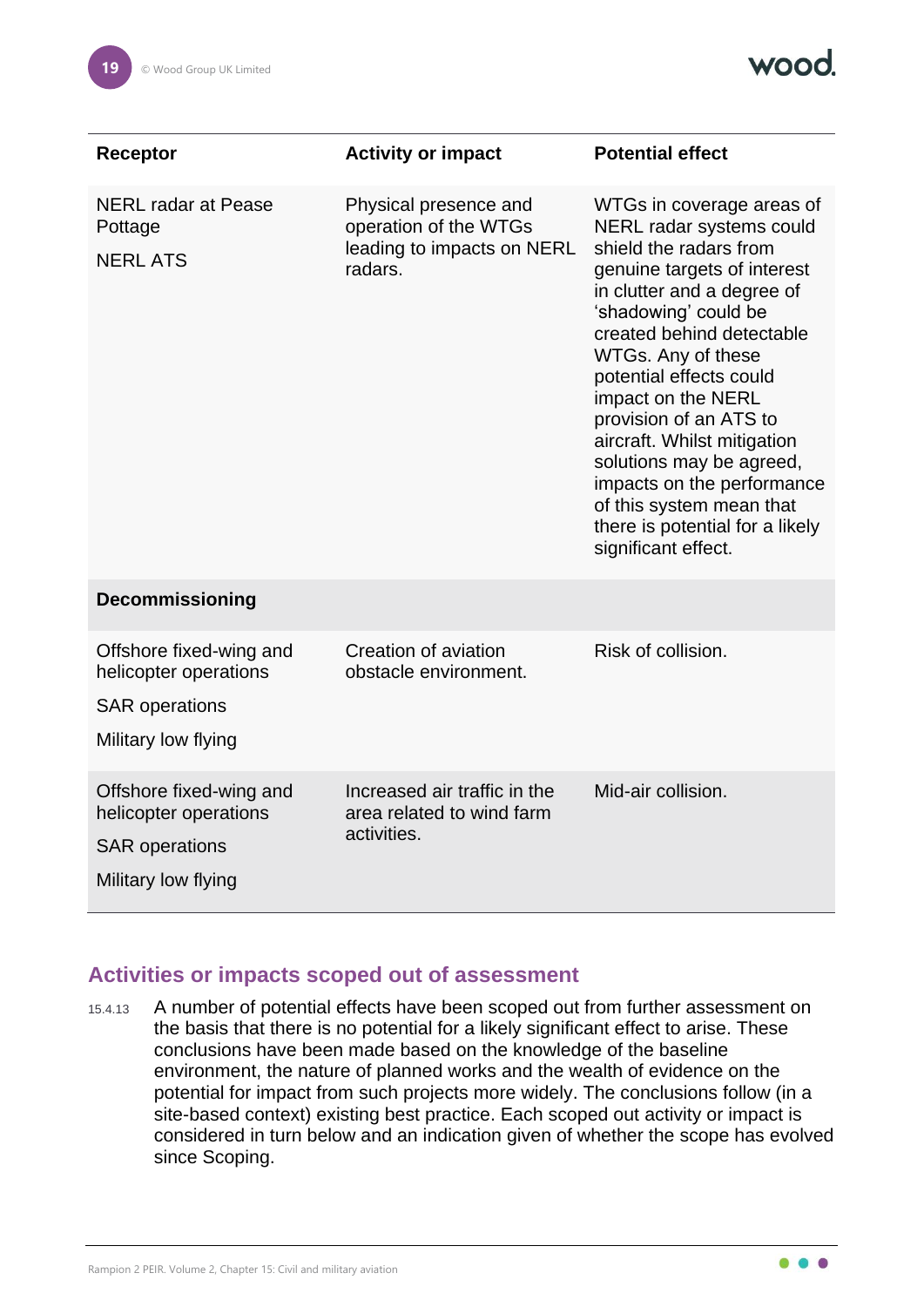| Receptor | Activity or impact | Potential effect |
|---|---|---|
| NERL radar at Pease Pottage<br>NERL ATS | Physical presence and operation of the WTGs leading to impacts on NERL radars. | WTGs in coverage areas of NERL radar systems could shield the radars from genuine targets of interest in clutter and a degree of 'shadowing' could be created behind detectable WTGs. Any of these potential effects could impact on the NERL provision of an ATS to aircraft. Whilst mitigation solutions may be agreed, impacts on the performance of this system mean that there is potential for a likely significant effect. |
| **Decommissioning** | | |
| Offshore fixed-wing and helicopter operations<br>SAR operations<br>Military low flying | Creation of aviation obstacle environment. | Risk of collision. |
| Offshore fixed-wing and helicopter operations<br>SAR operations<br>Military low flying | Increased air traffic in the area related to wind farm activities. | Mid-air collision. |

## Activities or impacts scoped out of assessment

15.4.13 A number of potential effects have been scoped out from further assessment on the basis that there is no potential for a likely significant effect to arise. These conclusions have been made based on the knowledge of the baseline environment, the nature of planned works and the wealth of evidence on the potential for impact from such projects more widely. The conclusions follow (in a site-based context) existing best practice. Each scoped out activity or impact is considered in turn below and an indication given of whether the scope has evolved since Scoping.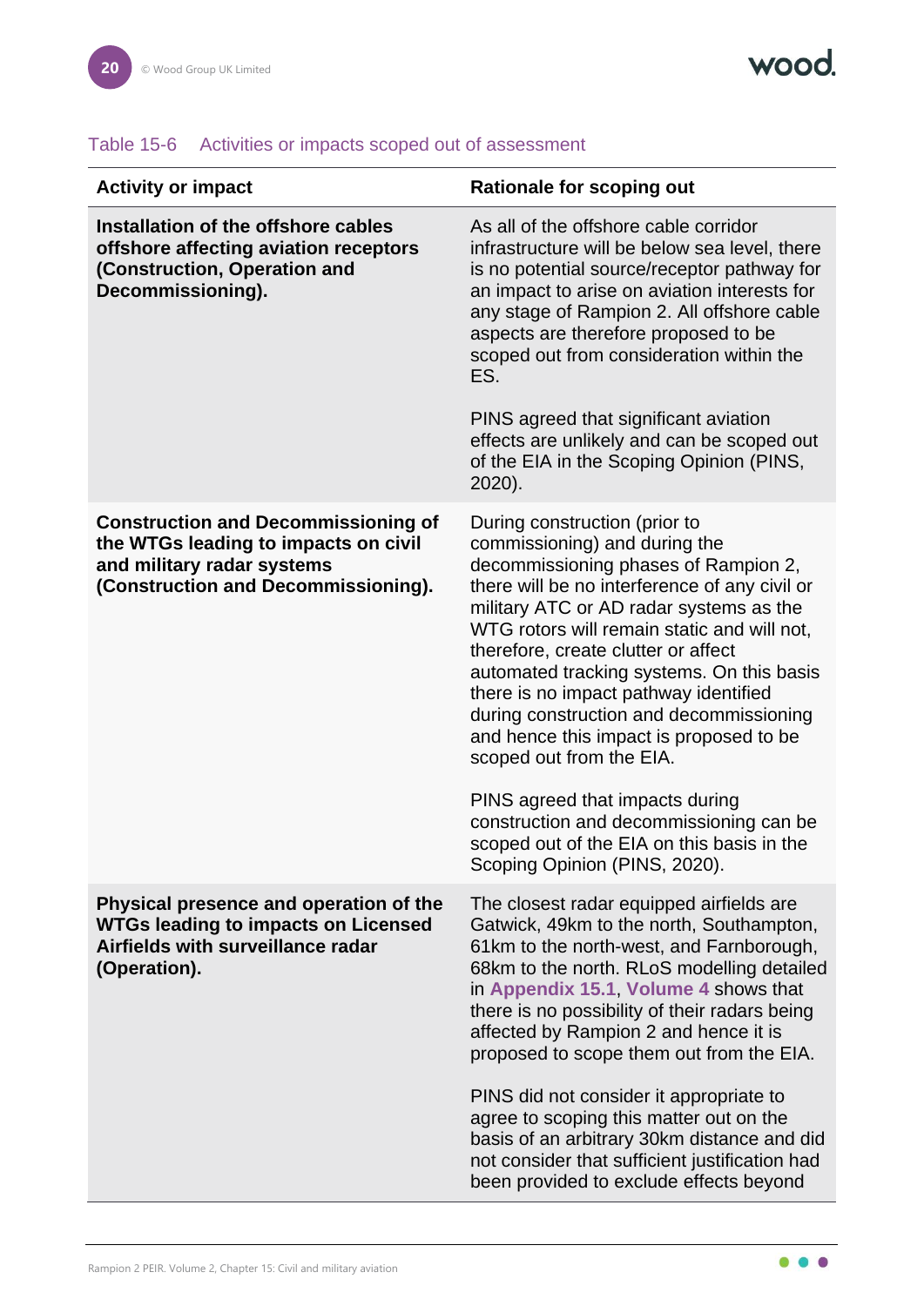Table 15-6 Activities or impacts scoped out of assessment

| Activity or impact | Rationale for scoping out |
| --- | --- |
| **Installation of the offshore cables offshore affecting aviation receptors (Construction, Operation and Decommissioning).** | As all of the offshore cable corridor infrastructure will be below sea level, there is no potential source/receptor pathway for an impact to arise on aviation interests for any stage of Rampion 2. All offshore cable aspects are therefore proposed to be scoped out from consideration within the ES.<br><br>PINS agreed that significant aviation effects are unlikely and can be scoped out of the EIA in the Scoping Opinion (PINS, 2020). |
| **Construction and Decommissioning of the WTGs leading to impacts on civil and military radar systems (Construction and Decommissioning).** | During construction (prior to commissioning) and during the decommissioning phases of Rampion 2, there will be no interference of any civil or military ATC or AD radar systems as the WTG rotors will remain static and will not, therefore, create clutter or affect automated tracking systems. On this basis there is no impact pathway identified during construction and decommissioning and hence this impact is proposed to be scoped out from the EIA.<br><br>PINS agreed that impacts during construction and decommissioning can be scoped out of the EIA on this basis in the Scoping Opinion (PINS, 2020). |
| **Physical presence and operation of the WTGs leading to impacts on Licensed Airfields with surveillance radar (Operation).** | The closest radar equipped airfields are Gatwick, 49km to the north, Southampton, 61km to the north-west, and Farnborough, 68km to the north. RLoS modelling detailed in **Appendix 15.1**, **Volume 4** shows that there is no possibility of their radars being affected by Rampion 2 and hence it is proposed to scope them out from the EIA.<br><br>PINS did not consider it appropriate to agree to scoping this matter out on the basis of an arbitrary 30km distance and did not consider that sufficient justification had been provided to exclude effects beyond |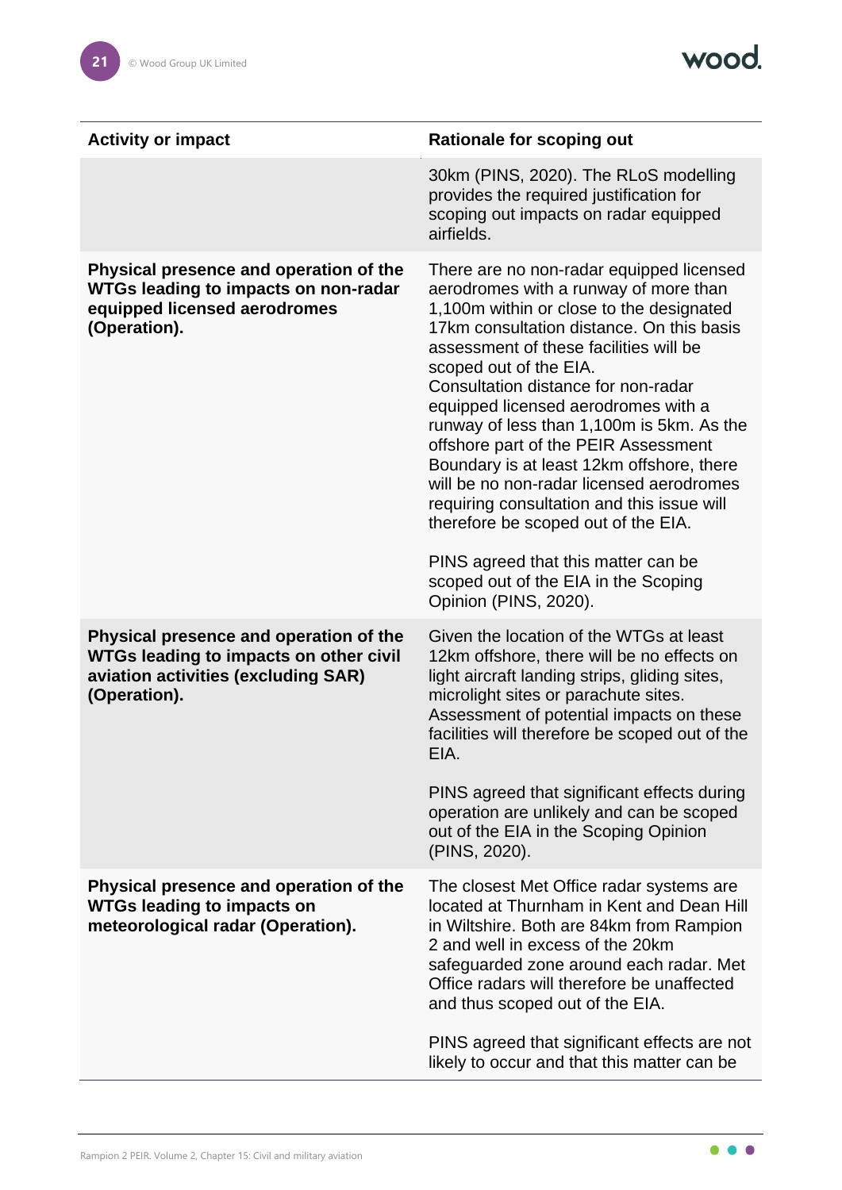| Activity or impact | Rationale for scoping out |
|---|---|
| | 30km (PINS, 2020). The RLoS modelling provides the required justification for scoping out impacts on radar equipped airfields. |
| **Physical presence and operation of the WTGs leading to impacts on non-radar equipped licensed aerodromes (Operation).** | There are no non-radar equipped licensed aerodromes with a runway of more than 1,100m within or close to the designated 17km consultation distance. On this basis assessment of these facilities will be scoped out of the EIA. Consultation distance for non-radar equipped licensed aerodromes with a runway of less than 1,100m is 5km. As the offshore part of the PEIR Assessment Boundary is at least 12km offshore, there will be no non-radar licensed aerodromes requiring consultation and this issue will therefore be scoped out of the EIA.<br><br>PINS agreed that this matter can be scoped out of the EIA in the Scoping Opinion (PINS, 2020). |
| **Physical presence and operation of the WTGs leading to impacts on other civil aviation activities (excluding SAR) (Operation).** | Given the location of the WTGs at least 12km offshore, there will be no effects on light aircraft landing strips, gliding sites, microlight sites or parachute sites. Assessment of potential impacts on these facilities will therefore be scoped out of the EIA.<br><br>PINS agreed that significant effects during operation are unlikely and can be scoped out of the EIA in the Scoping Opinion (PINS, 2020). |
| **Physical presence and operation of the WTGs leading to impacts on meteorological radar (Operation).** | The closest Met Office radar systems are located at Thurnham in Kent and Dean Hill in Wiltshire. Both are 84km from Rampion 2 and well in excess of the 20km safeguarded zone around each radar. Met Office radars will therefore be unaffected and thus scoped out of the EIA.<br><br>PINS agreed that significant effects are not likely to occur and that this matter can be |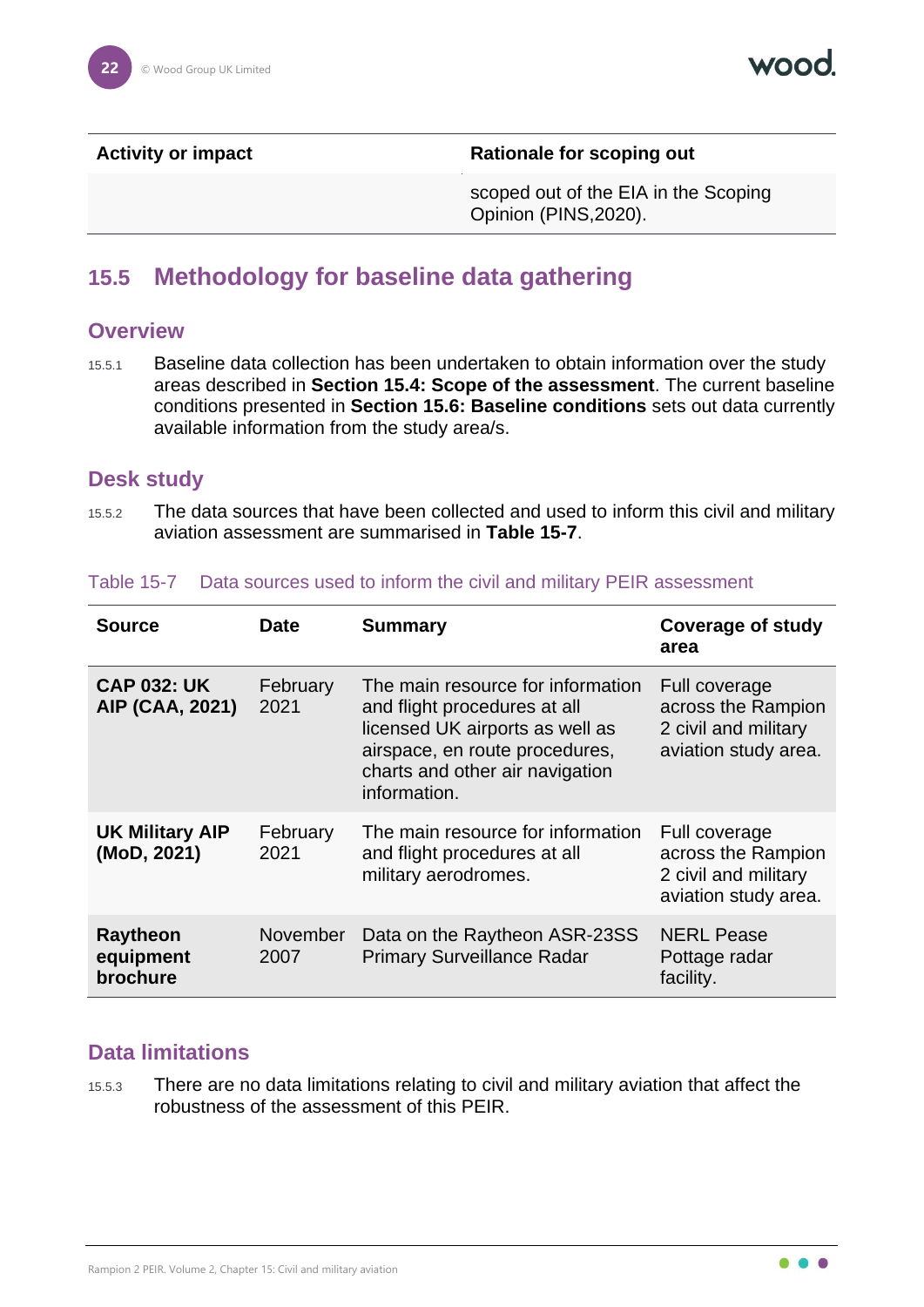| Activity or impact | Rationale for scoping out |
|---|---|
| | scoped out of the EIA in the Scoping Opinion (PINS,2020). |

## 15.5 Methodology for baseline data gathering

### Overview

15.5.1 Baseline data collection has been undertaken to obtain information over the study areas described in **Section 15.4: Scope of the assessment**. The current baseline conditions presented in **Section 15.6: Baseline conditions** sets out data currently available information from the study area/s.

### Desk study

15.5.2 The data sources that have been collected and used to inform this civil and military aviation assessment are summarised in **Table 15-7**.

Table 15-7 Data sources used to inform the civil and military PEIR assessment

| Source | Date | Summary | Coverage of study area |
|---|---|---|---|
| **CAP 032: UK AIP (CAA, 2021)** | February 2021 | The main resource for information and flight procedures at all licensed UK airports as well as airspace, en route procedures, charts and other air navigation information. | Full coverage across the Rampion 2 civil and military aviation study area. |
| **UK Military AIP (MoD, 2021)** | February 2021 | The main resource for information and flight procedures at all military aerodromes. | Full coverage across the Rampion 2 civil and military aviation study area. |
| **Raytheon equipment brochure** | November 2007 | Data on the Raytheon ASR-23SS Primary Surveillance Radar | NERL Pease Pottage radar facility. |

### Data limitations

15.5.3 There are no data limitations relating to civil and military aviation that affect the robustness of the assessment of this PEIR.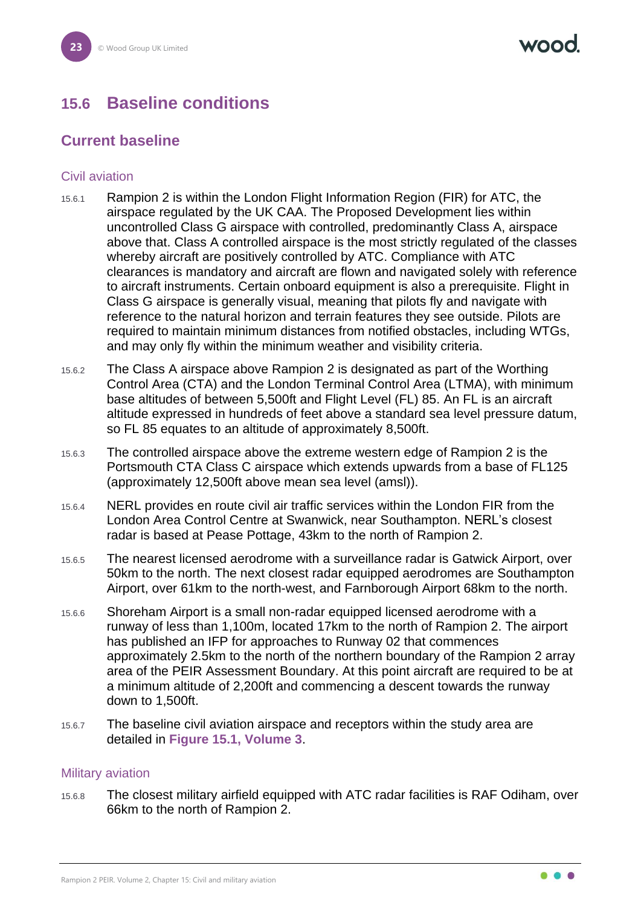## 15.6 Baseline conditions

### Current baseline

#### Civil aviation

15.6.1 Rampion 2 is within the London Flight Information Region (FIR) for ATC, the airspace regulated by the UK CAA. The Proposed Development lies within uncontrolled Class G airspace with controlled, predominantly Class A, airspace above that. Class A controlled airspace is the most strictly regulated of the classes whereby aircraft are positively controlled by ATC. Compliance with ATC clearances is mandatory and aircraft are flown and navigated solely with reference to aircraft instruments. Certain onboard equipment is also a prerequisite. Flight in Class G airspace is generally visual, meaning that pilots fly and navigate with reference to the natural horizon and terrain features they see outside. Pilots are required to maintain minimum distances from notified obstacles, including WTGs, and may only fly within the minimum weather and visibility criteria.

15.6.2 The Class A airspace above Rampion 2 is designated as part of the Worthing Control Area (CTA) and the London Terminal Control Area (LTMA), with minimum base altitudes of between 5,500ft and Flight Level (FL) 85. An FL is an aircraft altitude expressed in hundreds of feet above a standard sea level pressure datum, so FL 85 equates to an altitude of approximately 8,500ft.

15.6.3 The controlled airspace above the extreme western edge of Rampion 2 is the Portsmouth CTA Class C airspace which extends upwards from a base of FL125 (approximately 12,500ft above mean sea level (amsl)).

15.6.4 NERL provides en route civil air traffic services within the London FIR from the London Area Control Centre at Swanwick, near Southampton. NERL's closest radar is based at Pease Pottage, 43km to the north of Rampion 2.

15.6.5 The nearest licensed aerodrome with a surveillance radar is Gatwick Airport, over 50km to the north. The next closest radar equipped aerodromes are Southampton Airport, over 61km to the north-west, and Farnborough Airport 68km to the north.

15.6.6 Shoreham Airport is a small non-radar equipped licensed aerodrome with a runway of less than 1,100m, located 17km to the north of Rampion 2. The airport has published an IFP for approaches to Runway 02 that commences approximately 2.5km to the north of the northern boundary of the Rampion 2 array area of the PEIR Assessment Boundary. At this point aircraft are required to be at a minimum altitude of 2,200ft and commencing a descent towards the runway down to 1,500ft.

15.6.7 The baseline civil aviation airspace and receptors within the study area are detailed in **Figure 15.1, Volume 3**.

#### Military aviation

15.6.8 The closest military airfield equipped with ATC radar facilities is RAF Odiham, over 66km to the north of Rampion 2.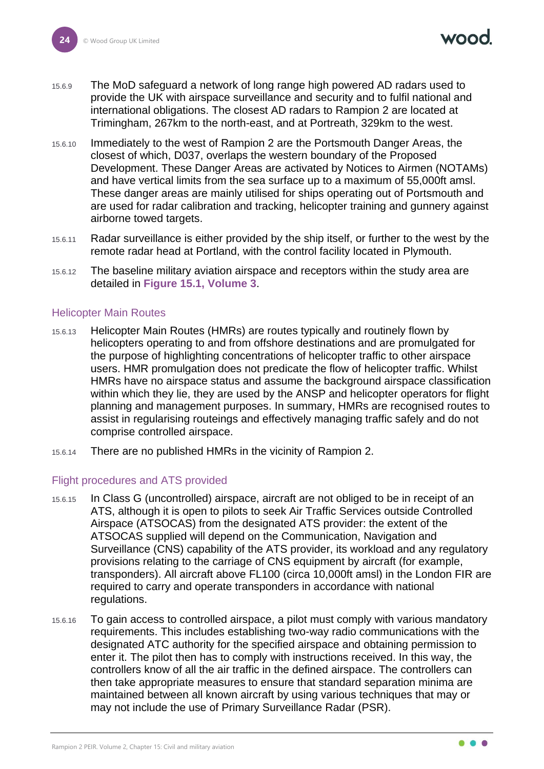15.6.9 The MoD safeguard a network of long range high powered AD radars used to provide the UK with airspace surveillance and security and to fulfil national and international obligations. The closest AD radars to Rampion 2 are located at Trimingham, 267km to the north-east, and at Portreath, 329km to the west.

15.6.10 Immediately to the west of Rampion 2 are the Portsmouth Danger Areas, the closest of which, D037, overlaps the western boundary of the Proposed Development. These Danger Areas are activated by Notices to Airmen (NOTAMs) and have vertical limits from the sea surface up to a maximum of 55,000ft amsl. These danger areas are mainly utilised for ships operating out of Portsmouth and are used for radar calibration and tracking, helicopter training and gunnery against airborne towed targets.

15.6.11 Radar surveillance is either provided by the ship itself, or further to the west by the remote radar head at Portland, with the control facility located in Plymouth.

15.6.12 The baseline military aviation airspace and receptors within the study area are detailed in **Figure 15.1, Volume 3**.

### Helicopter Main Routes

15.6.13 Helicopter Main Routes (HMRs) are routes typically and routinely flown by helicopters operating to and from offshore destinations and are promulgated for the purpose of highlighting concentrations of helicopter traffic to other airspace users. HMR promulgation does not predicate the flow of helicopter traffic. Whilst HMRs have no airspace status and assume the background airspace classification within which they lie, they are used by the ANSP and helicopter operators for flight planning and management purposes. In summary, HMRs are recognised routes to assist in regularising routeings and effectively managing traffic safely and do not comprise controlled airspace.

15.6.14 There are no published HMRs in the vicinity of Rampion 2.

### Flight procedures and ATS provided

15.6.15 In Class G (uncontrolled) airspace, aircraft are not obliged to be in receipt of an ATS, although it is open to pilots to seek Air Traffic Services outside Controlled Airspace (ATSOCAS) from the designated ATS provider: the extent of the ATSOCAS supplied will depend on the Communication, Navigation and Surveillance (CNS) capability of the ATS provider, its workload and any regulatory provisions relating to the carriage of CNS equipment by aircraft (for example, transponders). All aircraft above FL100 (circa 10,000ft amsl) in the London FIR are required to carry and operate transponders in accordance with national regulations.

15.6.16 To gain access to controlled airspace, a pilot must comply with various mandatory requirements. This includes establishing two-way radio communications with the designated ATC authority for the specified airspace and obtaining permission to enter it. The pilot then has to comply with instructions received. In this way, the controllers know of all the air traffic in the defined airspace. The controllers can then take appropriate measures to ensure that standard separation minima are maintained between all known aircraft by using various techniques that may or may not include the use of Primary Surveillance Radar (PSR).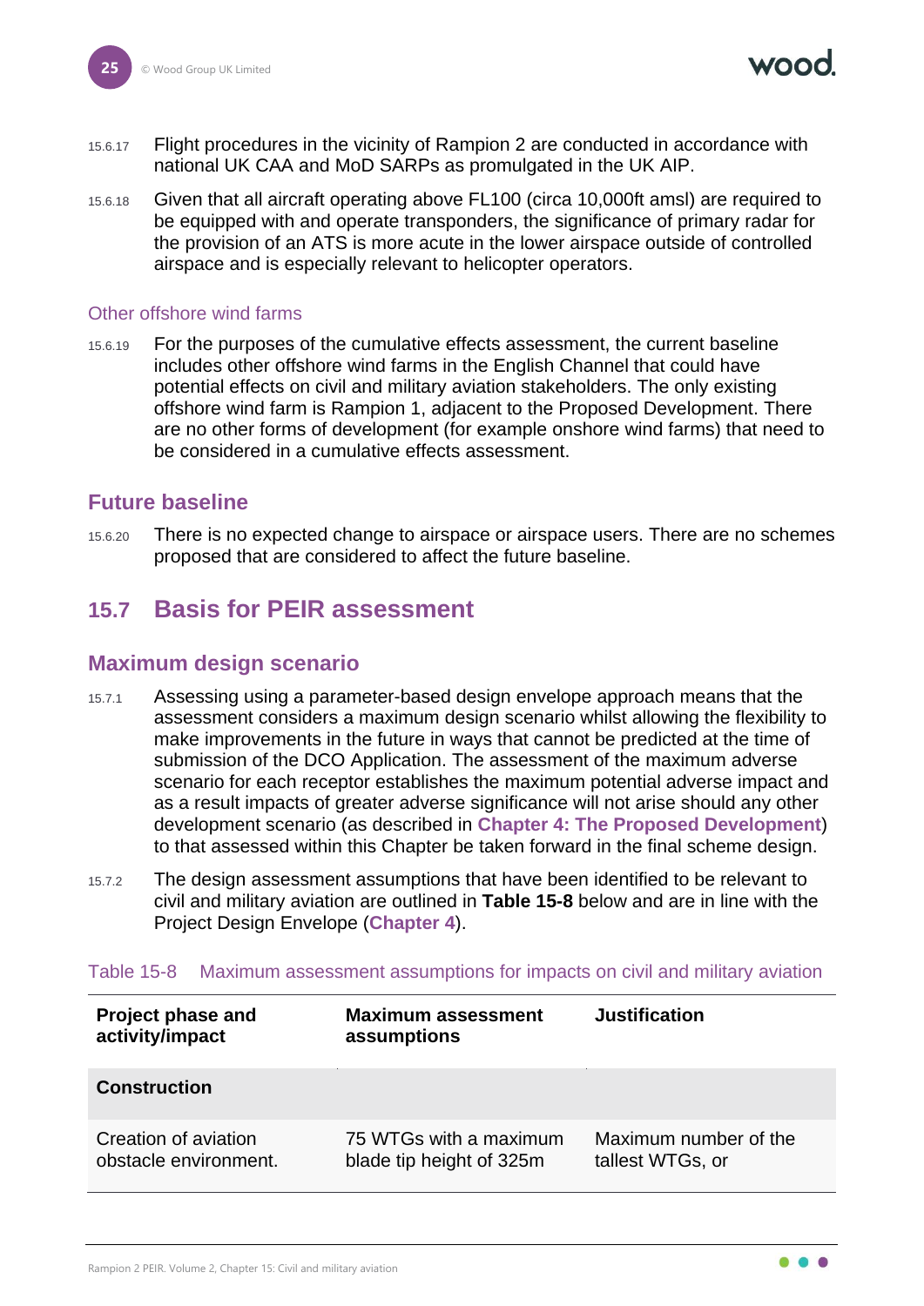15.6.17 Flight procedures in the vicinity of Rampion 2 are conducted in accordance with national UK CAA and MoD SARPs as promulgated in the UK AIP.

15.6.18 Given that all aircraft operating above FL100 (circa 10,000ft amsl) are required to be equipped with and operate transponders, the significance of primary radar for the provision of an ATS is more acute in the lower airspace outside of controlled airspace and is especially relevant to helicopter operators.

### Other offshore wind farms

15.6.19 For the purposes of the cumulative effects assessment, the current baseline includes other offshore wind farms in the English Channel that could have potential effects on civil and military aviation stakeholders. The only existing offshore wind farm is Rampion 1, adjacent to the Proposed Development. There are no other forms of development (for example onshore wind farms) that need to be considered in a cumulative effects assessment.

## Future baseline

15.6.20 There is no expected change to airspace or airspace users. There are no schemes proposed that are considered to affect the future baseline.

# 15.7 Basis for PEIR assessment

## Maximum design scenario

15.7.1 Assessing using a parameter-based design envelope approach means that the assessment considers a maximum design scenario whilst allowing the flexibility to make improvements in the future in ways that cannot be predicted at the time of submission of the DCO Application. The assessment of the maximum adverse scenario for each receptor establishes the maximum potential adverse impact and as a result impacts of greater adverse significance will not arise should any other development scenario (as described in **Chapter 4: The Proposed Development**) to that assessed within this Chapter be taken forward in the final scheme design.

15.7.2 The design assessment assumptions that have been identified to be relevant to civil and military aviation are outlined in **Table 15-8** below and are in line with the Project Design Envelope (**Chapter 4**).

Table 15-8 Maximum assessment assumptions for impacts on civil and military aviation

| Project phase and activity/impact | Maximum assessment assumptions | Justification |
|---|---|---|
| **Construction** | | |
| Creation of aviation obstacle environment. | 75 WTGs with a maximum blade tip height of 325m | Maximum number of the tallest WTGs, or |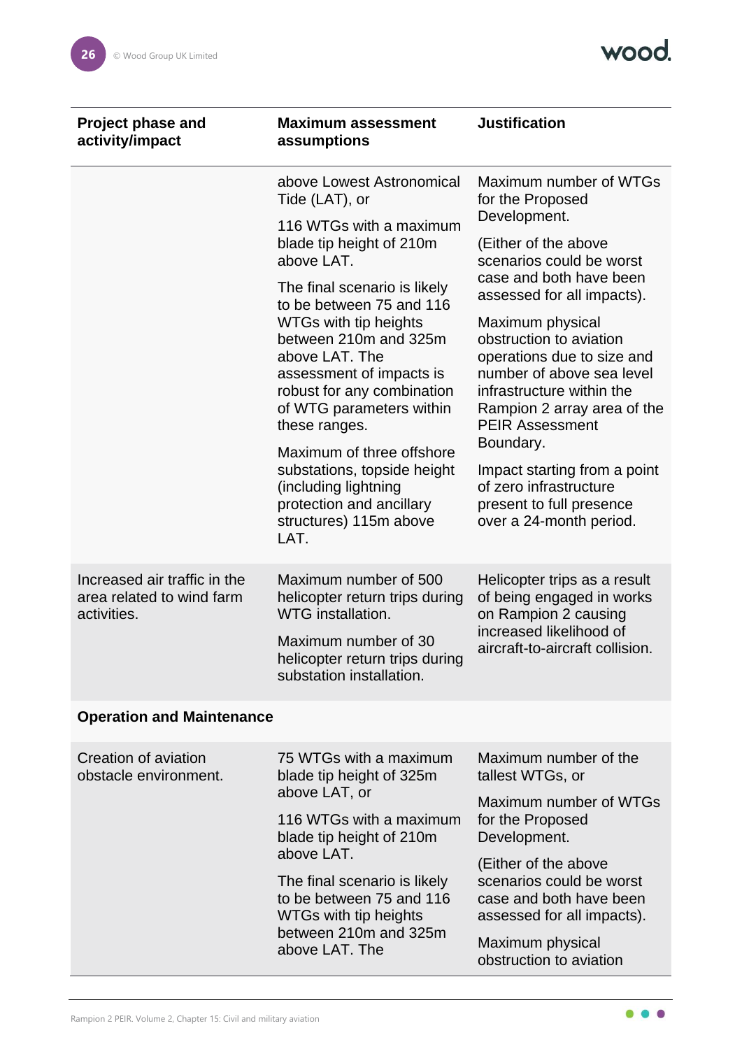| Project phase and activity/impact | Maximum assessment assumptions | Justification |
|---|---|---|
| | above Lowest Astronomical Tide (LAT), or<br><br>116 WTGs with a maximum blade tip height of 210m above LAT.<br><br>The final scenario is likely to be between 75 and 116 WTGs with tip heights between 210m and 325m above LAT. The assessment of impacts is robust for any combination of WTG parameters within these ranges.<br><br>Maximum of three offshore substations, topside height (including lightning protection and ancillary structures) 115m above LAT. | Maximum number of WTGs for the Proposed Development.<br><br>(Either of the above scenarios could be worst case and both have been assessed for all impacts).<br><br>Maximum physical obstruction to aviation operations due to size and number of above sea level infrastructure within the Rampion 2 array area of the PEIR Assessment Boundary.<br><br>Impact starting from a point of zero infrastructure present to full presence over a 24-month period. |
| Increased air traffic in the area related to wind farm activities. | Maximum number of 500 helicopter return trips during WTG installation.<br><br>Maximum number of 30 helicopter return trips during substation installation. | Helicopter trips as a result of being engaged in works on Rampion 2 causing increased likelihood of aircraft-to-aircraft collision. |
| **Operation and Maintenance** | | |
| Creation of aviation obstacle environment. | 75 WTGs with a maximum blade tip height of 325m above LAT, or<br><br>116 WTGs with a maximum blade tip height of 210m above LAT.<br><br>The final scenario is likely to be between 75 and 116 WTGs with tip heights between 210m and 325m above LAT. The | Maximum number of the tallest WTGs, or<br><br>Maximum number of WTGs for the Proposed Development.<br><br>(Either of the above scenarios could be worst case and both have been assessed for all impacts).<br><br>Maximum physical obstruction to aviation |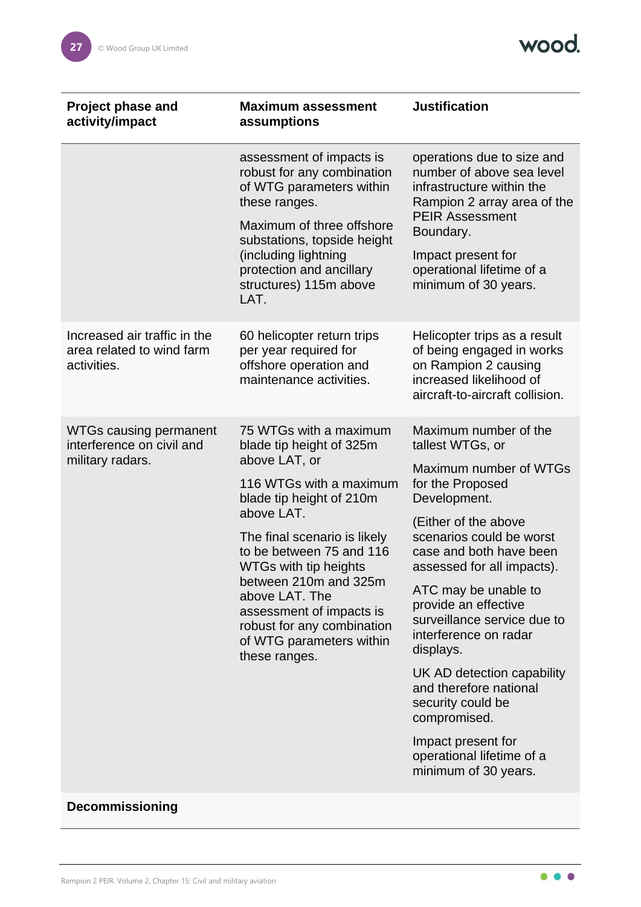| Project phase and activity/impact | Maximum assessment assumptions | Justification |
|---|---|---|
| | assessment of impacts is robust for any combination of WTG parameters within these ranges.<br><br>Maximum of three offshore substations, topside height (including lightning protection and ancillary structures) 115m above LAT. | operations due to size and number of above sea level infrastructure within the Rampion 2 array area of the PEIR Assessment Boundary.<br><br>Impact present for operational lifetime of a minimum of 30 years. |
| Increased air traffic in the area related to wind farm activities. | 60 helicopter return trips per year required for offshore operation and maintenance activities. | Helicopter trips as a result of being engaged in works on Rampion 2 causing increased likelihood of aircraft-to-aircraft collision. |
| WTGs causing permanent interference on civil and military radars. | 75 WTGs with a maximum blade tip height of 325m above LAT, or<br><br>116 WTGs with a maximum blade tip height of 210m above LAT.<br><br>The final scenario is likely to be between 75 and 116 WTGs with tip heights between 210m and 325m above LAT. The assessment of impacts is robust for any combination of WTG parameters within these ranges. | Maximum number of the tallest WTGs, or<br><br>Maximum number of WTGs for the Proposed Development.<br><br>(Either of the above scenarios could be worst case and both have been assessed for all impacts).<br><br>ATC may be unable to provide an effective surveillance service due to interference on radar displays.<br><br>UK AD detection capability and therefore national security could be compromised.<br><br>Impact present for operational lifetime of a minimum of 30 years. |
| **Decommissioning** | | |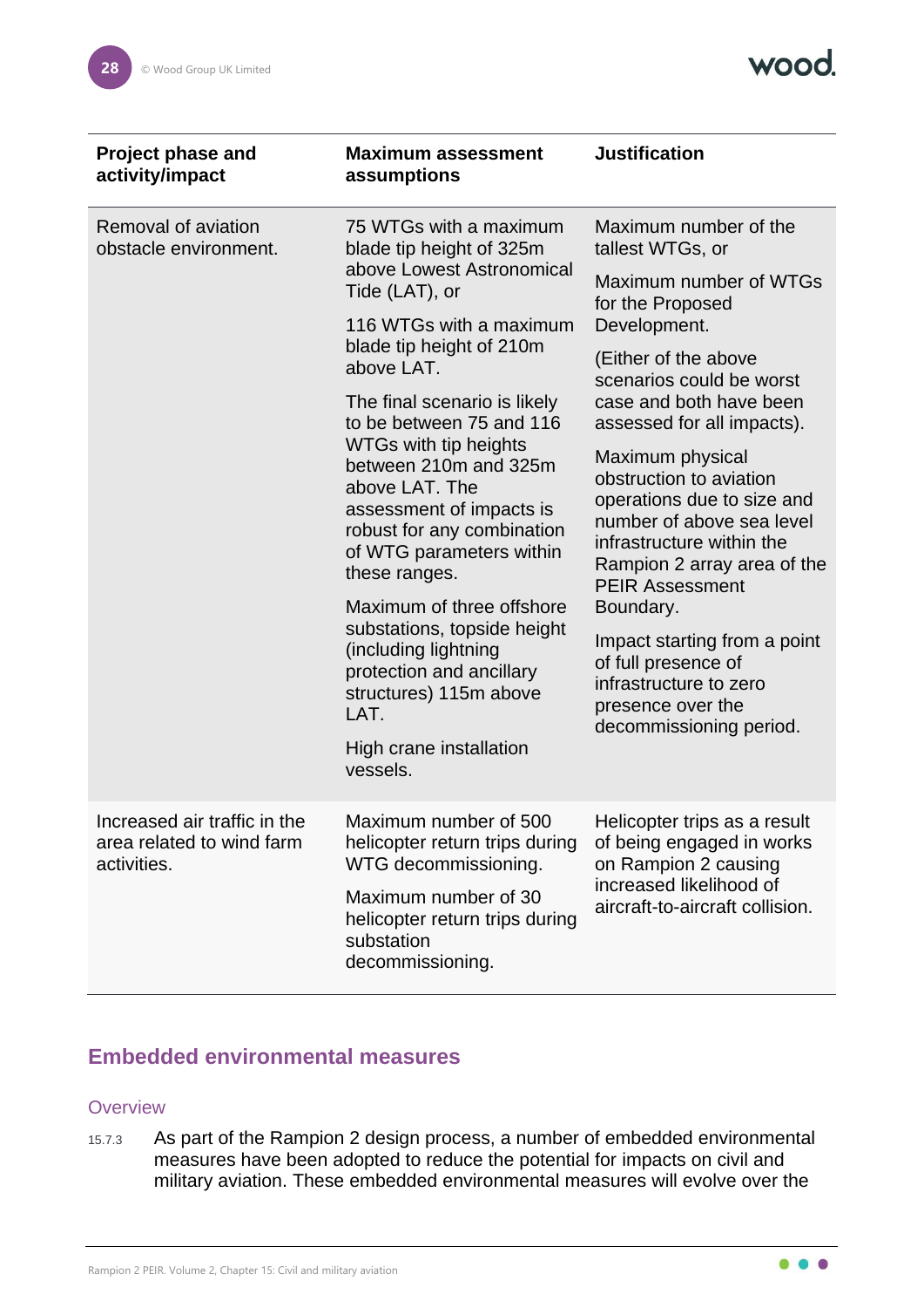| Project phase and activity/impact | Maximum assessment assumptions | Justification |
|---|---|---|
| Removal of aviation obstacle environment. | 75 WTGs with a maximum blade tip height of 325m above Lowest Astronomical Tide (LAT), or<br><br>116 WTGs with a maximum blade tip height of 210m above LAT.<br><br>The final scenario is likely to be between 75 and 116 WTGs with tip heights between 210m and 325m above LAT. The assessment of impacts is robust for any combination of WTG parameters within these ranges.<br><br>Maximum of three offshore substations, topside height (including lightning protection and ancillary structures) 115m above LAT.<br><br>High crane installation vessels. | Maximum number of the tallest WTGs, or<br><br>Maximum number of WTGs for the Proposed Development.<br><br>(Either of the above scenarios could be worst case and both have been assessed for all impacts).<br><br>Maximum physical obstruction to aviation operations due to size and number of above sea level infrastructure within the Rampion 2 array area of the PEIR Assessment Boundary.<br><br>Impact starting from a point of full presence of infrastructure to zero presence over the decommissioning period. |
| Increased air traffic in the area related to wind farm activities. | Maximum number of 500 helicopter return trips during WTG decommissioning.<br><br>Maximum number of 30 helicopter return trips during substation decommissioning. | Helicopter trips as a result of being engaged in works on Rampion 2 causing increased likelihood of aircraft-to-aircraft collision. |

## Embedded environmental measures

### Overview

15.7.3 As part of the Rampion 2 design process, a number of embedded environmental measures have been adopted to reduce the potential for impacts on civil and military aviation. These embedded environmental measures will evolve over the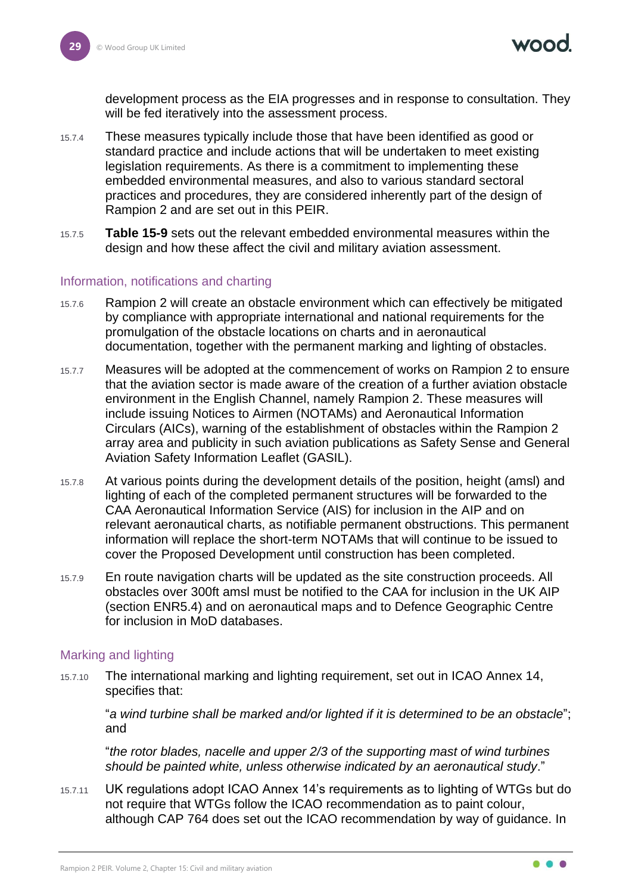development process as the EIA progresses and in response to consultation. They will be fed iteratively into the assessment process.

15.7.4 These measures typically include those that have been identified as good or standard practice and include actions that will be undertaken to meet existing legislation requirements. As there is a commitment to implementing these embedded environmental measures, and also to various standard sectoral practices and procedures, they are considered inherently part of the design of Rampion 2 and are set out in this PEIR.

15.7.5 **Table 15-9** sets out the relevant embedded environmental measures within the design and how these affect the civil and military aviation assessment.

### Information, notifications and charting

15.7.6 Rampion 2 will create an obstacle environment which can effectively be mitigated by compliance with appropriate international and national requirements for the promulgation of the obstacle locations on charts and in aeronautical documentation, together with the permanent marking and lighting of obstacles.

15.7.7 Measures will be adopted at the commencement of works on Rampion 2 to ensure that the aviation sector is made aware of the creation of a further aviation obstacle environment in the English Channel, namely Rampion 2. These measures will include issuing Notices to Airmen (NOTAMs) and Aeronautical Information Circulars (AICs), warning of the establishment of obstacles within the Rampion 2 array area and publicity in such aviation publications as Safety Sense and General Aviation Safety Information Leaflet (GASIL).

15.7.8 At various points during the development details of the position, height (amsl) and lighting of each of the completed permanent structures will be forwarded to the CAA Aeronautical Information Service (AIS) for inclusion in the AIP and on relevant aeronautical charts, as notifiable permanent obstructions. This permanent information will replace the short-term NOTAMs that will continue to be issued to cover the Proposed Development until construction has been completed.

15.7.9 En route navigation charts will be updated as the site construction proceeds. All obstacles over 300ft amsl must be notified to the CAA for inclusion in the UK AIP (section ENR5.4) and on aeronautical maps and to Defence Geographic Centre for inclusion in MoD databases.

### Marking and lighting

15.7.10 The international marking and lighting requirement, set out in ICAO Annex 14, specifies that:

"*a wind turbine shall be marked and/or lighted if it is determined to be an obstacle*"; and

"*the rotor blades, nacelle and upper 2/3 of the supporting mast of wind turbines should be painted white, unless otherwise indicated by an aeronautical study*."

15.7.11 UK regulations adopt ICAO Annex 14's requirements as to lighting of WTGs but do not require that WTGs follow the ICAO recommendation as to paint colour, although CAP 764 does set out the ICAO recommendation by way of guidance. In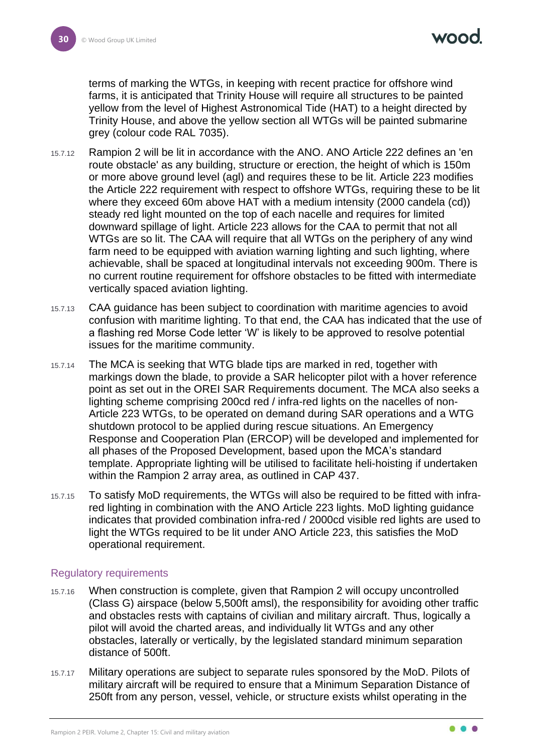terms of marking the WTGs, in keeping with recent practice for offshore wind farms, it is anticipated that Trinity House will require all structures to be painted yellow from the level of Highest Astronomical Tide (HAT) to a height directed by Trinity House, and above the yellow section all WTGs will be painted submarine grey (colour code RAL 7035).

15.7.12 Rampion 2 will be lit in accordance with the ANO. ANO Article 222 defines an 'en route obstacle' as any building, structure or erection, the height of which is 150m or more above ground level (agl) and requires these to be lit. Article 223 modifies the Article 222 requirement with respect to offshore WTGs, requiring these to be lit where they exceed 60m above HAT with a medium intensity (2000 candela (cd)) steady red light mounted on the top of each nacelle and requires for limited downward spillage of light. Article 223 allows for the CAA to permit that not all WTGs are so lit. The CAA will require that all WTGs on the periphery of any wind farm need to be equipped with aviation warning lighting and such lighting, where achievable, shall be spaced at longitudinal intervals not exceeding 900m. There is no current routine requirement for offshore obstacles to be fitted with intermediate vertically spaced aviation lighting.

15.7.13 CAA guidance has been subject to coordination with maritime agencies to avoid confusion with maritime lighting. To that end, the CAA has indicated that the use of a flashing red Morse Code letter 'W' is likely to be approved to resolve potential issues for the maritime community.

15.7.14 The MCA is seeking that WTG blade tips are marked in red, together with markings down the blade, to provide a SAR helicopter pilot with a hover reference point as set out in the OREI SAR Requirements document. The MCA also seeks a lighting scheme comprising 200cd red / infra-red lights on the nacelles of non-Article 223 WTGs, to be operated on demand during SAR operations and a WTG shutdown protocol to be applied during rescue situations. An Emergency Response and Cooperation Plan (ERCOP) will be developed and implemented for all phases of the Proposed Development, based upon the MCA's standard template. Appropriate lighting will be utilised to facilitate heli-hoisting if undertaken within the Rampion 2 array area, as outlined in CAP 437.

15.7.15 To satisfy MoD requirements, the WTGs will also be required to be fitted with infra-red lighting in combination with the ANO Article 223 lights. MoD lighting guidance indicates that provided combination infra-red / 2000cd visible red lights are used to light the WTGs required to be lit under ANO Article 223, this satisfies the MoD operational requirement.

## Regulatory requirements

15.7.16 When construction is complete, given that Rampion 2 will occupy uncontrolled (Class G) airspace (below 5,500ft amsl), the responsibility for avoiding other traffic and obstacles rests with captains of civilian and military aircraft. Thus, logically a pilot will avoid the charted areas, and individually lit WTGs and any other obstacles, laterally or vertically, by the legislated standard minimum separation distance of 500ft.

15.7.17 Military operations are subject to separate rules sponsored by the MoD. Pilots of military aircraft will be required to ensure that a Minimum Separation Distance of 250ft from any person, vessel, vehicle, or structure exists whilst operating in the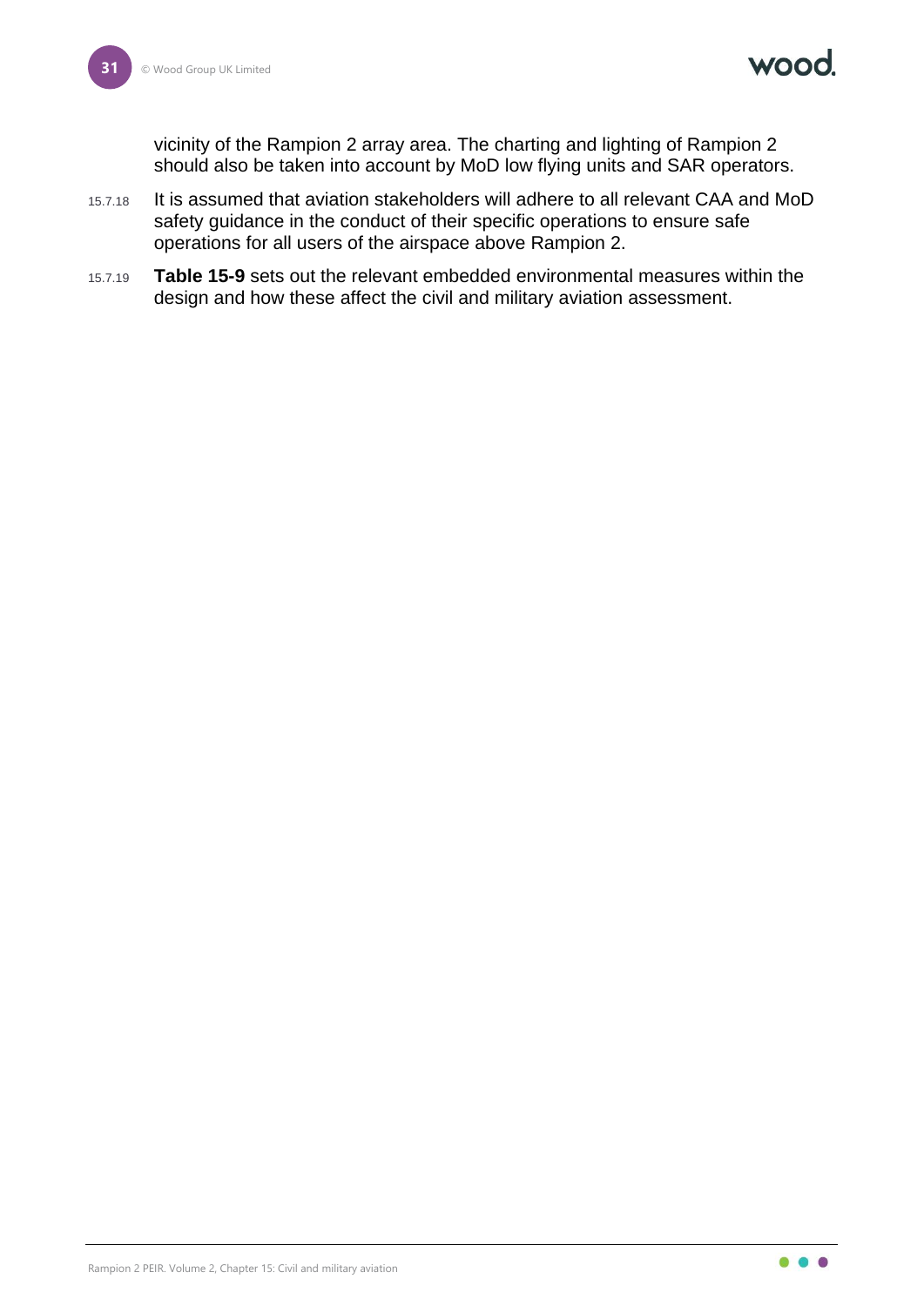vicinity of the Rampion 2 array area. The charting and lighting of Rampion 2 should also be taken into account by MoD low flying units and SAR operators.

15.7.18 It is assumed that aviation stakeholders will adhere to all relevant CAA and MoD safety guidance in the conduct of their specific operations to ensure safe operations for all users of the airspace above Rampion 2.

15.7.19 **Table 15-9** sets out the relevant embedded environmental measures within the design and how these affect the civil and military aviation assessment.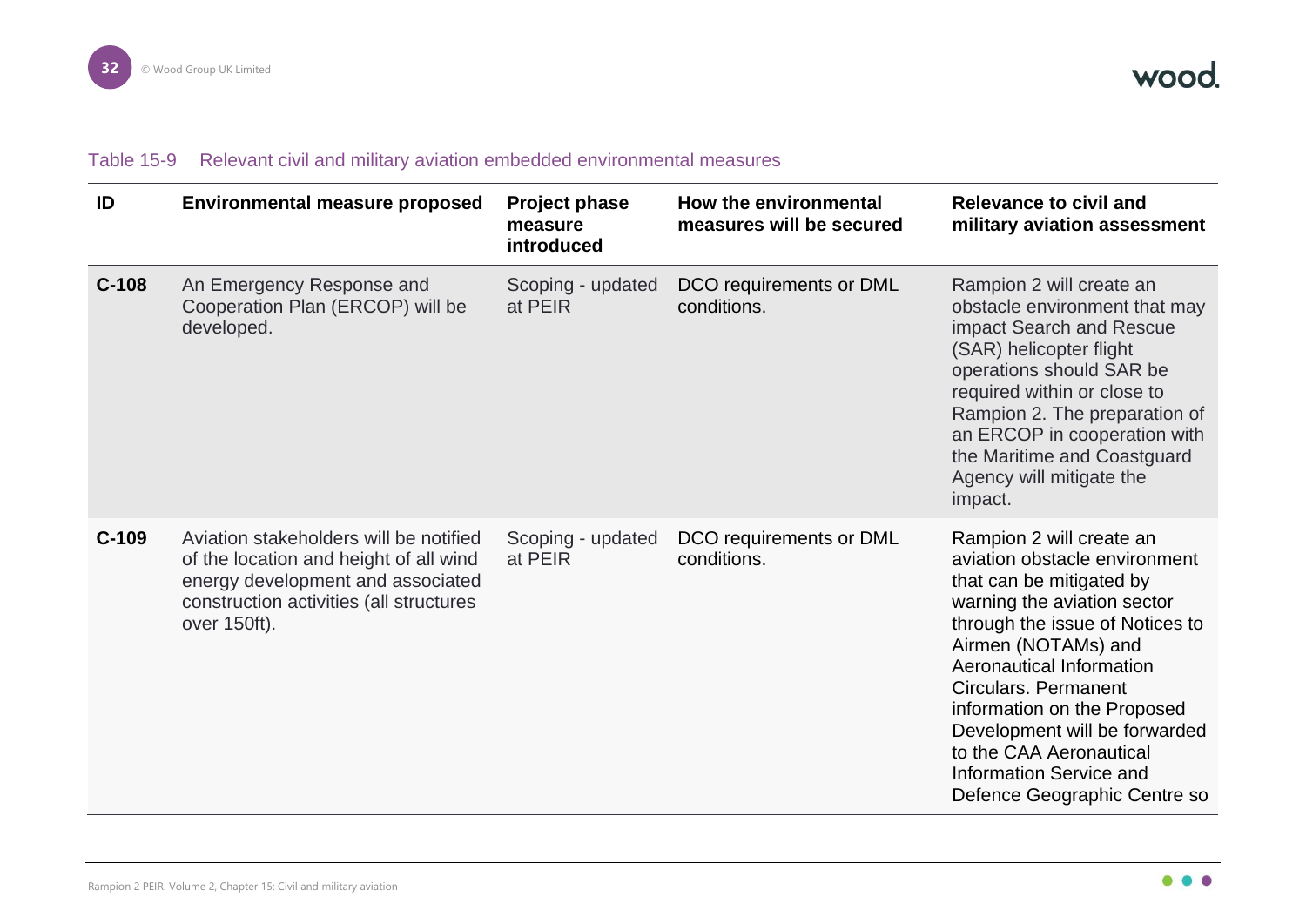Table 15-9 Relevant civil and military aviation embedded environmental measures

| ID | Environmental measure proposed | Project phase measure introduced | How the environmental measures will be secured | Relevance to civil and military aviation assessment |
|---|---|---|---|---|
| **C-108** | An Emergency Response and Cooperation Plan (ERCOP) will be developed. | Scoping - updated at PEIR | DCO requirements or DML conditions. | Rampion 2 will create an obstacle environment that may impact Search and Rescue (SAR) helicopter flight operations should SAR be required within or close to Rampion 2. The preparation of an ERCOP in cooperation with the Maritime and Coastguard Agency will mitigate the impact. |
| **C-109** | Aviation stakeholders will be notified of the location and height of all wind energy development and associated construction activities (all structures over 150ft). | Scoping - updated at PEIR | DCO requirements or DML conditions. | Rampion 2 will create an aviation obstacle environment that can be mitigated by warning the aviation sector through the issue of Notices to Airmen (NOTAMs) and Aeronautical Information Circulars. Permanent information on the Proposed Development will be forwarded to the CAA Aeronautical Information Service and Defence Geographic Centre so |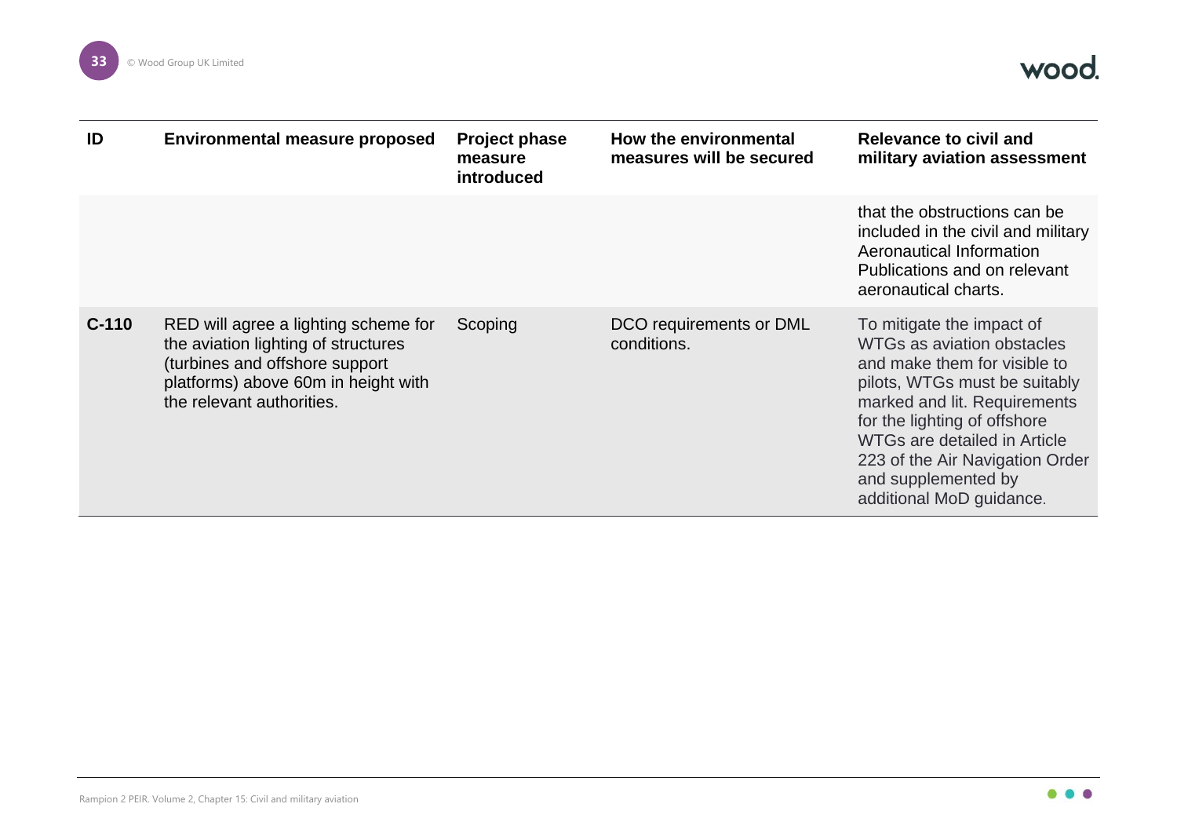| ID | Environmental measure proposed | Project phase measure introduced | How the environmental measures will be secured | Relevance to civil and military aviation assessment |
|---|---|---|---|---|
| | | | | that the obstructions can be included in the civil and military Aeronautical Information Publications and on relevant aeronautical charts. |
| C-110 | RED will agree a lighting scheme for the aviation lighting of structures (turbines and offshore support platforms) above 60m in height with the relevant authorities. | Scoping | DCO requirements or DML conditions. | To mitigate the impact of WTGs as aviation obstacles and make them for visible to pilots, WTGs must be suitably marked and lit. Requirements for the lighting of offshore WTGs are detailed in Article 223 of the Air Navigation Order and supplemented by additional MoD guidance. |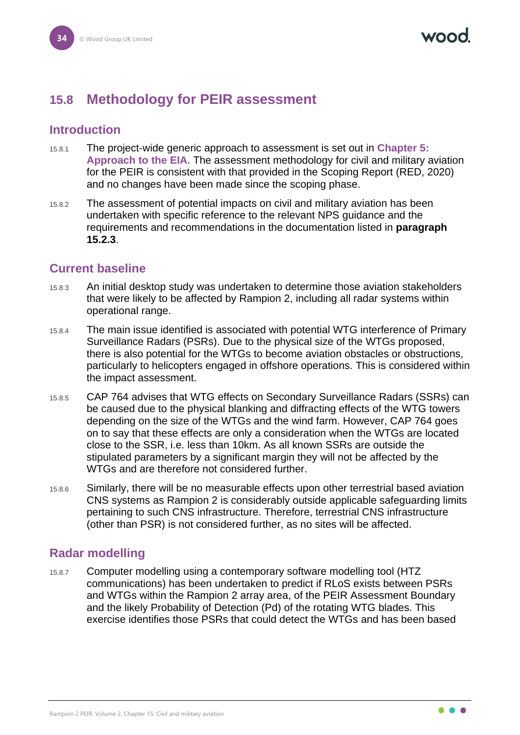## 15.8 Methodology for PEIR assessment

### Introduction

15.8.1 The project-wide generic approach to assessment is set out in **Chapter 5: Approach to the EIA**. The assessment methodology for civil and military aviation for the PEIR is consistent with that provided in the Scoping Report (RED, 2020) and no changes have been made since the scoping phase.

15.8.2 The assessment of potential impacts on civil and military aviation has been undertaken with specific reference to the relevant NPS guidance and the requirements and recommendations in the documentation listed in **paragraph 15.2.3**.

### Current baseline

15.8.3 An initial desktop study was undertaken to determine those aviation stakeholders that were likely to be affected by Rampion 2, including all radar systems within operational range.

15.8.4 The main issue identified is associated with potential WTG interference of Primary Surveillance Radars (PSRs). Due to the physical size of the WTGs proposed, there is also potential for the WTGs to become aviation obstacles or obstructions, particularly to helicopters engaged in offshore operations. This is considered within the impact assessment.

15.8.5 CAP 764 advises that WTG effects on Secondary Surveillance Radars (SSRs) can be caused due to the physical blanking and diffracting effects of the WTG towers depending on the size of the WTGs and the wind farm. However, CAP 764 goes on to say that these effects are only a consideration when the WTGs are located close to the SSR, i.e. less than 10km. As all known SSRs are outside the stipulated parameters by a significant margin they will not be affected by the WTGs and are therefore not considered further.

15.8.6 Similarly, there will be no measurable effects upon other terrestrial based aviation CNS systems as Rampion 2 is considerably outside applicable safeguarding limits pertaining to such CNS infrastructure. Therefore, terrestrial CNS infrastructure (other than PSR) is not considered further, as no sites will be affected.

### Radar modelling

15.8.7 Computer modelling using a contemporary software modelling tool (HTZ communications) has been undertaken to predict if RLoS exists between PSRs and WTGs within the Rampion 2 array area, of the PEIR Assessment Boundary and the likely Probability of Detection (Pd) of the rotating WTG blades. This exercise identifies those PSRs that could detect the WTGs and has been based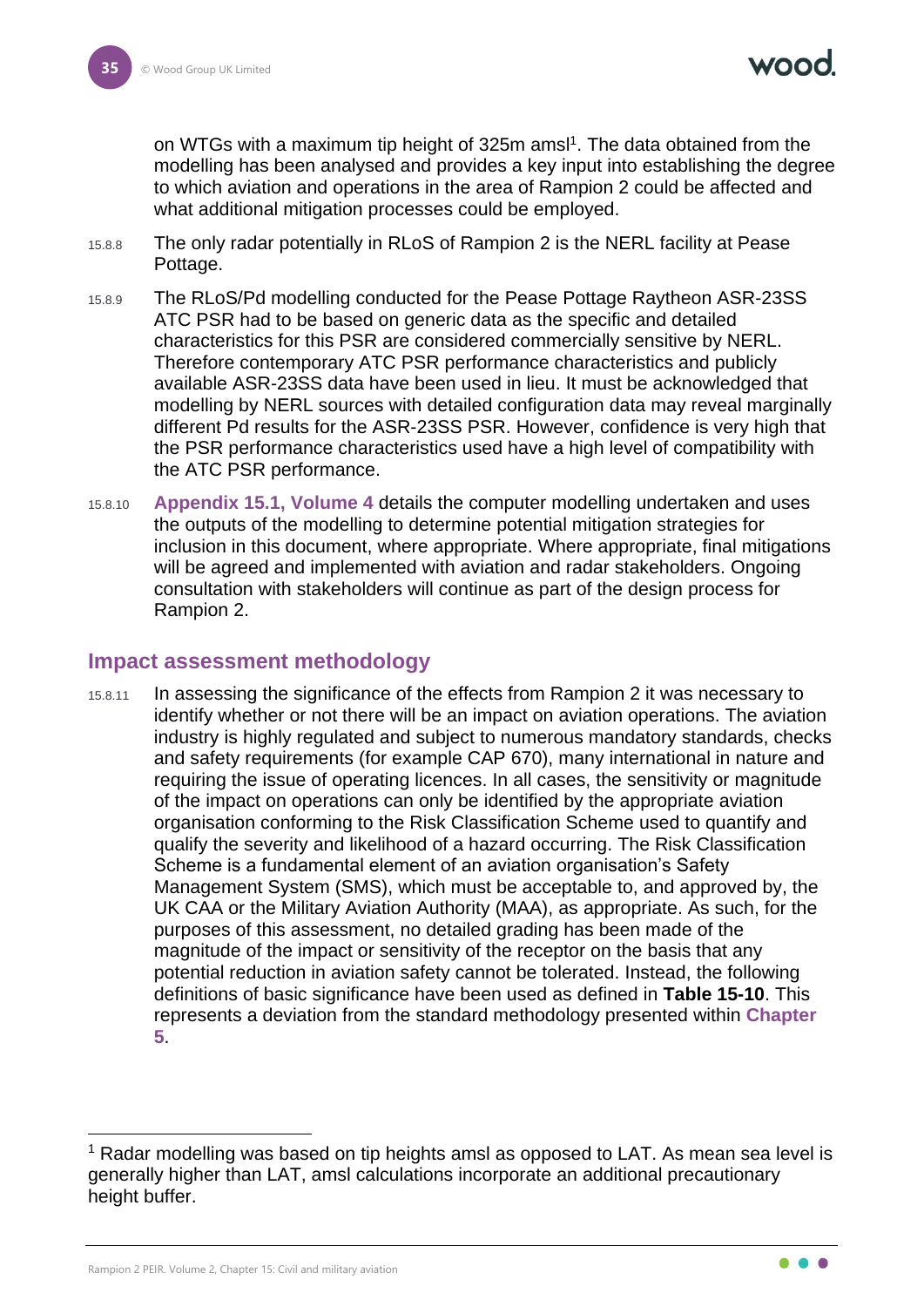on WTGs with a maximum tip height of 325m amsl[1]. The data obtained from the modelling has been analysed and provides a key input into establishing the degree to which aviation and operations in the area of Rampion 2 could be affected and what additional mitigation processes could be employed.

15.8.8 The only radar potentially in RLoS of Rampion 2 is the NERL facility at Pease Pottage.

15.8.9 The RLoS/Pd modelling conducted for the Pease Pottage Raytheon ASR-23SS ATC PSR had to be based on generic data as the specific and detailed characteristics for this PSR are considered commercially sensitive by NERL. Therefore contemporary ATC PSR performance characteristics and publicly available ASR-23SS data have been used in lieu. It must be acknowledged that modelling by NERL sources with detailed configuration data may reveal marginally different Pd results for the ASR-23SS PSR. However, confidence is very high that the PSR performance characteristics used have a high level of compatibility with the ATC PSR performance.

15.8.10 **Appendix 15.1, Volume 4** details the computer modelling undertaken and uses the outputs of the modelling to determine potential mitigation strategies for inclusion in this document, where appropriate. Where appropriate, final mitigations will be agreed and implemented with aviation and radar stakeholders. Ongoing consultation with stakeholders will continue as part of the design process for Rampion 2.

## Impact assessment methodology

15.8.11 In assessing the significance of the effects from Rampion 2 it was necessary to identify whether or not there will be an impact on aviation operations. The aviation industry is highly regulated and subject to numerous mandatory standards, checks and safety requirements (for example CAP 670), many international in nature and requiring the issue of operating licences. In all cases, the sensitivity or magnitude of the impact on operations can only be identified by the appropriate aviation organisation conforming to the Risk Classification Scheme used to quantify and qualify the severity and likelihood of a hazard occurring. The Risk Classification Scheme is a fundamental element of an aviation organisation's Safety Management System (SMS), which must be acceptable to, and approved by, the UK CAA or the Military Aviation Authority (MAA), as appropriate. As such, for the purposes of this assessment, no detailed grading has been made of the magnitude of the impact or sensitivity of the receptor on the basis that any potential reduction in aviation safety cannot be tolerated. Instead, the following definitions of basic significance have been used as defined in **Table 15-10**. This represents a deviation from the standard methodology presented within **Chapter 5**.

---

[1] Radar modelling was based on tip heights amsl as opposed to LAT. As mean sea level is generally higher than LAT, amsl calculations incorporate an additional precautionary height buffer.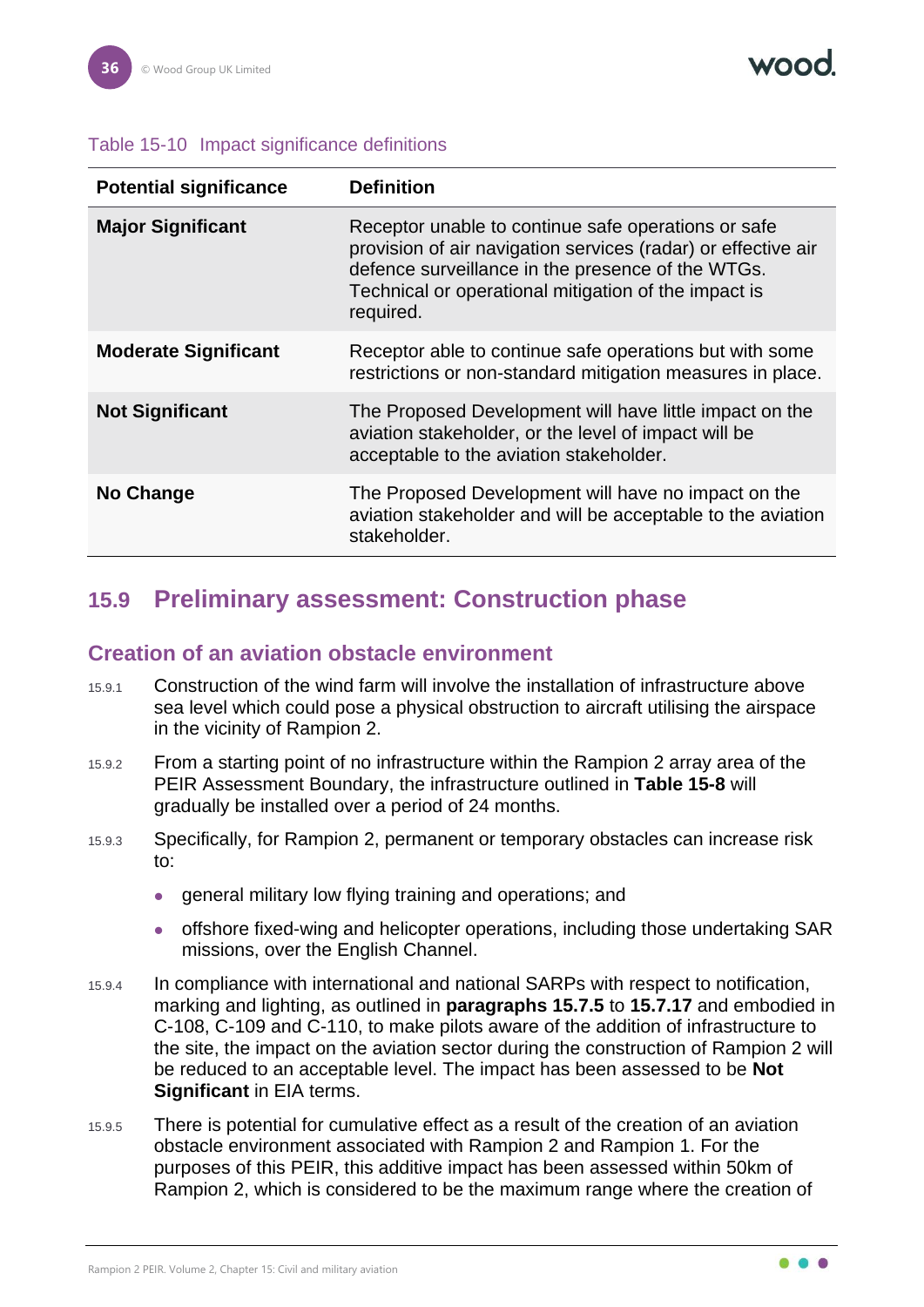Table 15-10 Impact significance definitions

| Potential significance | Definition |
| --- | --- |
| **Major Significant** | Receptor unable to continue safe operations or safe provision of air navigation services (radar) or effective air defence surveillance in the presence of the WTGs. Technical or operational mitigation of the impact is required. |
| **Moderate Significant** | Receptor able to continue safe operations but with some restrictions or non-standard mitigation measures in place. |
| **Not Significant** | The Proposed Development will have little impact on the aviation stakeholder, or the level of impact will be acceptable to the aviation stakeholder. |
| **No Change** | The Proposed Development will have no impact on the aviation stakeholder and will be acceptable to the aviation stakeholder. |

## 15.9 Preliminary assessment: Construction phase

### Creation of an aviation obstacle environment

15.9.1 Construction of the wind farm will involve the installation of infrastructure above sea level which could pose a physical obstruction to aircraft utilising the airspace in the vicinity of Rampion 2.

15.9.2 From a starting point of no infrastructure within the Rampion 2 array area of the PEIR Assessment Boundary, the infrastructure outlined in **Table 15-8** will gradually be installed over a period of 24 months.

15.9.3 Specifically, for Rampion 2, permanent or temporary obstacles can increase risk to:

- general military low flying training and operations; and
- offshore fixed-wing and helicopter operations, including those undertaking SAR missions, over the English Channel.

15.9.4 In compliance with international and national SARPs with respect to notification, marking and lighting, as outlined in **paragraphs 15.7.5** to **15.7.17** and embodied in C-108, C-109 and C-110, to make pilots aware of the addition of infrastructure to the site, the impact on the aviation sector during the construction of Rampion 2 will be reduced to an acceptable level. The impact has been assessed to be **Not Significant** in EIA terms.

15.9.5 There is potential for cumulative effect as a result of the creation of an aviation obstacle environment associated with Rampion 2 and Rampion 1. For the purposes of this PEIR, this additive impact has been assessed within 50km of Rampion 2, which is considered to be the maximum range where the creation of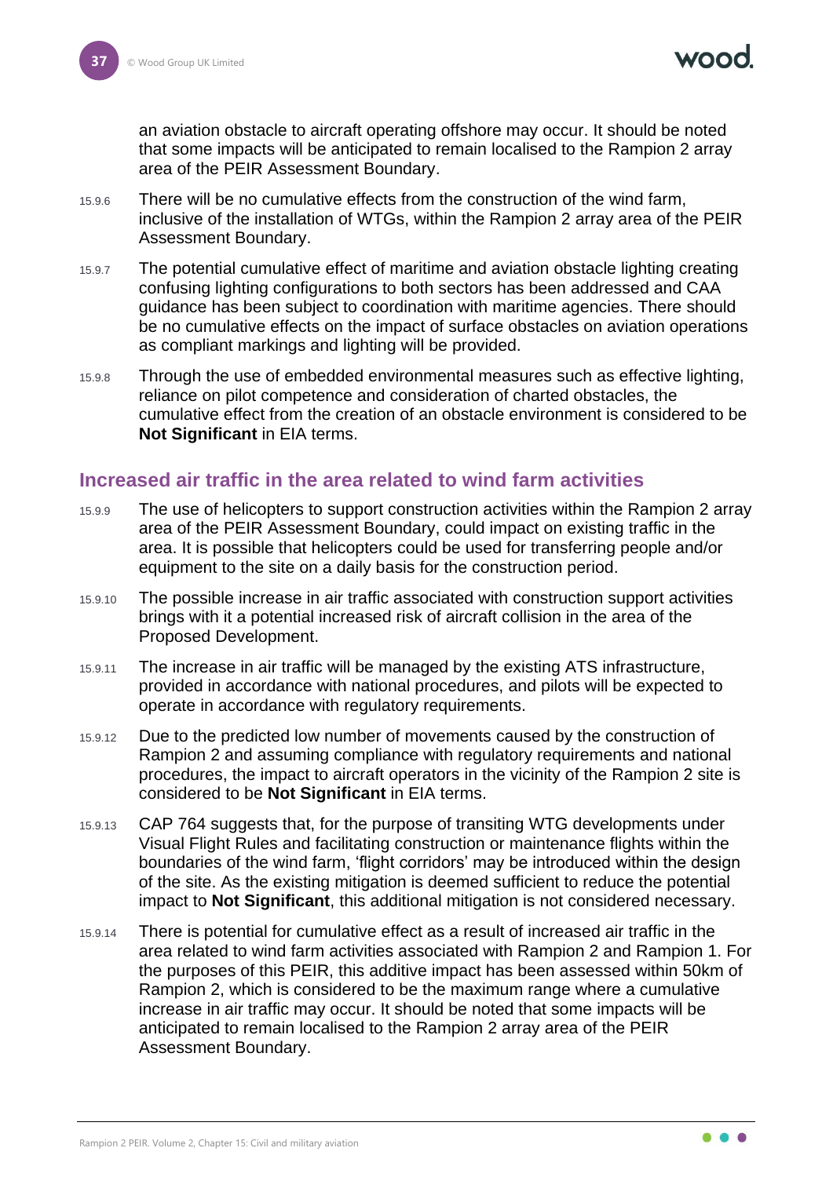an aviation obstacle to aircraft operating offshore may occur. It should be noted that some impacts will be anticipated to remain localised to the Rampion 2 array area of the PEIR Assessment Boundary.

15.9.6 There will be no cumulative effects from the construction of the wind farm, inclusive of the installation of WTGs, within the Rampion 2 array area of the PEIR Assessment Boundary.

15.9.7 The potential cumulative effect of maritime and aviation obstacle lighting creating confusing lighting configurations to both sectors has been addressed and CAA guidance has been subject to coordination with maritime agencies. There should be no cumulative effects on the impact of surface obstacles on aviation operations as compliant markings and lighting will be provided.

15.9.8 Through the use of embedded environmental measures such as effective lighting, reliance on pilot competence and consideration of charted obstacles, the cumulative effect from the creation of an obstacle environment is considered to be **Not Significant** in EIA terms.

## Increased air traffic in the area related to wind farm activities

15.9.9 The use of helicopters to support construction activities within the Rampion 2 array area of the PEIR Assessment Boundary, could impact on existing traffic in the area. It is possible that helicopters could be used for transferring people and/or equipment to the site on a daily basis for the construction period.

15.9.10 The possible increase in air traffic associated with construction support activities brings with it a potential increased risk of aircraft collision in the area of the Proposed Development.

15.9.11 The increase in air traffic will be managed by the existing ATS infrastructure, provided in accordance with national procedures, and pilots will be expected to operate in accordance with regulatory requirements.

15.9.12 Due to the predicted low number of movements caused by the construction of Rampion 2 and assuming compliance with regulatory requirements and national procedures, the impact to aircraft operators in the vicinity of the Rampion 2 site is considered to be **Not Significant** in EIA terms.

15.9.13 CAP 764 suggests that, for the purpose of transiting WTG developments under Visual Flight Rules and facilitating construction or maintenance flights within the boundaries of the wind farm, 'flight corridors' may be introduced within the design of the site. As the existing mitigation is deemed sufficient to reduce the potential impact to **Not Significant**, this additional mitigation is not considered necessary.

15.9.14 There is potential for cumulative effect as a result of increased air traffic in the area related to wind farm activities associated with Rampion 2 and Rampion 1. For the purposes of this PEIR, this additive impact has been assessed within 50km of Rampion 2, which is considered to be the maximum range where a cumulative increase in air traffic may occur. It should be noted that some impacts will be anticipated to remain localised to the Rampion 2 array area of the PEIR Assessment Boundary.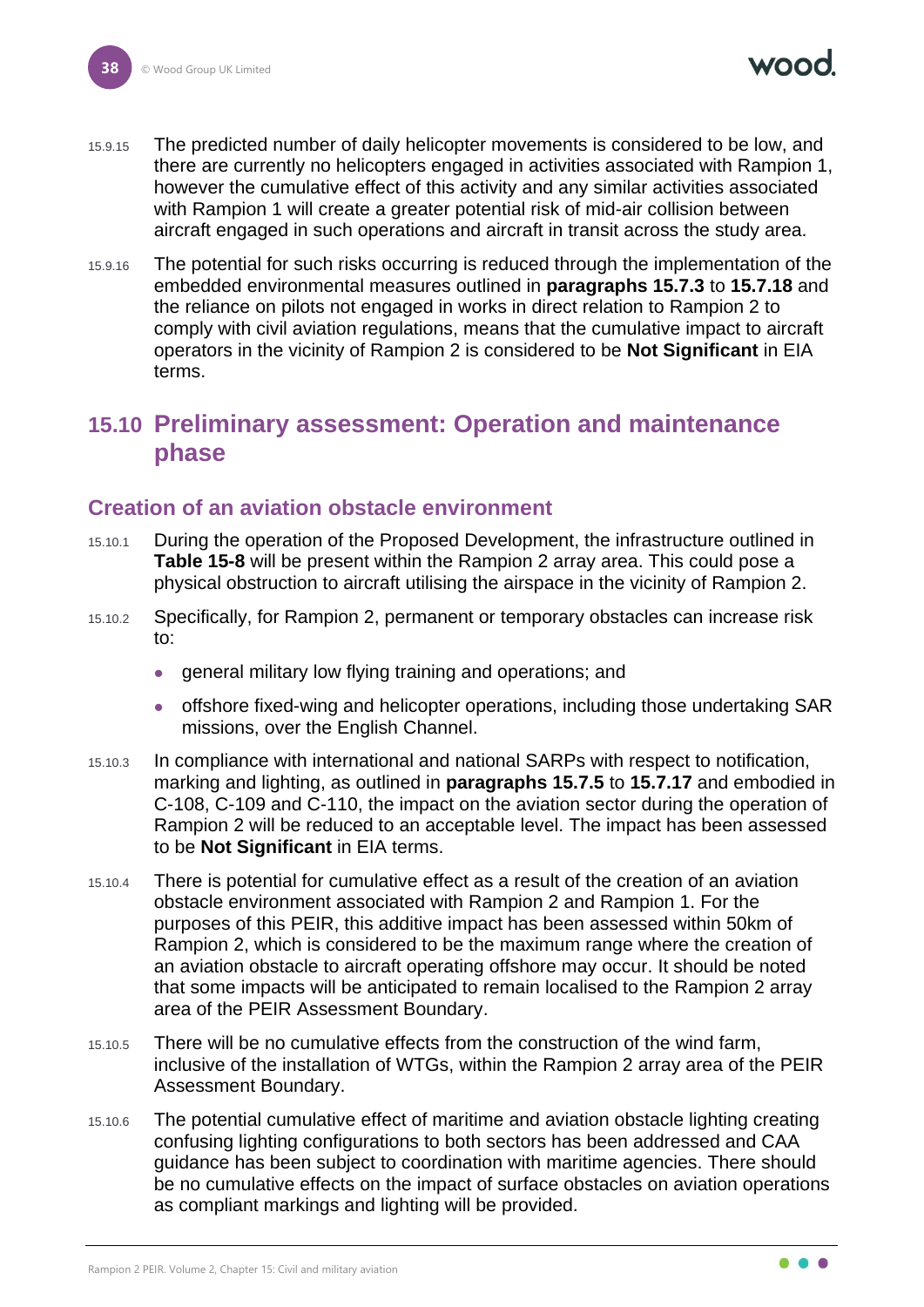15.9.15 The predicted number of daily helicopter movements is considered to be low, and there are currently no helicopters engaged in activities associated with Rampion 1, however the cumulative effect of this activity and any similar activities associated with Rampion 1 will create a greater potential risk of mid-air collision between aircraft engaged in such operations and aircraft in transit across the study area.

15.9.16 The potential for such risks occurring is reduced through the implementation of the embedded environmental measures outlined in **paragraphs 15.7.3** to **15.7.18** and the reliance on pilots not engaged in works in direct relation to Rampion 2 to comply with civil aviation regulations, means that the cumulative impact to aircraft operators in the vicinity of Rampion 2 is considered to be **Not Significant** in EIA terms.

## 15.10 Preliminary assessment: Operation and maintenance phase

### Creation of an aviation obstacle environment

15.10.1 During the operation of the Proposed Development, the infrastructure outlined in **Table 15-8** will be present within the Rampion 2 array area. This could pose a physical obstruction to aircraft utilising the airspace in the vicinity of Rampion 2.

15.10.2 Specifically, for Rampion 2, permanent or temporary obstacles can increase risk to:

- general military low flying training and operations; and
- offshore fixed-wing and helicopter operations, including those undertaking SAR missions, over the English Channel.

15.10.3 In compliance with international and national SARPs with respect to notification, marking and lighting, as outlined in **paragraphs 15.7.5** to **15.7.17** and embodied in C-108, C-109 and C-110, the impact on the aviation sector during the operation of Rampion 2 will be reduced to an acceptable level. The impact has been assessed to be **Not Significant** in EIA terms.

15.10.4 There is potential for cumulative effect as a result of the creation of an aviation obstacle environment associated with Rampion 2 and Rampion 1. For the purposes of this PEIR, this additive impact has been assessed within 50km of Rampion 2, which is considered to be the maximum range where the creation of an aviation obstacle to aircraft operating offshore may occur. It should be noted that some impacts will be anticipated to remain localised to the Rampion 2 array area of the PEIR Assessment Boundary.

15.10.5 There will be no cumulative effects from the construction of the wind farm, inclusive of the installation of WTGs, within the Rampion 2 array area of the PEIR Assessment Boundary.

15.10.6 The potential cumulative effect of maritime and aviation obstacle lighting creating confusing lighting configurations to both sectors has been addressed and CAA guidance has been subject to coordination with maritime agencies. There should be no cumulative effects on the impact of surface obstacles on aviation operations as compliant markings and lighting will be provided.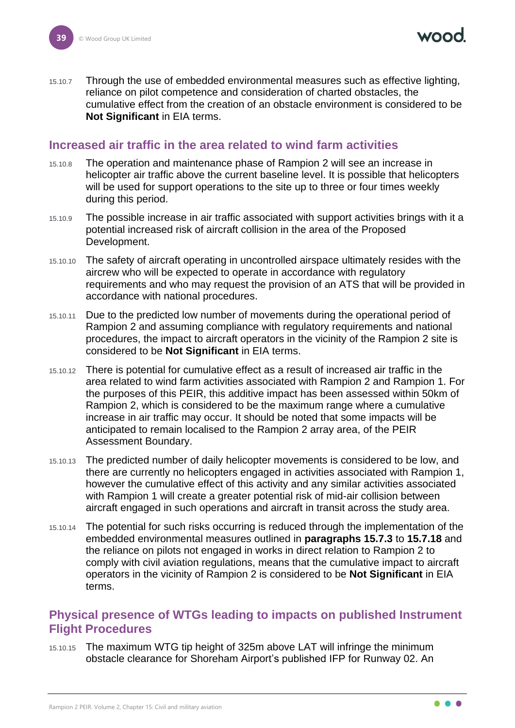15.10.7 Through the use of embedded environmental measures such as effective lighting, reliance on pilot competence and consideration of charted obstacles, the cumulative effect from the creation of an obstacle environment is considered to be **Not Significant** in EIA terms.

## Increased air traffic in the area related to wind farm activities

15.10.8 The operation and maintenance phase of Rampion 2 will see an increase in helicopter air traffic above the current baseline level. It is possible that helicopters will be used for support operations to the site up to three or four times weekly during this period.

15.10.9 The possible increase in air traffic associated with support activities brings with it a potential increased risk of aircraft collision in the area of the Proposed Development.

15.10.10 The safety of aircraft operating in uncontrolled airspace ultimately resides with the aircrew who will be expected to operate in accordance with regulatory requirements and who may request the provision of an ATS that will be provided in accordance with national procedures.

15.10.11 Due to the predicted low number of movements during the operational period of Rampion 2 and assuming compliance with regulatory requirements and national procedures, the impact to aircraft operators in the vicinity of the Rampion 2 site is considered to be **Not Significant** in EIA terms.

15.10.12 There is potential for cumulative effect as a result of increased air traffic in the area related to wind farm activities associated with Rampion 2 and Rampion 1. For the purposes of this PEIR, this additive impact has been assessed within 50km of Rampion 2, which is considered to be the maximum range where a cumulative increase in air traffic may occur. It should be noted that some impacts will be anticipated to remain localised to the Rampion 2 array area, of the PEIR Assessment Boundary.

15.10.13 The predicted number of daily helicopter movements is considered to be low, and there are currently no helicopters engaged in activities associated with Rampion 1, however the cumulative effect of this activity and any similar activities associated with Rampion 1 will create a greater potential risk of mid-air collision between aircraft engaged in such operations and aircraft in transit across the study area.

15.10.14 The potential for such risks occurring is reduced through the implementation of the embedded environmental measures outlined in **paragraphs 15.7.3** to **15.7.18** and the reliance on pilots not engaged in works in direct relation to Rampion 2 to comply with civil aviation regulations, means that the cumulative impact to aircraft operators in the vicinity of Rampion 2 is considered to be **Not Significant** in EIA terms.

## Physical presence of WTGs leading to impacts on published Instrument Flight Procedures

15.10.15 The maximum WTG tip height of 325m above LAT will infringe the minimum obstacle clearance for Shoreham Airport's published IFP for Runway 02. An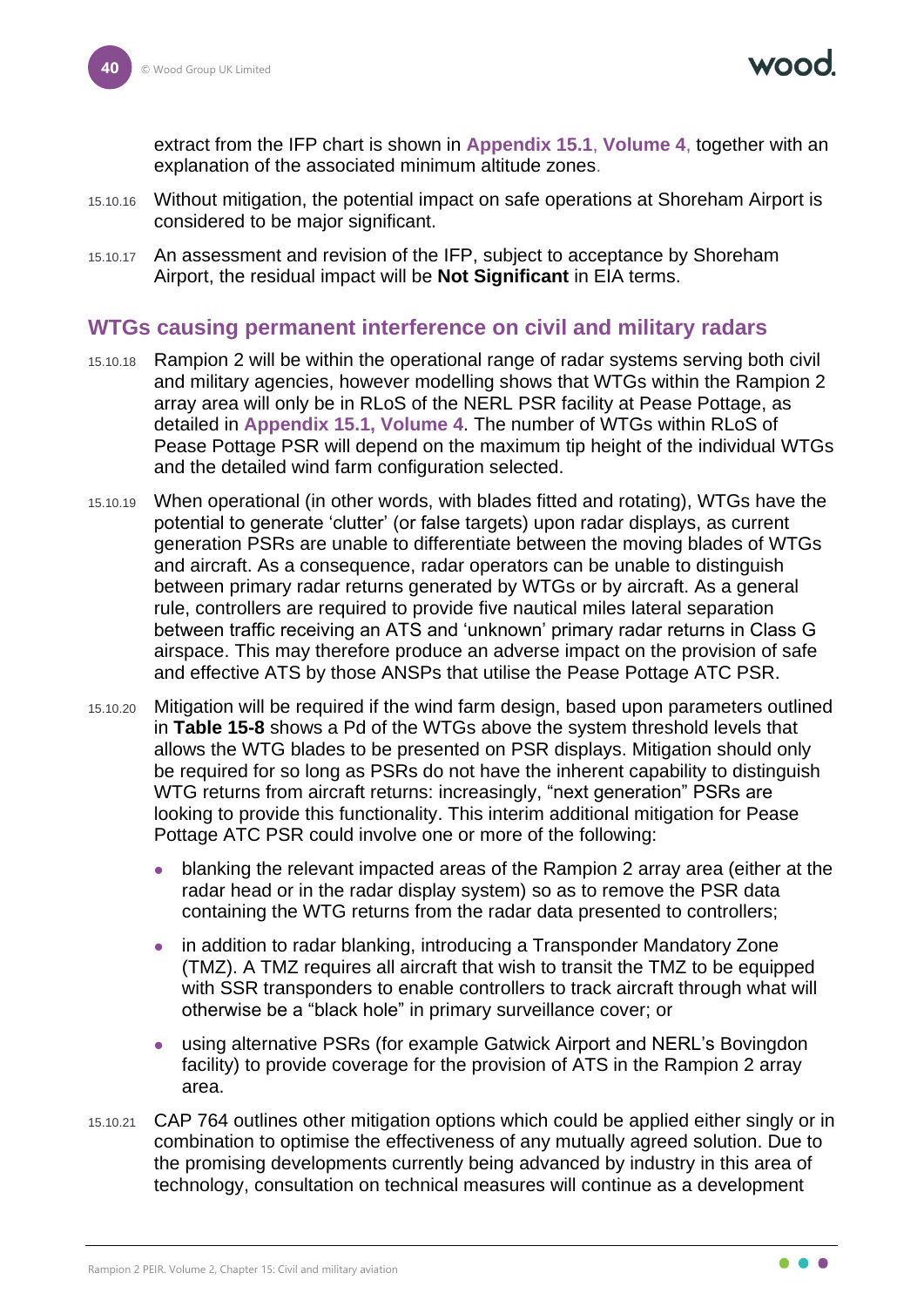extract from the IFP chart is shown in **Appendix 15.1**, **Volume 4**, together with an explanation of the associated minimum altitude zones.

15.10.16 Without mitigation, the potential impact on safe operations at Shoreham Airport is considered to be major significant.

15.10.17 An assessment and revision of the IFP, subject to acceptance by Shoreham Airport, the residual impact will be **Not Significant** in EIA terms.

## WTGs causing permanent interference on civil and military radars

15.10.18 Rampion 2 will be within the operational range of radar systems serving both civil and military agencies, however modelling shows that WTGs within the Rampion 2 array area will only be in RLoS of the NERL PSR facility at Pease Pottage, as detailed in **Appendix 15.1, Volume 4**. The number of WTGs within RLoS of Pease Pottage PSR will depend on the maximum tip height of the individual WTGs and the detailed wind farm configuration selected.

15.10.19 When operational (in other words, with blades fitted and rotating), WTGs have the potential to generate 'clutter' (or false targets) upon radar displays, as current generation PSRs are unable to differentiate between the moving blades of WTGs and aircraft. As a consequence, radar operators can be unable to distinguish between primary radar returns generated by WTGs or by aircraft. As a general rule, controllers are required to provide five nautical miles lateral separation between traffic receiving an ATS and 'unknown' primary radar returns in Class G airspace. This may therefore produce an adverse impact on the provision of safe and effective ATS by those ANSPs that utilise the Pease Pottage ATC PSR.

15.10.20 Mitigation will be required if the wind farm design, based upon parameters outlined in **Table 15-8** shows a Pd of the WTGs above the system threshold levels that allows the WTG blades to be presented on PSR displays. Mitigation should only be required for so long as PSRs do not have the inherent capability to distinguish WTG returns from aircraft returns: increasingly, "next generation" PSRs are looking to provide this functionality. This interim additional mitigation for Pease Pottage ATC PSR could involve one or more of the following:

- blanking the relevant impacted areas of the Rampion 2 array area (either at the radar head or in the radar display system) so as to remove the PSR data containing the WTG returns from the radar data presented to controllers;
- in addition to radar blanking, introducing a Transponder Mandatory Zone (TMZ). A TMZ requires all aircraft that wish to transit the TMZ to be equipped with SSR transponders to enable controllers to track aircraft through what will otherwise be a "black hole" in primary surveillance cover; or
- using alternative PSRs (for example Gatwick Airport and NERL's Bovingdon facility) to provide coverage for the provision of ATS in the Rampion 2 array area.

15.10.21 CAP 764 outlines other mitigation options which could be applied either singly or in combination to optimise the effectiveness of any mutually agreed solution. Due to the promising developments currently being advanced by industry in this area of technology, consultation on technical measures will continue as a development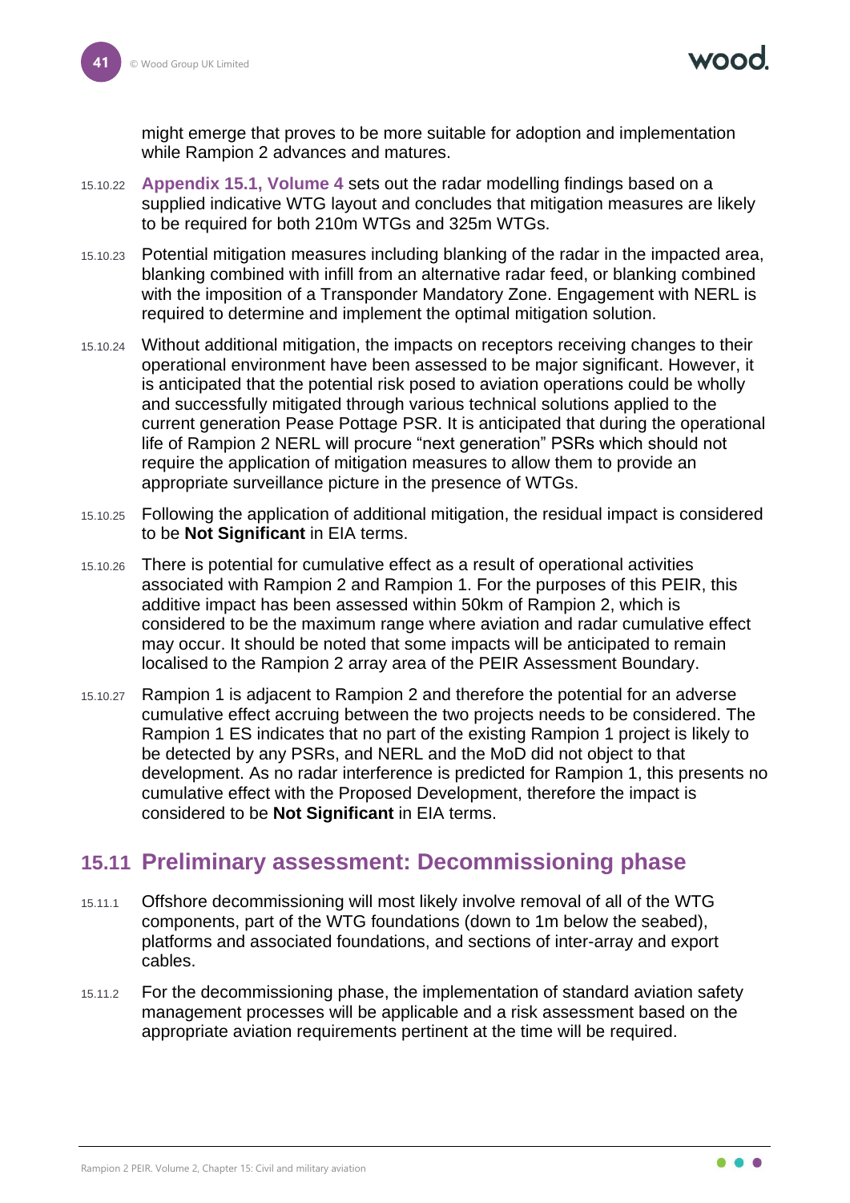might emerge that proves to be more suitable for adoption and implementation while Rampion 2 advances and matures.

15.10.22 **Appendix 15.1, Volume 4** sets out the radar modelling findings based on a supplied indicative WTG layout and concludes that mitigation measures are likely to be required for both 210m WTGs and 325m WTGs.

15.10.23 Potential mitigation measures including blanking of the radar in the impacted area, blanking combined with infill from an alternative radar feed, or blanking combined with the imposition of a Transponder Mandatory Zone. Engagement with NERL is required to determine and implement the optimal mitigation solution.

15.10.24 Without additional mitigation, the impacts on receptors receiving changes to their operational environment have been assessed to be major significant. However, it is anticipated that the potential risk posed to aviation operations could be wholly and successfully mitigated through various technical solutions applied to the current generation Pease Pottage PSR. It is anticipated that during the operational life of Rampion 2 NERL will procure "next generation" PSRs which should not require the application of mitigation measures to allow them to provide an appropriate surveillance picture in the presence of WTGs.

15.10.25 Following the application of additional mitigation, the residual impact is considered to be **Not Significant** in EIA terms.

15.10.26 There is potential for cumulative effect as a result of operational activities associated with Rampion 2 and Rampion 1. For the purposes of this PEIR, this additive impact has been assessed within 50km of Rampion 2, which is considered to be the maximum range where aviation and radar cumulative effect may occur. It should be noted that some impacts will be anticipated to remain localised to the Rampion 2 array area of the PEIR Assessment Boundary.

15.10.27 Rampion 1 is adjacent to Rampion 2 and therefore the potential for an adverse cumulative effect accruing between the two projects needs to be considered. The Rampion 1 ES indicates that no part of the existing Rampion 1 project is likely to be detected by any PSRs, and NERL and the MoD did not object to that development. As no radar interference is predicted for Rampion 1, this presents no cumulative effect with the Proposed Development, therefore the impact is considered to be **Not Significant** in EIA terms.

## 15.11 Preliminary assessment: Decommissioning phase

15.11.1 Offshore decommissioning will most likely involve removal of all of the WTG components, part of the WTG foundations (down to 1m below the seabed), platforms and associated foundations, and sections of inter-array and export cables.

15.11.2 For the decommissioning phase, the implementation of standard aviation safety management processes will be applicable and a risk assessment based on the appropriate aviation requirements pertinent at the time will be required.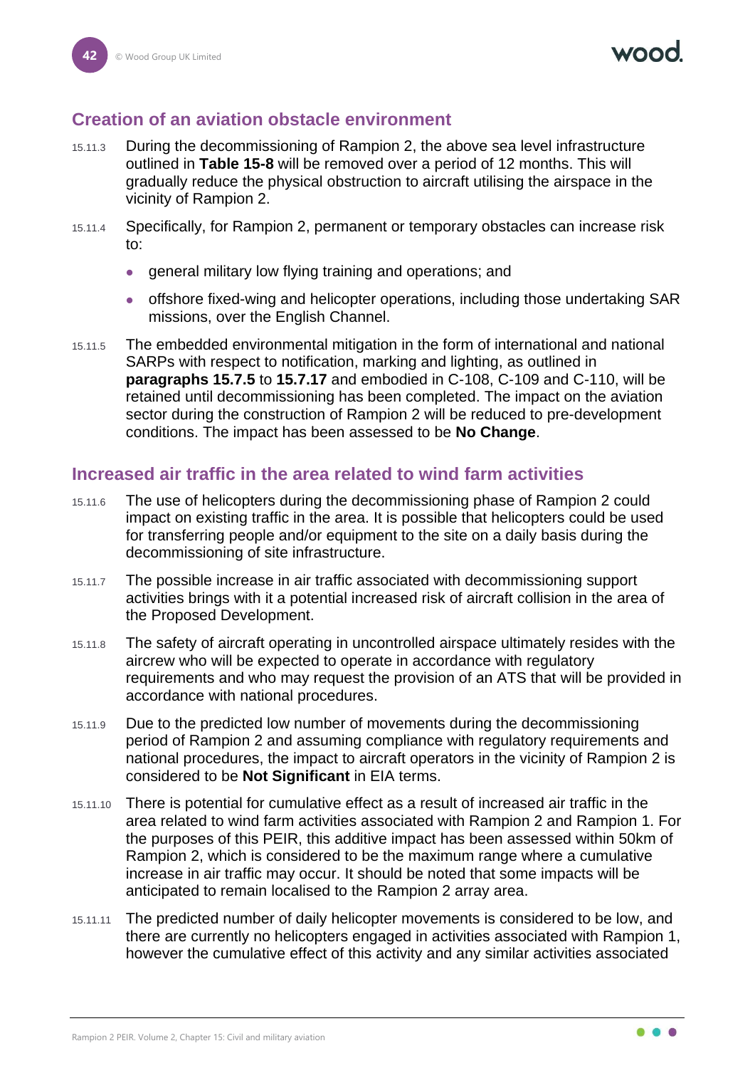## Creation of an aviation obstacle environment

15.11.3 During the decommissioning of Rampion 2, the above sea level infrastructure outlined in **Table 15-8** will be removed over a period of 12 months. This will gradually reduce the physical obstruction to aircraft utilising the airspace in the vicinity of Rampion 2.

15.11.4 Specifically, for Rampion 2, permanent or temporary obstacles can increase risk to:

- general military low flying training and operations; and
- offshore fixed-wing and helicopter operations, including those undertaking SAR missions, over the English Channel.

15.11.5 The embedded environmental mitigation in the form of international and national SARPs with respect to notification, marking and lighting, as outlined in **paragraphs 15.7.5** to **15.7.17** and embodied in C-108, C-109 and C-110, will be retained until decommissioning has been completed. The impact on the aviation sector during the construction of Rampion 2 will be reduced to pre-development conditions. The impact has been assessed to be **No Change**.

## Increased air traffic in the area related to wind farm activities

15.11.6 The use of helicopters during the decommissioning phase of Rampion 2 could impact on existing traffic in the area. It is possible that helicopters could be used for transferring people and/or equipment to the site on a daily basis during the decommissioning of site infrastructure.

15.11.7 The possible increase in air traffic associated with decommissioning support activities brings with it a potential increased risk of aircraft collision in the area of the Proposed Development.

15.11.8 The safety of aircraft operating in uncontrolled airspace ultimately resides with the aircrew who will be expected to operate in accordance with regulatory requirements and who may request the provision of an ATS that will be provided in accordance with national procedures.

15.11.9 Due to the predicted low number of movements during the decommissioning period of Rampion 2 and assuming compliance with regulatory requirements and national procedures, the impact to aircraft operators in the vicinity of Rampion 2 is considered to be **Not Significant** in EIA terms.

15.11.10 There is potential for cumulative effect as a result of increased air traffic in the area related to wind farm activities associated with Rampion 2 and Rampion 1. For the purposes of this PEIR, this additive impact has been assessed within 50km of Rampion 2, which is considered to be the maximum range where a cumulative increase in air traffic may occur. It should be noted that some impacts will be anticipated to remain localised to the Rampion 2 array area.

15.11.11 The predicted number of daily helicopter movements is considered to be low, and there are currently no helicopters engaged in activities associated with Rampion 1, however the cumulative effect of this activity and any similar activities associated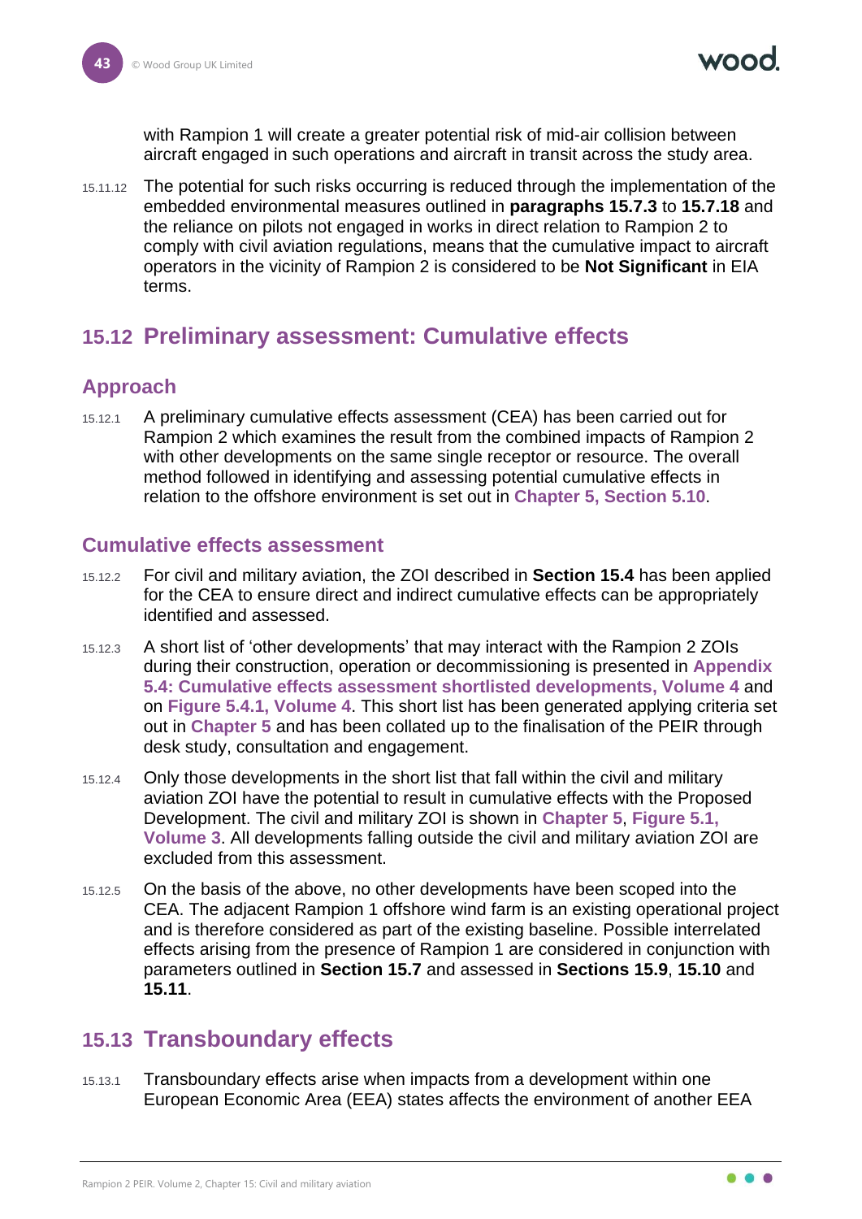with Rampion 1 will create a greater potential risk of mid-air collision between aircraft engaged in such operations and aircraft in transit across the study area.

15.11.12 The potential for such risks occurring is reduced through the implementation of the embedded environmental measures outlined in **paragraphs 15.7.3** to **15.7.18** and the reliance on pilots not engaged in works in direct relation to Rampion 2 to comply with civil aviation regulations, means that the cumulative impact to aircraft operators in the vicinity of Rampion 2 is considered to be **Not Significant** in EIA terms.

## 15.12 Preliminary assessment: Cumulative effects

### Approach

15.12.1 A preliminary cumulative effects assessment (CEA) has been carried out for Rampion 2 which examines the result from the combined impacts of Rampion 2 with other developments on the same single receptor or resource. The overall method followed in identifying and assessing potential cumulative effects in relation to the offshore environment is set out in **Chapter 5, Section 5.10**.

### Cumulative effects assessment

15.12.2 For civil and military aviation, the ZOI described in **Section 15.4** has been applied for the CEA to ensure direct and indirect cumulative effects can be appropriately identified and assessed.

15.12.3 A short list of 'other developments' that may interact with the Rampion 2 ZOIs during their construction, operation or decommissioning is presented in **Appendix 5.4: Cumulative effects assessment shortlisted developments, Volume 4** and on **Figure 5.4.1, Volume 4**. This short list has been generated applying criteria set out in **Chapter 5** and has been collated up to the finalisation of the PEIR through desk study, consultation and engagement.

15.12.4 Only those developments in the short list that fall within the civil and military aviation ZOI have the potential to result in cumulative effects with the Proposed Development. The civil and military ZOI is shown in **Chapter 5**, **Figure 5.1, Volume 3**. All developments falling outside the civil and military aviation ZOI are excluded from this assessment.

15.12.5 On the basis of the above, no other developments have been scoped into the CEA. The adjacent Rampion 1 offshore wind farm is an existing operational project and is therefore considered as part of the existing baseline. Possible interrelated effects arising from the presence of Rampion 1 are considered in conjunction with parameters outlined in **Section 15.7** and assessed in **Sections 15.9**, **15.10** and **15.11**.

## 15.13 Transboundary effects

15.13.1 Transboundary effects arise when impacts from a development within one European Economic Area (EEA) states affects the environment of another EEA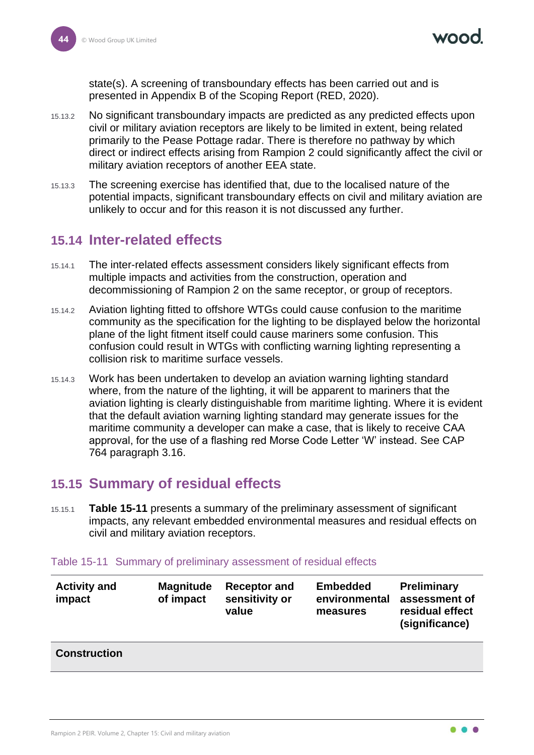state(s). A screening of transboundary effects has been carried out and is presented in Appendix B of the Scoping Report (RED, 2020).

15.13.2 No significant transboundary impacts are predicted as any predicted effects upon civil or military aviation receptors are likely to be limited in extent, being related primarily to the Pease Pottage radar. There is therefore no pathway by which direct or indirect effects arising from Rampion 2 could significantly affect the civil or military aviation receptors of another EEA state.

15.13.3 The screening exercise has identified that, due to the localised nature of the potential impacts, significant transboundary effects on civil and military aviation are unlikely to occur and for this reason it is not discussed any further.

## 15.14 Inter-related effects

15.14.1 The inter-related effects assessment considers likely significant effects from multiple impacts and activities from the construction, operation and decommissioning of Rampion 2 on the same receptor, or group of receptors.

15.14.2 Aviation lighting fitted to offshore WTGs could cause confusion to the maritime community as the specification for the lighting to be displayed below the horizontal plane of the light fitment itself could cause mariners some confusion. This confusion could result in WTGs with conflicting warning lighting representing a collision risk to maritime surface vessels.

15.14.3 Work has been undertaken to develop an aviation warning lighting standard where, from the nature of the lighting, it will be apparent to mariners that the aviation lighting is clearly distinguishable from maritime lighting. Where it is evident that the default aviation warning lighting standard may generate issues for the maritime community a developer can make a case, that is likely to receive CAA approval, for the use of a flashing red Morse Code Letter 'W' instead. See CAP 764 paragraph 3.16.

## 15.15 Summary of residual effects

15.15.1 **Table 15-11** presents a summary of the preliminary assessment of significant impacts, any relevant embedded environmental measures and residual effects on civil and military aviation receptors.

Table 15-11 Summary of preliminary assessment of residual effects

| Activity and impact | Magnitude of impact | Receptor and sensitivity or value | Embedded environmental measures | Preliminary assessment of residual effect (significance) |
|---|---|---|---|---|
| **Construction** | | | | |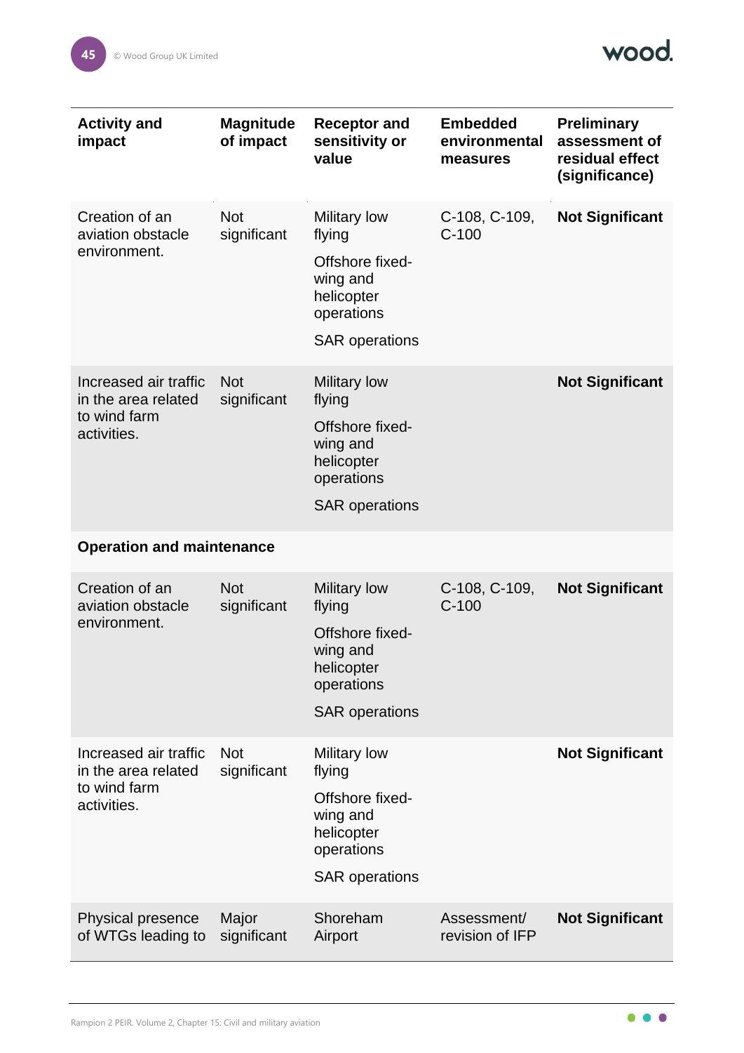| Activity and impact | Magnitude of impact | Receptor and sensitivity or value | Embedded environmental measures | Preliminary assessment of residual effect (significance) |
|---|---|---|---|---|
| Creation of an aviation obstacle environment. | Not significant | Military low flying<br>Offshore fixed-wing and helicopter operations<br>SAR operations | C-108, C-109, C-100 | **Not Significant** |
| Increased air traffic in the area related to wind farm activities. | Not significant | Military low flying<br>Offshore fixed-wing and helicopter operations<br>SAR operations | | **Not Significant** |
| **Operation and maintenance** | | | | |
| Creation of an aviation obstacle environment. | Not significant | Military low flying<br>Offshore fixed-wing and helicopter operations<br>SAR operations | C-108, C-109, C-100 | **Not Significant** |
| Increased air traffic in the area related to wind farm activities. | Not significant | Military low flying<br>Offshore fixed-wing and helicopter operations<br>SAR operations | | **Not Significant** |
| Physical presence of WTGs leading to | Major significant | Shoreham Airport | Assessment/ revision of IFP | **Not Significant** |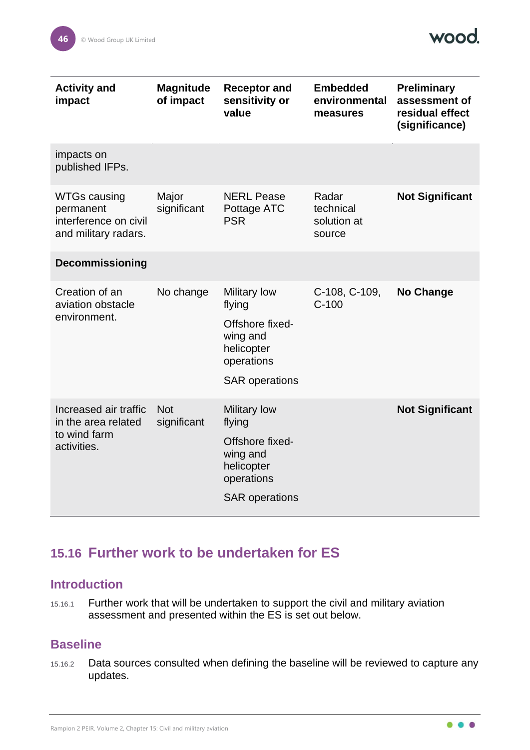| Activity and impact | Magnitude of impact | Receptor and sensitivity or value | Embedded environmental measures | Preliminary assessment of residual effect (significance) |
|---|---|---|---|---|
| impacts on published IFPs. | | | | |
| WTGs causing permanent interference on civil and military radars. | Major significant | NERL Pease Pottage ATC PSR | Radar technical solution at source | **Not Significant** |
| **Decommissioning** | | | | |
| Creation of an aviation obstacle environment. | No change | Military low flying<br>Offshore fixed-wing and helicopter operations<br>SAR operations | C-108, C-109, C-100 | **No Change** |
| Increased air traffic in the area related to wind farm activities. | Not significant | Military low flying<br>Offshore fixed-wing and helicopter operations<br>SAR operations | | **Not Significant** |

## 15.16 Further work to be undertaken for ES

### Introduction

15.16.1 Further work that will be undertaken to support the civil and military aviation assessment and presented within the ES is set out below.

### Baseline

15.16.2 Data sources consulted when defining the baseline will be reviewed to capture any updates.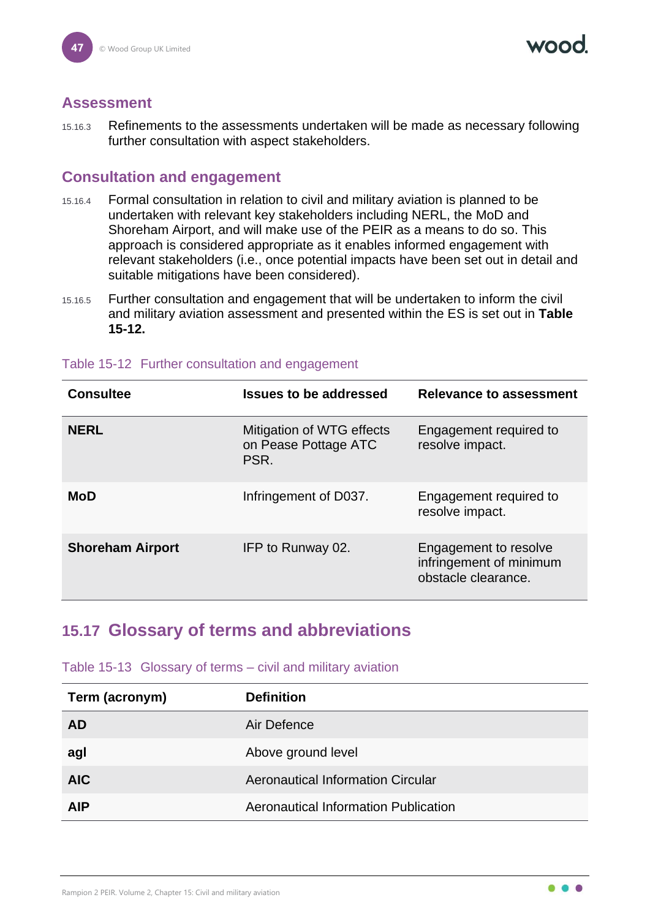### Assessment

15.16.3 Refinements to the assessments undertaken will be made as necessary following further consultation with aspect stakeholders.

### Consultation and engagement

15.16.4 Formal consultation in relation to civil and military aviation is planned to be undertaken with relevant key stakeholders including NERL, the MoD and Shoreham Airport, and will make use of the PEIR as a means to do so. This approach is considered appropriate as it enables informed engagement with relevant stakeholders (i.e., once potential impacts have been set out in detail and suitable mitigations have been considered).

15.16.5 Further consultation and engagement that will be undertaken to inform the civil and military aviation assessment and presented within the ES is set out in **Table 15-12.**

Table 15-12 Further consultation and engagement

| Consultee | Issues to be addressed | Relevance to assessment |
|---|---|---|
| **NERL** | Mitigation of WTG effects on Pease Pottage ATC PSR. | Engagement required to resolve impact. |
| **MoD** | Infringement of D037. | Engagement required to resolve impact. |
| **Shoreham Airport** | IFP to Runway 02. | Engagement to resolve infringement of minimum obstacle clearance. |

## 15.17 Glossary of terms and abbreviations

Table 15-13 Glossary of terms – civil and military aviation

| Term (acronym) | Definition |
|---|---|
| **AD** | Air Defence |
| **agl** | Above ground level |
| **AIC** | Aeronautical Information Circular |
| **AIP** | Aeronautical Information Publication |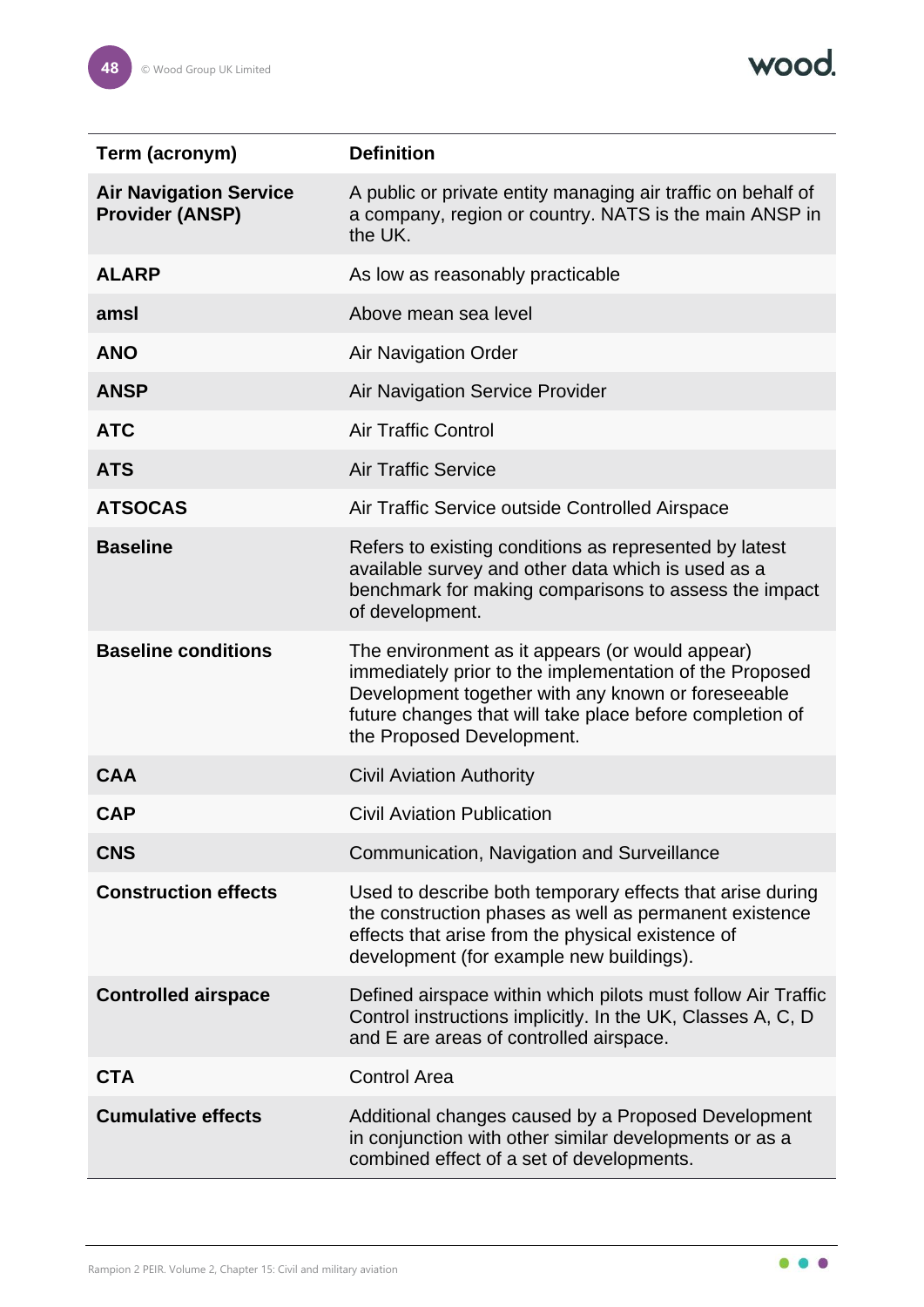| Term (acronym) | Definition |
|---|---|
| **Air Navigation Service Provider (ANSP)** | A public or private entity managing air traffic on behalf of a company, region or country. NATS is the main ANSP in the UK. |
| **ALARP** | As low as reasonably practicable |
| **amsl** | Above mean sea level |
| **ANO** | Air Navigation Order |
| **ANSP** | Air Navigation Service Provider |
| **ATC** | Air Traffic Control |
| **ATS** | Air Traffic Service |
| **ATSOCAS** | Air Traffic Service outside Controlled Airspace |
| **Baseline** | Refers to existing conditions as represented by latest available survey and other data which is used as a benchmark for making comparisons to assess the impact of development. |
| **Baseline conditions** | The environment as it appears (or would appear) immediately prior to the implementation of the Proposed Development together with any known or foreseeable future changes that will take place before completion of the Proposed Development. |
| **CAA** | Civil Aviation Authority |
| **CAP** | Civil Aviation Publication |
| **CNS** | Communication, Navigation and Surveillance |
| **Construction effects** | Used to describe both temporary effects that arise during the construction phases as well as permanent existence effects that arise from the physical existence of development (for example new buildings). |
| **Controlled airspace** | Defined airspace within which pilots must follow Air Traffic Control instructions implicitly. In the UK, Classes A, C, D and E are areas of controlled airspace. |
| **CTA** | Control Area |
| **Cumulative effects** | Additional changes caused by a Proposed Development in conjunction with other similar developments or as a combined effect of a set of developments. |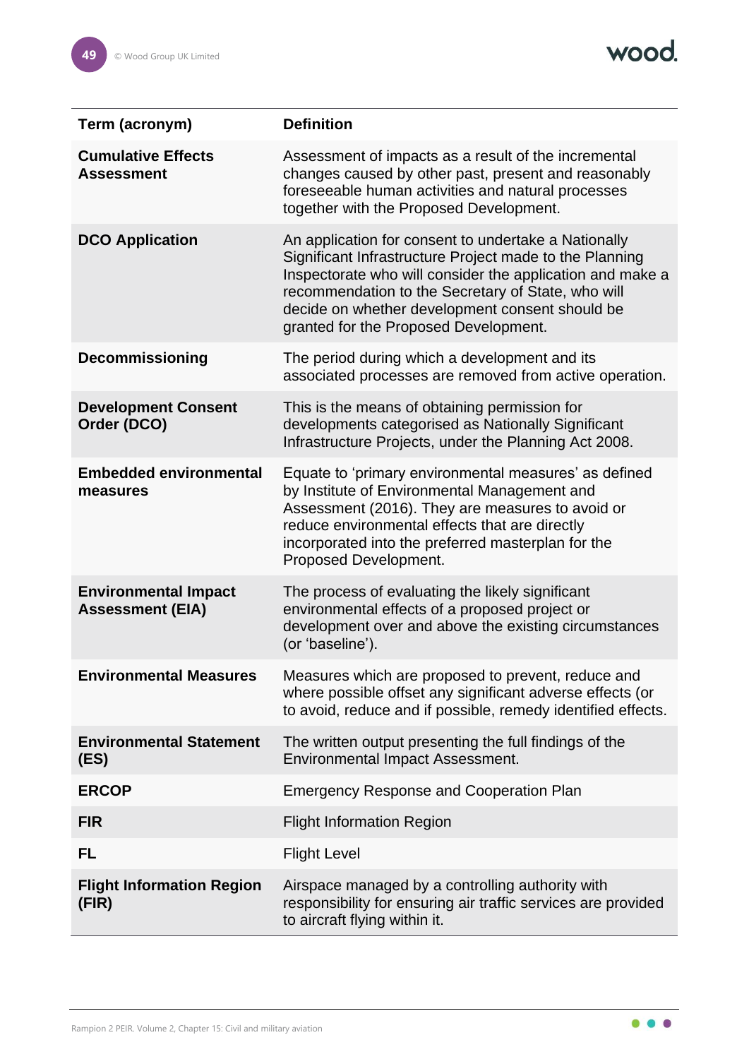| Term (acronym) | Definition |
|---|---|
| **Cumulative Effects Assessment** | Assessment of impacts as a result of the incremental changes caused by other past, present and reasonably foreseeable human activities and natural processes together with the Proposed Development. |
| **DCO Application** | An application for consent to undertake a Nationally Significant Infrastructure Project made to the Planning Inspectorate who will consider the application and make a recommendation to the Secretary of State, who will decide on whether development consent should be granted for the Proposed Development. |
| **Decommissioning** | The period during which a development and its associated processes are removed from active operation. |
| **Development Consent Order (DCO)** | This is the means of obtaining permission for developments categorised as Nationally Significant Infrastructure Projects, under the Planning Act 2008. |
| **Embedded environmental measures** | Equate to 'primary environmental measures' as defined by Institute of Environmental Management and Assessment (2016). They are measures to avoid or reduce environmental effects that are directly incorporated into the preferred masterplan for the Proposed Development. |
| **Environmental Impact Assessment (EIA)** | The process of evaluating the likely significant environmental effects of a proposed project or development over and above the existing circumstances (or 'baseline'). |
| **Environmental Measures** | Measures which are proposed to prevent, reduce and where possible offset any significant adverse effects (or to avoid, reduce and if possible, remedy identified effects. |
| **Environmental Statement (ES)** | The written output presenting the full findings of the Environmental Impact Assessment. |
| **ERCOP** | Emergency Response and Cooperation Plan |
| **FIR** | Flight Information Region |
| **FL** | Flight Level |
| **Flight Information Region (FIR)** | Airspace managed by a controlling authority with responsibility for ensuring air traffic services are provided to aircraft flying within it. |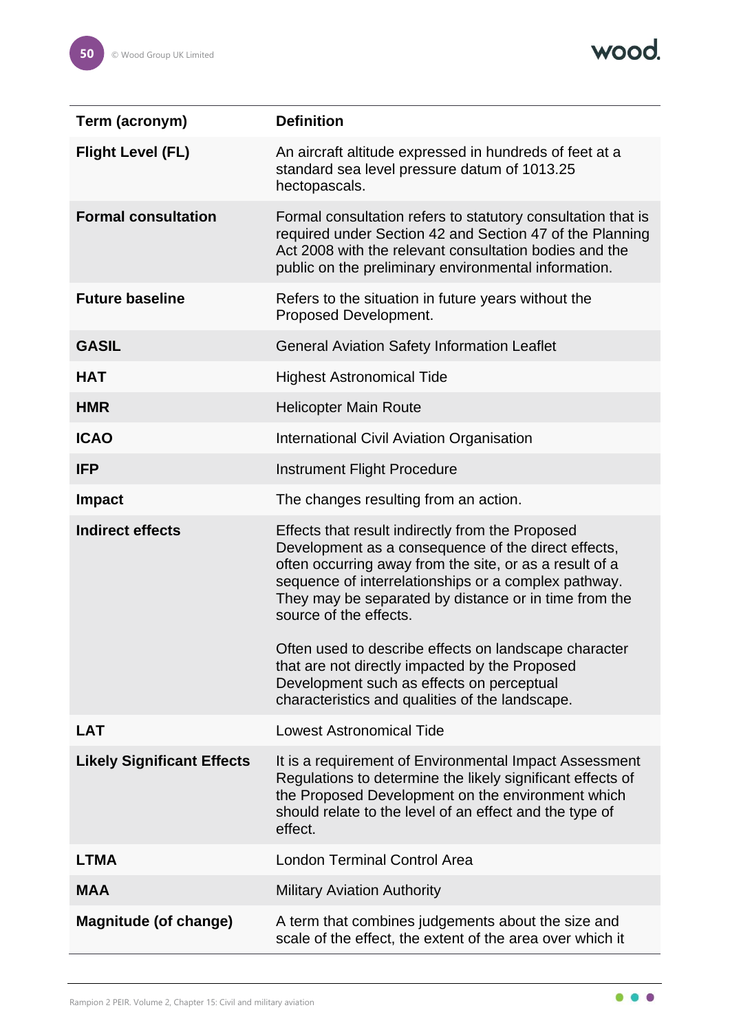| Term (acronym) | Definition |
|---|---|
| **Flight Level (FL)** | An aircraft altitude expressed in hundreds of feet at a standard sea level pressure datum of 1013.25 hectopascals. |
| **Formal consultation** | Formal consultation refers to statutory consultation that is required under Section 42 and Section 47 of the Planning Act 2008 with the relevant consultation bodies and the public on the preliminary environmental information. |
| **Future baseline** | Refers to the situation in future years without the Proposed Development. |
| **GASIL** | General Aviation Safety Information Leaflet |
| **HAT** | Highest Astronomical Tide |
| **HMR** | Helicopter Main Route |
| **ICAO** | International Civil Aviation Organisation |
| **IFP** | Instrument Flight Procedure |
| **Impact** | The changes resulting from an action. |
| **Indirect effects** | Effects that result indirectly from the Proposed Development as a consequence of the direct effects, often occurring away from the site, or as a result of a sequence of interrelationships or a complex pathway. They may be separated by distance or in time from the source of the effects.<br><br>Often used to describe effects on landscape character that are not directly impacted by the Proposed Development such as effects on perceptual characteristics and qualities of the landscape. |
| **LAT** | Lowest Astronomical Tide |
| **Likely Significant Effects** | It is a requirement of Environmental Impact Assessment Regulations to determine the likely significant effects of the Proposed Development on the environment which should relate to the level of an effect and the type of effect. |
| **LTMA** | London Terminal Control Area |
| **MAA** | Military Aviation Authority |
| **Magnitude (of change)** | A term that combines judgements about the size and scale of the effect, the extent of the area over which it |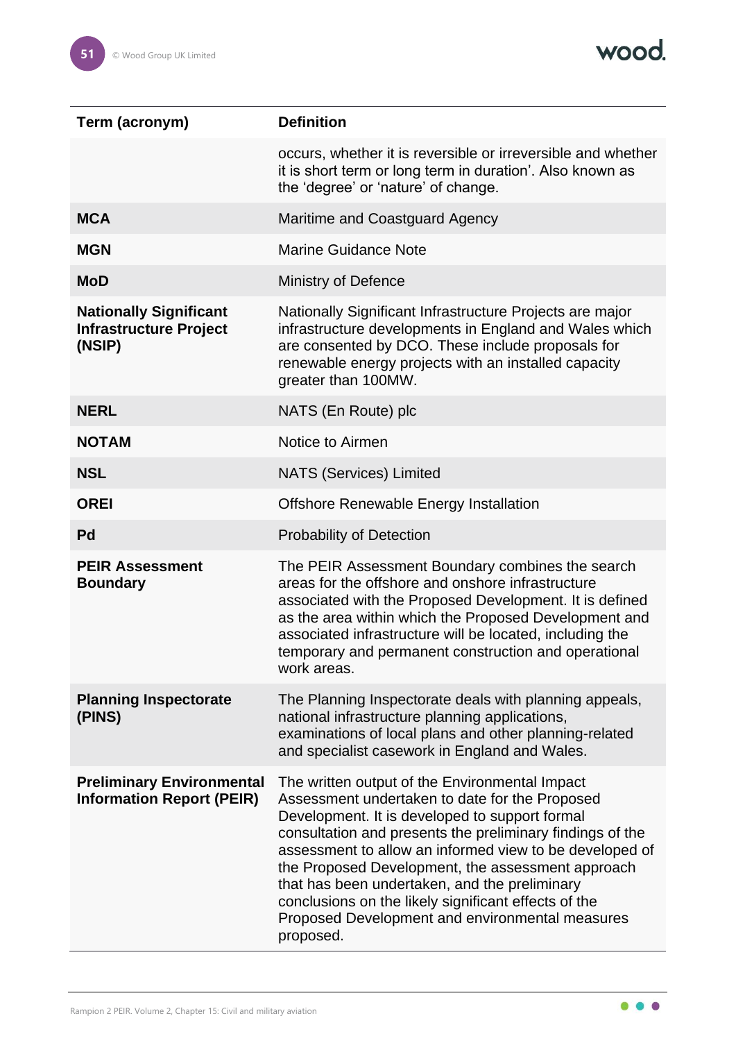| Term (acronym) | Definition |
|---|---|
| | occurs, whether it is reversible or irreversible and whether it is short term or long term in duration'. Also known as the 'degree' or 'nature' of change. |
| **MCA** | Maritime and Coastguard Agency |
| **MGN** | Marine Guidance Note |
| **MoD** | Ministry of Defence |
| **Nationally Significant Infrastructure Project (NSIP)** | Nationally Significant Infrastructure Projects are major infrastructure developments in England and Wales which are consented by DCO. These include proposals for renewable energy projects with an installed capacity greater than 100MW. |
| **NERL** | NATS (En Route) plc |
| **NOTAM** | Notice to Airmen |
| **NSL** | NATS (Services) Limited |
| **OREI** | Offshore Renewable Energy Installation |
| **Pd** | Probability of Detection |
| **PEIR Assessment Boundary** | The PEIR Assessment Boundary combines the search areas for the offshore and onshore infrastructure associated with the Proposed Development. It is defined as the area within which the Proposed Development and associated infrastructure will be located, including the temporary and permanent construction and operational work areas. |
| **Planning Inspectorate (PINS)** | The Planning Inspectorate deals with planning appeals, national infrastructure planning applications, examinations of local plans and other planning-related and specialist casework in England and Wales. |
| **Preliminary Environmental Information Report (PEIR)** | The written output of the Environmental Impact Assessment undertaken to date for the Proposed Development. It is developed to support formal consultation and presents the preliminary findings of the assessment to allow an informed view to be developed of the Proposed Development, the assessment approach that has been undertaken, and the preliminary conclusions on the likely significant effects of the Proposed Development and environmental measures proposed. |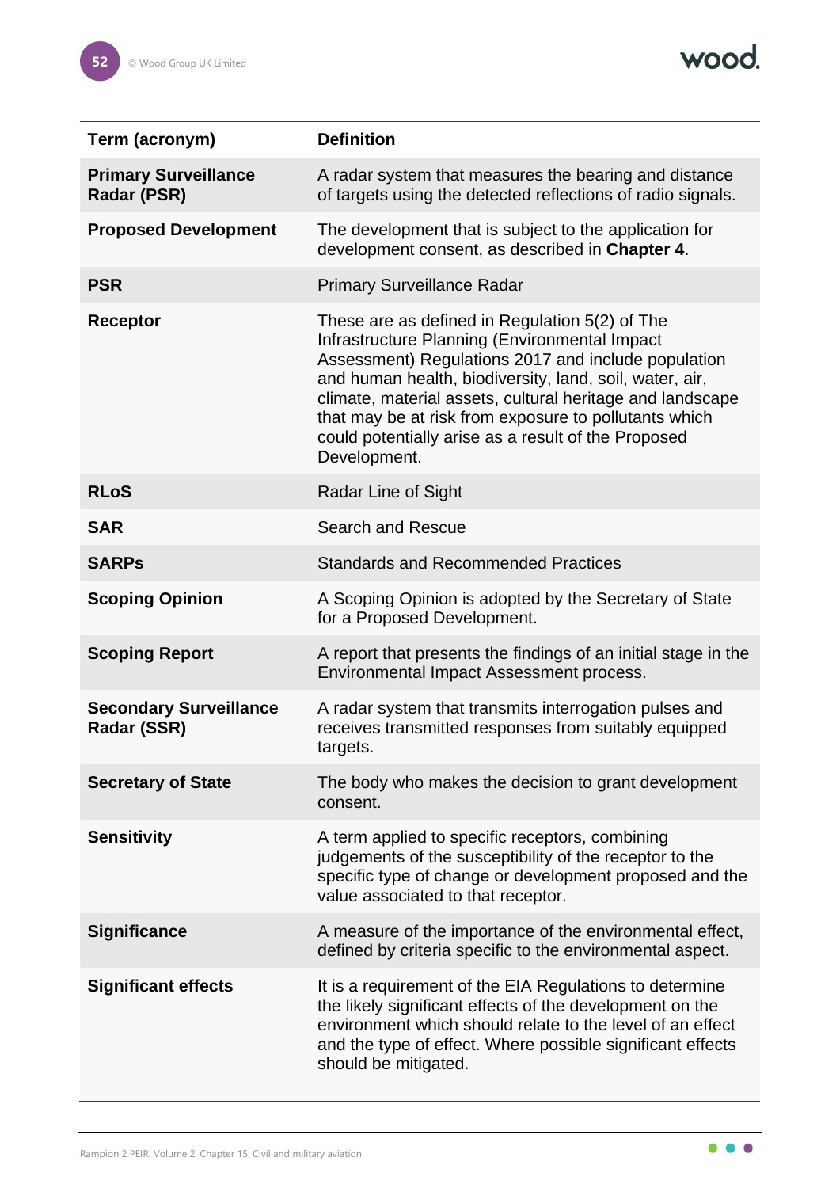| Term (acronym) | Definition |
| --- | --- |
| **Primary Surveillance Radar (PSR)** | A radar system that measures the bearing and distance of targets using the detected reflections of radio signals. |
| **Proposed Development** | The development that is subject to the application for development consent, as described in **Chapter 4**. |
| **PSR** | Primary Surveillance Radar |
| **Receptor** | These are as defined in Regulation 5(2) of The Infrastructure Planning (Environmental Impact Assessment) Regulations 2017 and include population and human health, biodiversity, land, soil, water, air, climate, material assets, cultural heritage and landscape that may be at risk from exposure to pollutants which could potentially arise as a result of the Proposed Development. |
| **RLoS** | Radar Line of Sight |
| **SAR** | Search and Rescue |
| **SARPs** | Standards and Recommended Practices |
| **Scoping Opinion** | A Scoping Opinion is adopted by the Secretary of State for a Proposed Development. |
| **Scoping Report** | A report that presents the findings of an initial stage in the Environmental Impact Assessment process. |
| **Secondary Surveillance Radar (SSR)** | A radar system that transmits interrogation pulses and receives transmitted responses from suitably equipped targets. |
| **Secretary of State** | The body who makes the decision to grant development consent. |
| **Sensitivity** | A term applied to specific receptors, combining judgements of the susceptibility of the receptor to the specific type of change or development proposed and the value associated to that receptor. |
| **Significance** | A measure of the importance of the environmental effect, defined by criteria specific to the environmental aspect. |
| **Significant effects** | It is a requirement of the EIA Regulations to determine the likely significant effects of the development on the environment which should relate to the level of an effect and the type of effect. Where possible significant effects should be mitigated. |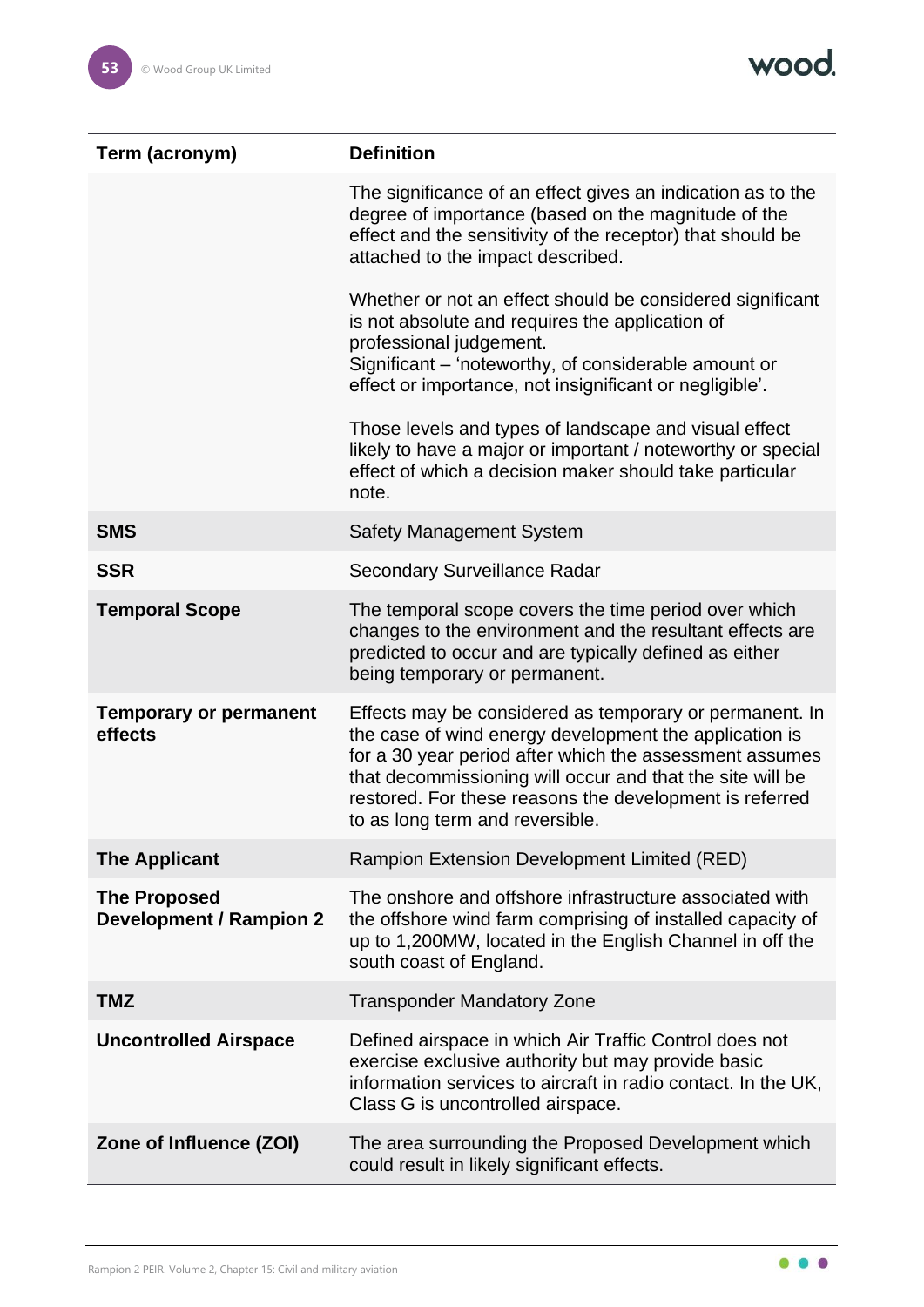| Term (acronym) | Definition |
|---|---|
| | The significance of an effect gives an indication as to the degree of importance (based on the magnitude of the effect and the sensitivity of the receptor) that should be attached to the impact described.<br><br>Whether or not an effect should be considered significant is not absolute and requires the application of professional judgement.<br>Significant – 'noteworthy, of considerable amount or effect or importance, not insignificant or negligible'.<br><br>Those levels and types of landscape and visual effect likely to have a major or important / noteworthy or special effect of which a decision maker should take particular note. |
| **SMS** | Safety Management System |
| **SSR** | Secondary Surveillance Radar |
| **Temporal Scope** | The temporal scope covers the time period over which changes to the environment and the resultant effects are predicted to occur and are typically defined as either being temporary or permanent. |
| **Temporary or permanent effects** | Effects may be considered as temporary or permanent. In the case of wind energy development the application is for a 30 year period after which the assessment assumes that decommissioning will occur and that the site will be restored. For these reasons the development is referred to as long term and reversible. |
| **The Applicant** | Rampion Extension Development Limited (RED) |
| **The Proposed Development / Rampion 2** | The onshore and offshore infrastructure associated with the offshore wind farm comprising of installed capacity of up to 1,200MW, located in the English Channel in off the south coast of England. |
| **TMZ** | Transponder Mandatory Zone |
| **Uncontrolled Airspace** | Defined airspace in which Air Traffic Control does not exercise exclusive authority but may provide basic information services to aircraft in radio contact. In the UK, Class G is uncontrolled airspace. |
| **Zone of Influence (ZOI)** | The area surrounding the Proposed Development which could result in likely significant effects. |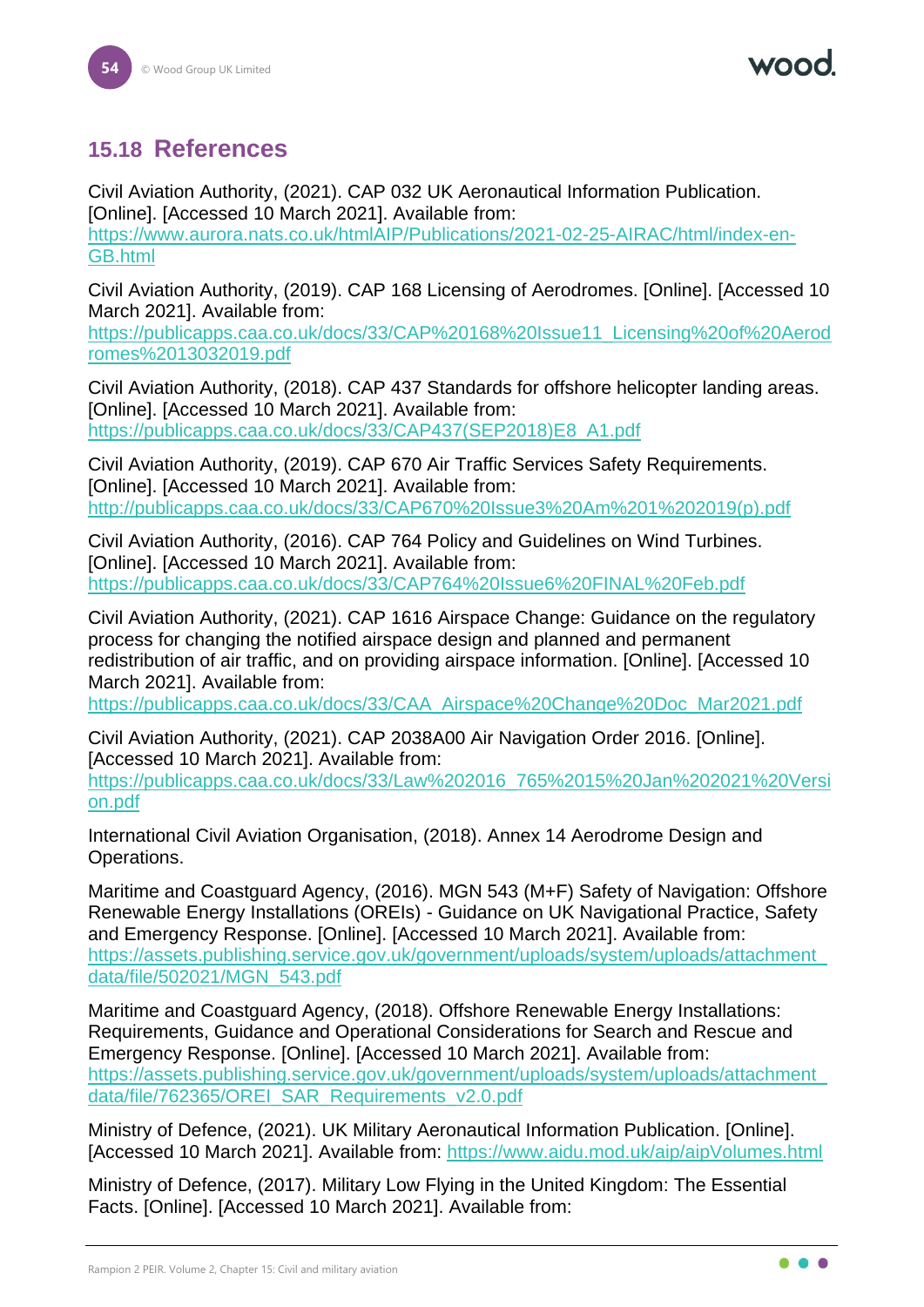## 15.18 References

Civil Aviation Authority, (2021). CAP 032 UK Aeronautical Information Publication. [Online]. [Accessed 10 March 2021]. Available from: https://www.aurora.nats.co.uk/htmlAIP/Publications/2021-02-25-AIRAC/html/index-en-GB.html

Civil Aviation Authority, (2019). CAP 168 Licensing of Aerodromes. [Online]. [Accessed 10 March 2021]. Available from: https://publicapps.caa.co.uk/docs/33/CAP%20168%20Issue11_Licensing%20of%20Aerodromes%2013032019.pdf

Civil Aviation Authority, (2018). CAP 437 Standards for offshore helicopter landing areas. [Online]. [Accessed 10 March 2021]. Available from: https://publicapps.caa.co.uk/docs/33/CAP437(SEP2018)E8_A1.pdf

Civil Aviation Authority, (2019). CAP 670 Air Traffic Services Safety Requirements. [Online]. [Accessed 10 March 2021]. Available from: http://publicapps.caa.co.uk/docs/33/CAP670%20Issue3%20Am%201%202019(p).pdf

Civil Aviation Authority, (2016). CAP 764 Policy and Guidelines on Wind Turbines. [Online]. [Accessed 10 March 2021]. Available from: https://publicapps.caa.co.uk/docs/33/CAP764%20Issue6%20FINAL%20Feb.pdf

Civil Aviation Authority, (2021). CAP 1616 Airspace Change: Guidance on the regulatory process for changing the notified airspace design and planned and permanent redistribution of air traffic, and on providing airspace information. [Online]. [Accessed 10 March 2021]. Available from: https://publicapps.caa.co.uk/docs/33/CAA_Airspace%20Change%20Doc_Mar2021.pdf

Civil Aviation Authority, (2021). CAP 2038A00 Air Navigation Order 2016. [Online]. [Accessed 10 March 2021]. Available from: https://publicapps.caa.co.uk/docs/33/Law%202016_765%2015%20Jan%202021%20Version.pdf

International Civil Aviation Organisation, (2018). Annex 14 Aerodrome Design and Operations.

Maritime and Coastguard Agency, (2016). MGN 543 (M+F) Safety of Navigation: Offshore Renewable Energy Installations (OREIs) - Guidance on UK Navigational Practice, Safety and Emergency Response. [Online]. [Accessed 10 March 2021]. Available from: https://assets.publishing.service.gov.uk/government/uploads/system/uploads/attachment_data/file/502021/MGN_543.pdf

Maritime and Coastguard Agency, (2018). Offshore Renewable Energy Installations: Requirements, Guidance and Operational Considerations for Search and Rescue and Emergency Response. [Online]. [Accessed 10 March 2021]. Available from: https://assets.publishing.service.gov.uk/government/uploads/system/uploads/attachment_data/file/762365/OREI_SAR_Requirements_v2.0.pdf

Ministry of Defence, (2021). UK Military Aeronautical Information Publication. [Online]. [Accessed 10 March 2021]. Available from: https://www.aidu.mod.uk/aip/aipVolumes.html

Ministry of Defence, (2017). Military Low Flying in the United Kingdom: The Essential Facts. [Online]. [Accessed 10 March 2021]. Available from: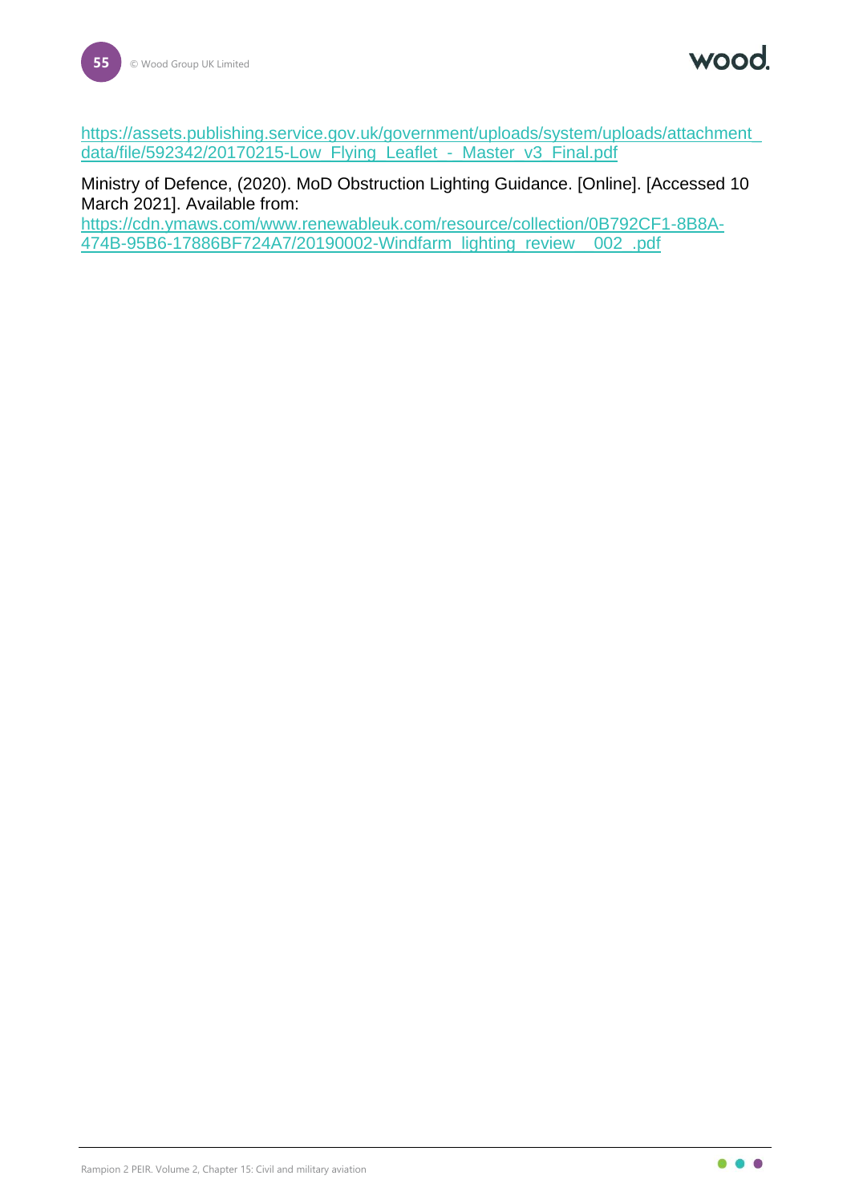https://assets.publishing.service.gov.uk/government/uploads/system/uploads/attachment_data/file/592342/20170215-Low_Flying_Leaflet_-_Master_v3_Final.pdf

Ministry of Defence, (2020). MoD Obstruction Lighting Guidance. [Online]. [Accessed 10 March 2021]. Available from: https://cdn.ymaws.com/www.renewableuk.com/resource/collection/0B792CF1-8B8A-474B-95B6-17886BF724A7/20190002-Windfarm_lighting_review__002_.pdf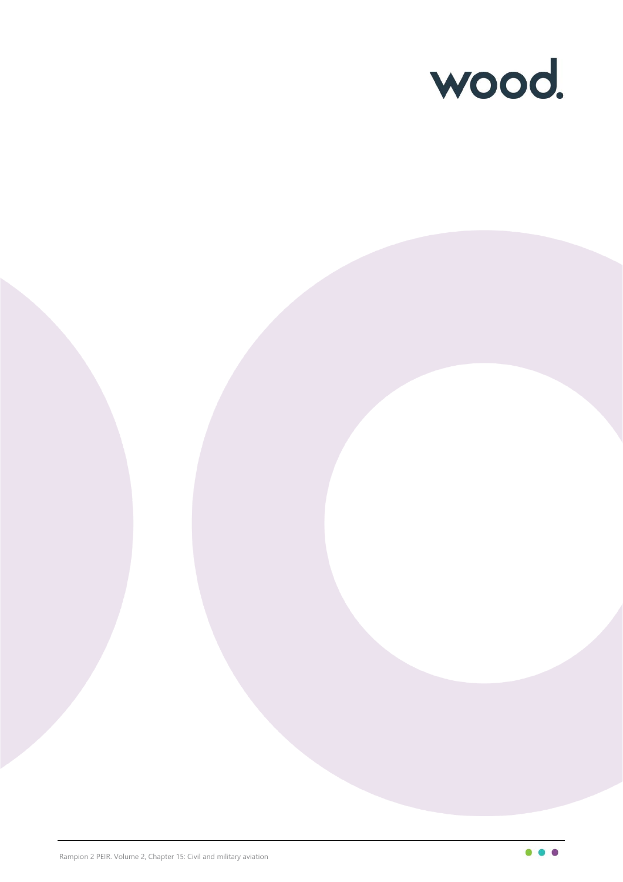wood.